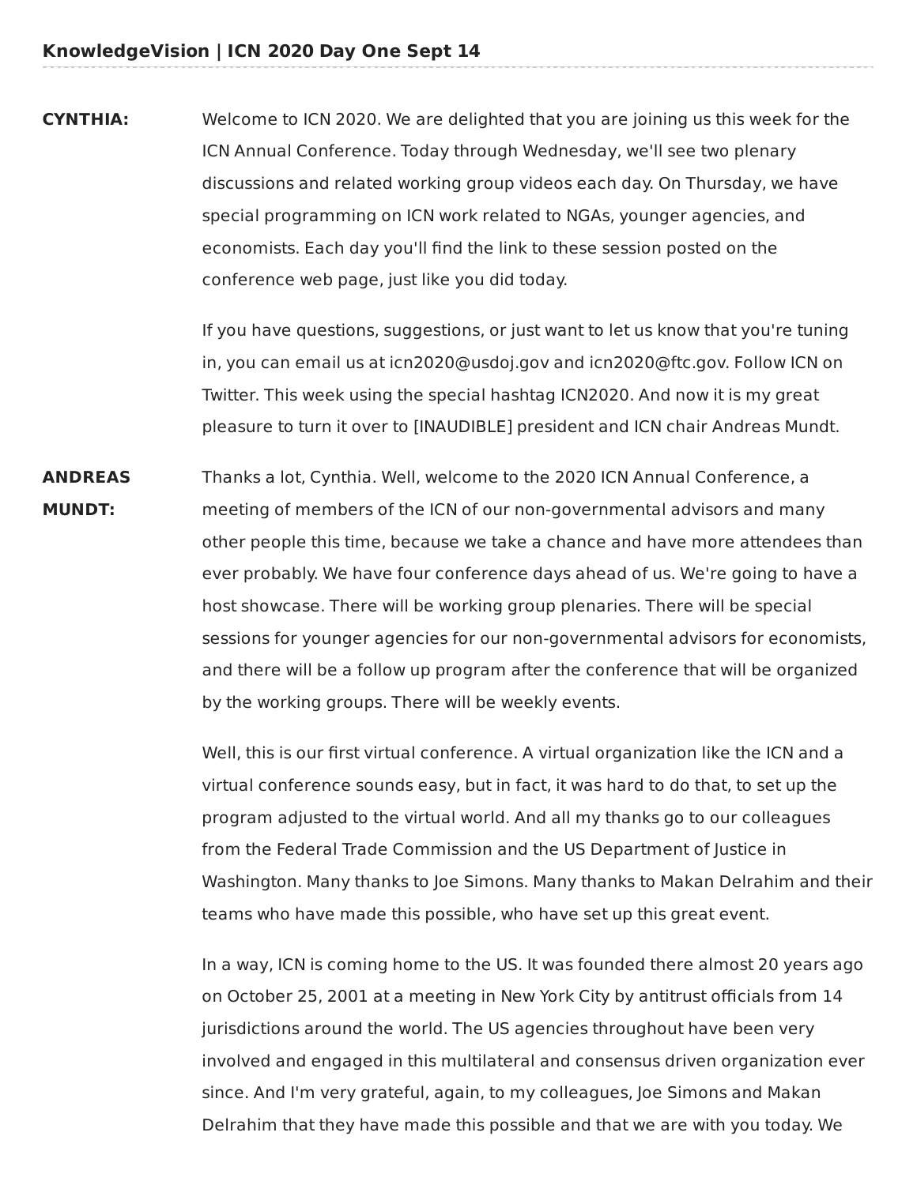**CYNTHIA:** Welcome to ICN 2020. We are delighted that you are joining us this week for the ICN Annual Conference. Today through Wednesday, we'll see two plenary discussions and related working group videos each day. On Thursday, we have special programming on ICN work related to NGAs, younger agencies, and economists. Each day you'll find the link to these session posted on the conference web page, just like you did today.

If you have questions, suggestions, or just want to let us know that you're tuning in, you can email us at icn2020@usdoj.gov and icn2020@ftc.gov. Follow ICN on Twitter. This week using the special hashtag ICN2020. And now it is my great pleasure to turn it over to [INAUDIBLE] president and ICN chair Andreas Mundt.

**ANDREAS MUNDT:** Thanks a lot, Cynthia. Well, welcome to the 2020 ICN Annual Conference, a meeting of members of the ICN of our non-governmental advisors and many other people this time, because we take a chance and have more attendees than ever probably. We have four conference days ahead of us. We're going to have a host showcase. There will be working group plenaries. There will be special sessions for younger agencies for our non-governmental advisors for economists, and there will be a follow up program after the conference that will be organized by the working groups. There will be weekly events.

Well, this is our first virtual conference. A virtual organization like the ICN and a virtual conference sounds easy, but in fact, it was hard to do that, to set up the program adjusted to the virtual world. And all my thanks go to our colleagues from the Federal Trade Commission and the US Department of Justice in Washington. Many thanks to Joe Simons. Many thanks to Makan Delrahim and their teams who have made this possible, who have set up this great event.

In a way, ICN is coming home to the US. It was founded there almost 20 years ago on October 25, 2001 at a meeting in New York City by antitrust officials from 14 jurisdictions around the world. The US agencies throughout have been very involved and engaged in this multilateral and consensus driven organization ever since. And I'm very grateful, again, to my colleagues, Joe Simons and Makan Delrahim that they have made this possible and that we are with you today. We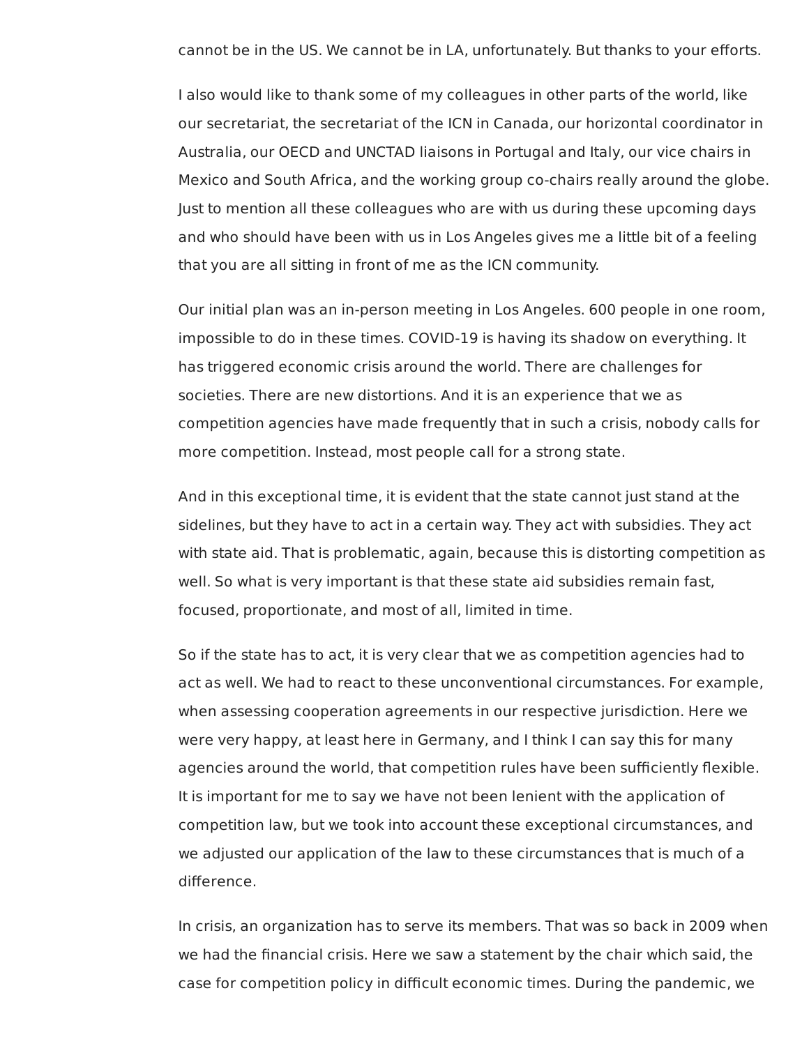cannot be in the US. We cannot be in LA, unfortunately. But thanks to your efforts.

I also would like to thank some of my colleagues in other parts of the world, like our secretariat, the secretariat of the ICN in Canada, our horizontal coordinator in Australia, our OECD and UNCTAD liaisons in Portugal and Italy, our vice chairs in Mexico and South Africa, and the working group co-chairs really around the globe. Just to mention all these colleagues who are with us during these upcoming days and who should have been with us in Los Angeles gives me a little bit of a feeling that you are all sitting in front of me as the ICN community.

Our initial plan was an in-person meeting in Los Angeles. 600 people in one room, impossible to do in these times. COVID-19 is having its shadow on everything. It has triggered economic crisis around the world. There are challenges for societies. There are new distortions. And it is an experience that we as competition agencies have made frequently that in such a crisis, nobody calls for more competition. Instead, most people call for a strong state.

And in this exceptional time, it is evident that the state cannot just stand at the sidelines, but they have to act in a certain way. They act with subsidies. They act with state aid. That is problematic, again, because this is distorting competition as well. So what is very important is that these state aid subsidies remain fast, focused, proportionate, and most of all, limited in time.

So if the state has to act, it is very clear that we as competition agencies had to act as well. We had to react to these unconventional circumstances. For example, when assessing cooperation agreements in our respective jurisdiction. Here we were very happy, at least here in Germany, and I think I can say this for many agencies around the world, that competition rules have been sufficiently flexible. It is important for me to say we have not been lenient with the application of competition law, but we took into account these exceptional circumstances, and we adjusted our application of the law to these circumstances that is much of a difference.

In crisis, an organization has to serve its members. That was so back in 2009 when we had the financial crisis. Here we saw a statement by the chair which said, the case for competition policy in difficult economic times. During the pandemic, we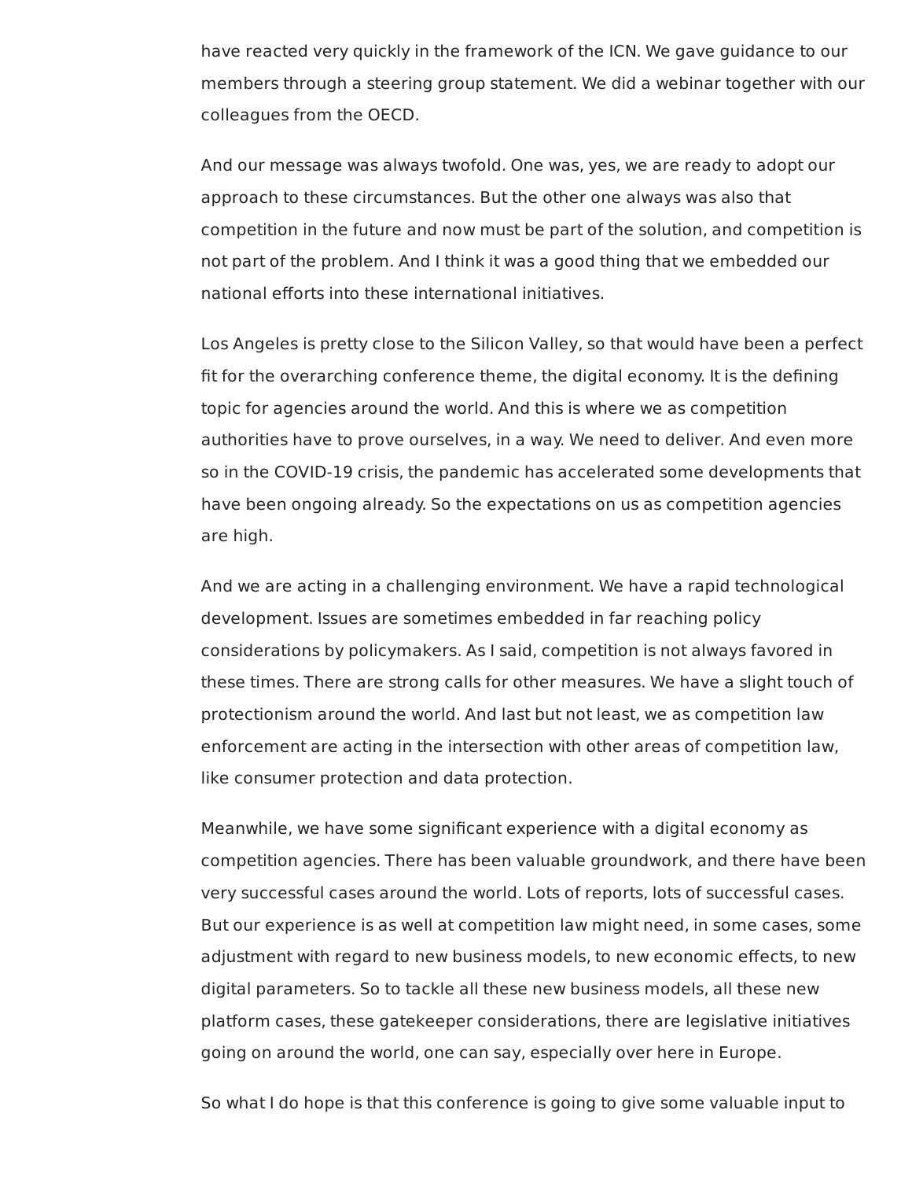have reacted very quickly in the framework of the ICN. We gave guidance to our members through a steering group statement. We did a webinar together with our colleagues from the OECD.

And our message was always twofold. One was, yes, we are ready to adopt our approach to these circumstances. But the other one always was also that competition in the future and now must be part of the solution, and competition is not part of the problem. And I think it was a good thing that we embedded our national efforts into these international initiatives.

Los Angeles is pretty close to the Silicon Valley, so that would have been a perfect fit for the overarching conference theme, the digital economy. It is the defining topic for agencies around the world. And this is where we as competition authorities have to prove ourselves, in a way. We need to deliver. And even more so in the COVID-19 crisis, the pandemic has accelerated some developments that have been ongoing already. So the expectations on us as competition agencies are high.

And we are acting in a challenging environment. We have a rapid technological development. Issues are sometimes embedded in far reaching policy considerations by policymakers. As I said, competition is not always favored in these times. There are strong calls for other measures. We have a slight touch of protectionism around the world. And last but not least, we as competition law enforcement are acting in the intersection with other areas of competition law, like consumer protection and data protection.

Meanwhile, we have some significant experience with a digital economy as competition agencies. There has been valuable groundwork, and there have been very successful cases around the world. Lots of reports, lots of successful cases. But our experience is as well at competition law might need, in some cases, some adjustment with regard to new business models, to new economic effects, to new digital parameters. So to tackle all these new business models, all these new platform cases, these gatekeeper considerations, there are legislative initiatives going on around the world, one can say, especially over here in Europe.

So what I do hope is that this conference is going to give some valuable input to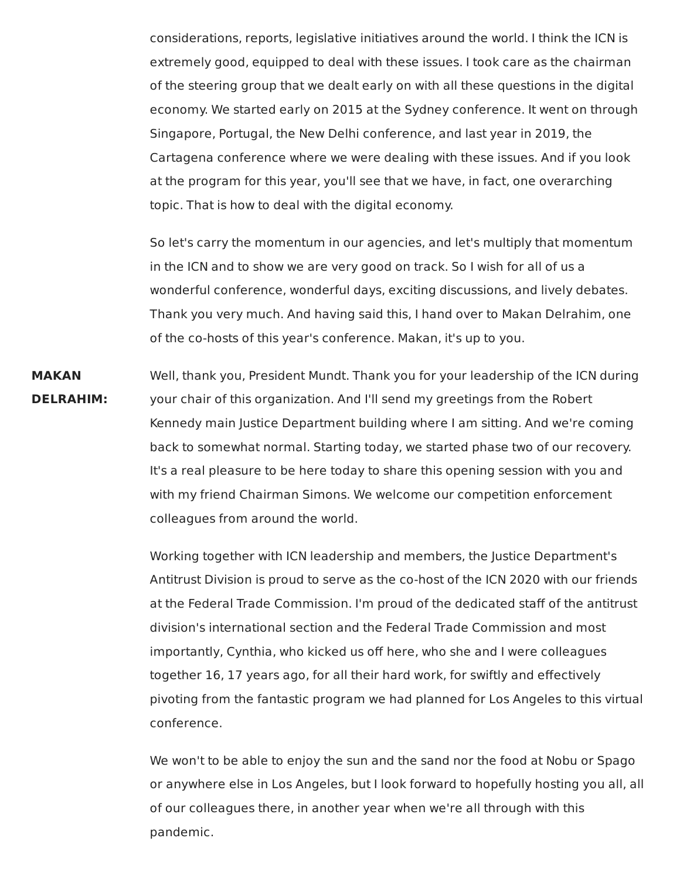considerations, reports, legislative initiatives around the world. I think the ICN is extremely good, equipped to deal with these issues. I took care as the chairman of the steering group that we dealt early on with all these questions in the digital economy. We started early on 2015 at the Sydney conference. It went on through Singapore, Portugal, the New Delhi conference, and last year in 2019, the Cartagena conference where we were dealing with these issues. And if you look at the program for this year, you'll see that we have, in fact, one overarching topic. That is how to deal with the digital economy.

So let's carry the momentum in our agencies, and let's multiply that momentum in the ICN and to show we are very good on track. So I wish for all of us a wonderful conference, wonderful days, exciting discussions, and lively debates. Thank you very much. And having said this, I hand over to Makan Delrahim, one of the co-hosts of this year's conference. Makan, it's up to you.

**MAKAN DELRAHIM:** Well, thank you, President Mundt. Thank you for your leadership of the ICN during your chair of this organization. And I'll send my greetings from the Robert Kennedy main Justice Department building where I am sitting. And we're coming back to somewhat normal. Starting today, we started phase two of our recovery. It's a real pleasure to be here today to share this opening session with you and with my friend Chairman Simons. We welcome our competition enforcement colleagues from around the world.

Working together with ICN leadership and members, the Justice Department's Antitrust Division is proud to serve as the co-host of the ICN 2020 with our friends at the Federal Trade Commission. I'm proud of the dedicated staff of the antitrust division's international section and the Federal Trade Commission and most importantly, Cynthia, who kicked us off here, who she and I were colleagues together 16, 17 years ago, for all their hard work, for swiftly and effectively pivoting from the fantastic program we had planned for Los Angeles to this virtual conference.

We won't to be able to enjoy the sun and the sand nor the food at Nobu or Spago or anywhere else in Los Angeles, but I look forward to hopefully hosting you all, all of our colleagues there, in another year when we're all through with this pandemic.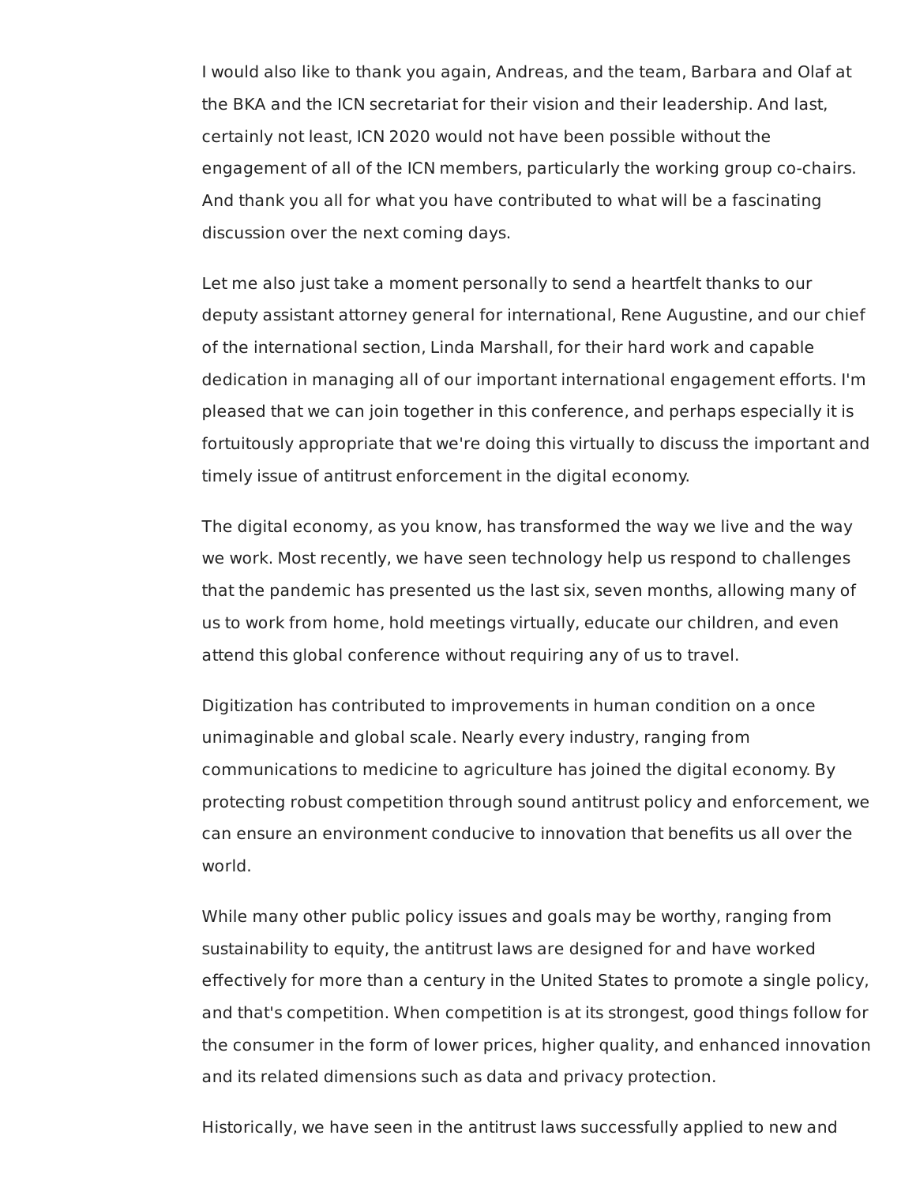I would also like to thank you again, Andreas, and the team, Barbara and Olaf at the BKA and the ICN secretariat for their vision and their leadership. And last, certainly not least, ICN 2020 would not have been possible without the engagement of all of the ICN members, particularly the working group co-chairs. And thank you all for what you have contributed to what will be a fascinating discussion over the next coming days.

Let me also just take a moment personally to send a heartfelt thanks to our deputy assistant attorney general for international, Rene Augustine, and our chief of the international section, Linda Marshall, for their hard work and capable dedication in managing all of our important international engagement efforts. I'm pleased that we can join together in this conference, and perhaps especially it is fortuitously appropriate that we're doing this virtually to discuss the important and timely issue of antitrust enforcement in the digital economy.

The digital economy, as you know, has transformed the way we live and the way we work. Most recently, we have seen technology help us respond to challenges that the pandemic has presented us the last six, seven months, allowing many of us to work from home, hold meetings virtually, educate our children, and even attend this global conference without requiring any of us to travel.

Digitization has contributed to improvements in human condition on a once unimaginable and global scale. Nearly every industry, ranging from communications to medicine to agriculture has joined the digital economy. By protecting robust competition through sound antitrust policy and enforcement, we can ensure an environment conducive to innovation that benefits us all over the world.

While many other public policy issues and goals may be worthy, ranging from sustainability to equity, the antitrust laws are designed for and have worked effectively for more than a century in the United States to promote a single policy, and that's competition. When competition is at its strongest, good things follow for the consumer in the form of lower prices, higher quality, and enhanced innovation and its related dimensions such as data and privacy protection.

Historically, we have seen in the antitrust laws successfully applied to new and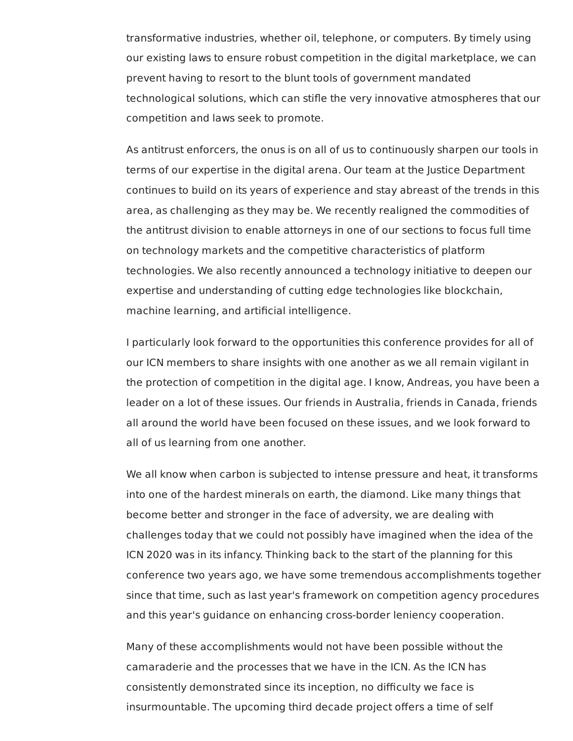transformative industries, whether oil, telephone, or computers. By timely using our existing laws to ensure robust competition in the digital marketplace, we can prevent having to resort to the blunt tools of government mandated technological solutions, which can stifle the very innovative atmospheres that our competition and laws seek to promote.

As antitrust enforcers, the onus is on all of us to continuously sharpen our tools in terms of our expertise in the digital arena. Our team at the Justice Department continues to build on its years of experience and stay abreast of the trends in this area, as challenging as they may be. We recently realigned the commodities of the antitrust division to enable attorneys in one of our sections to focus full time on technology markets and the competitive characteristics of platform technologies. We also recently announced a technology initiative to deepen our expertise and understanding of cutting edge technologies like blockchain, machine learning, and artificial intelligence.

I particularly look forward to the opportunities this conference provides for all of our ICN members to share insights with one another as we all remain vigilant in the protection of competition in the digital age. I know, Andreas, you have been a leader on a lot of these issues. Our friends in Australia, friends in Canada, friends all around the world have been focused on these issues, and we look forward to all of us learning from one another.

We all know when carbon is subjected to intense pressure and heat, it transforms into one of the hardest minerals on earth, the diamond. Like many things that become better and stronger in the face of adversity, we are dealing with challenges today that we could not possibly have imagined when the idea of the ICN 2020 was in its infancy. Thinking back to the start of the planning for this conference two years ago, we have some tremendous accomplishments together since that time, such as last year's framework on competition agency procedures and this year's guidance on enhancing cross-border leniency cooperation.

Many of these accomplishments would not have been possible without the camaraderie and the processes that we have in the ICN. As the ICN has consistently demonstrated since its inception, no difficulty we face is insurmountable. The upcoming third decade project offers a time of self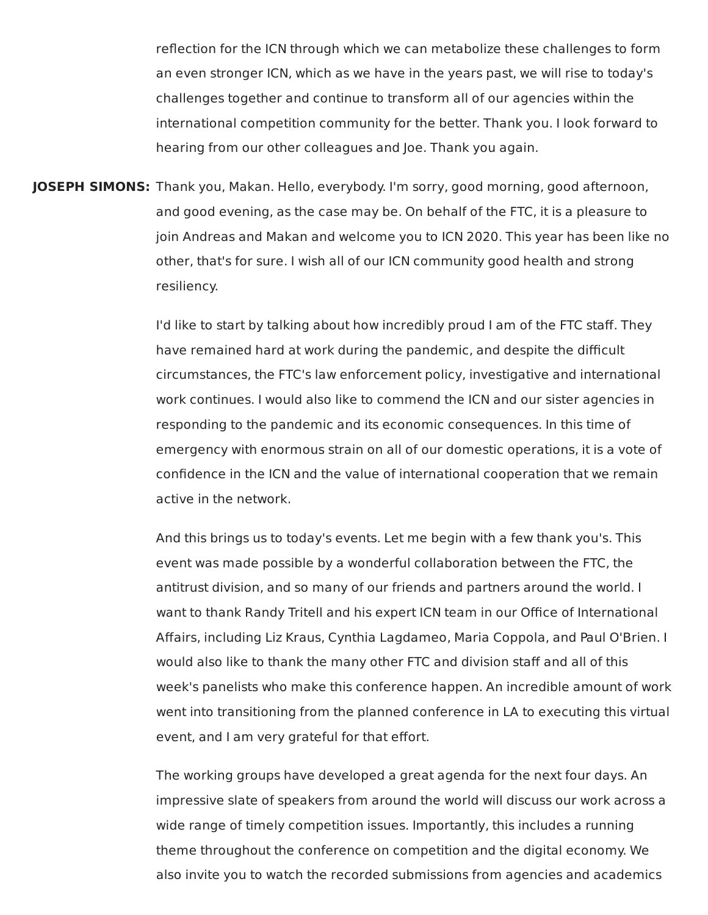reflection for the ICN through which we can metabolize these challenges to form an even stronger ICN, which as we have in the years past, we will rise to today's challenges together and continue to transform all of our agencies within the international competition community for the better. Thank you. I look forward to hearing from our other colleagues and Joe. Thank you again.

**JOSEPH SIMONS:** Thank you, Makan. Hello, everybody. I'm sorry, good morning, good afternoon, and good evening, as the case may be. On behalf of the FTC, it is a pleasure to join Andreas and Makan and welcome you to ICN 2020. This year has been like no other, that's for sure. I wish all of our ICN community good health and strong resiliency.

I'd like to start by talking about how incredibly proud I am of the FTC staff. They have remained hard at work during the pandemic, and despite the difficult circumstances, the FTC's law enforcement policy, investigative and international work continues. I would also like to commend the ICN and our sister agencies in responding to the pandemic and its economic consequences. In this time of emergency with enormous strain on all of our domestic operations, it is a vote of confidence in the ICN and the value of international cooperation that we remain active in the network.

And this brings us to today's events. Let me begin with a few thank you's. This event was made possible by a wonderful collaboration between the FTC, the antitrust division, and so many of our friends and partners around the world. I want to thank Randy Tritell and his expert ICN team in our Office of International Affairs, including Liz Kraus, Cynthia Lagdameo, Maria Coppola, and Paul O'Brien. I would also like to thank the many other FTC and division staff and all of this week's panelists who make this conference happen. An incredible amount of work went into transitioning from the planned conference in LA to executing this virtual event, and I am very grateful for that effort.

The working groups have developed a great agenda for the next four days. An impressive slate of speakers from around the world will discuss our work across a wide range of timely competition issues. Importantly, this includes a running theme throughout the conference on competition and the digital economy. We also invite you to watch the recorded submissions from agencies and academics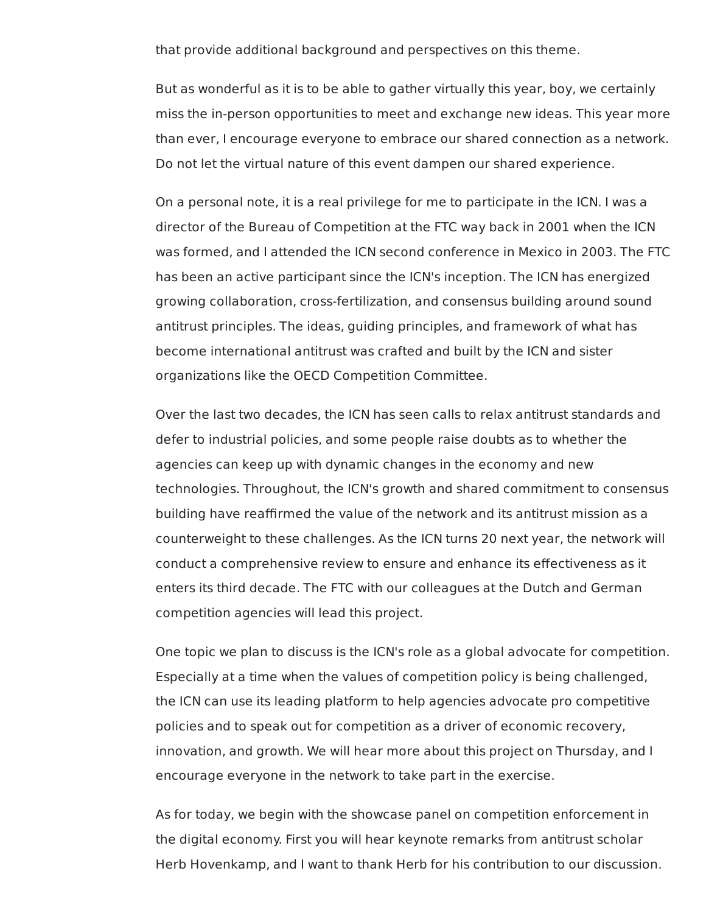that provide additional background and perspectives on this theme.

But as wonderful as it is to be able to gather virtually this year, boy, we certainly miss the in-person opportunities to meet and exchange new ideas. This year more than ever, I encourage everyone to embrace our shared connection as a network. Do not let the virtual nature of this event dampen our shared experience.

On a personal note, it is a real privilege for me to participate in the ICN. I was a director of the Bureau of Competition at the FTC way back in 2001 when the ICN was formed, and I attended the ICN second conference in Mexico in 2003. The FTC has been an active participant since the ICN's inception. The ICN has energized growing collaboration, cross-fertilization, and consensus building around sound antitrust principles. The ideas, guiding principles, and framework of what has become international antitrust was crafted and built by the ICN and sister organizations like the OECD Competition Committee.

Over the last two decades, the ICN has seen calls to relax antitrust standards and defer to industrial policies, and some people raise doubts as to whether the agencies can keep up with dynamic changes in the economy and new technologies. Throughout, the ICN's growth and shared commitment to consensus building have reaffirmed the value of the network and its antitrust mission as a counterweight to these challenges. As the ICN turns 20 next year, the network will conduct a comprehensive review to ensure and enhance its effectiveness as it enters its third decade. The FTC with our colleagues at the Dutch and German competition agencies will lead this project.

One topic we plan to discuss is the ICN's role as a global advocate for competition. Especially at a time when the values of competition policy is being challenged, the ICN can use its leading platform to help agencies advocate pro competitive policies and to speak out for competition as a driver of economic recovery, innovation, and growth. We will hear more about this project on Thursday, and I encourage everyone in the network to take part in the exercise.

As for today, we begin with the showcase panel on competition enforcement in the digital economy. First you will hear keynote remarks from antitrust scholar Herb Hovenkamp, and I want to thank Herb for his contribution to our discussion.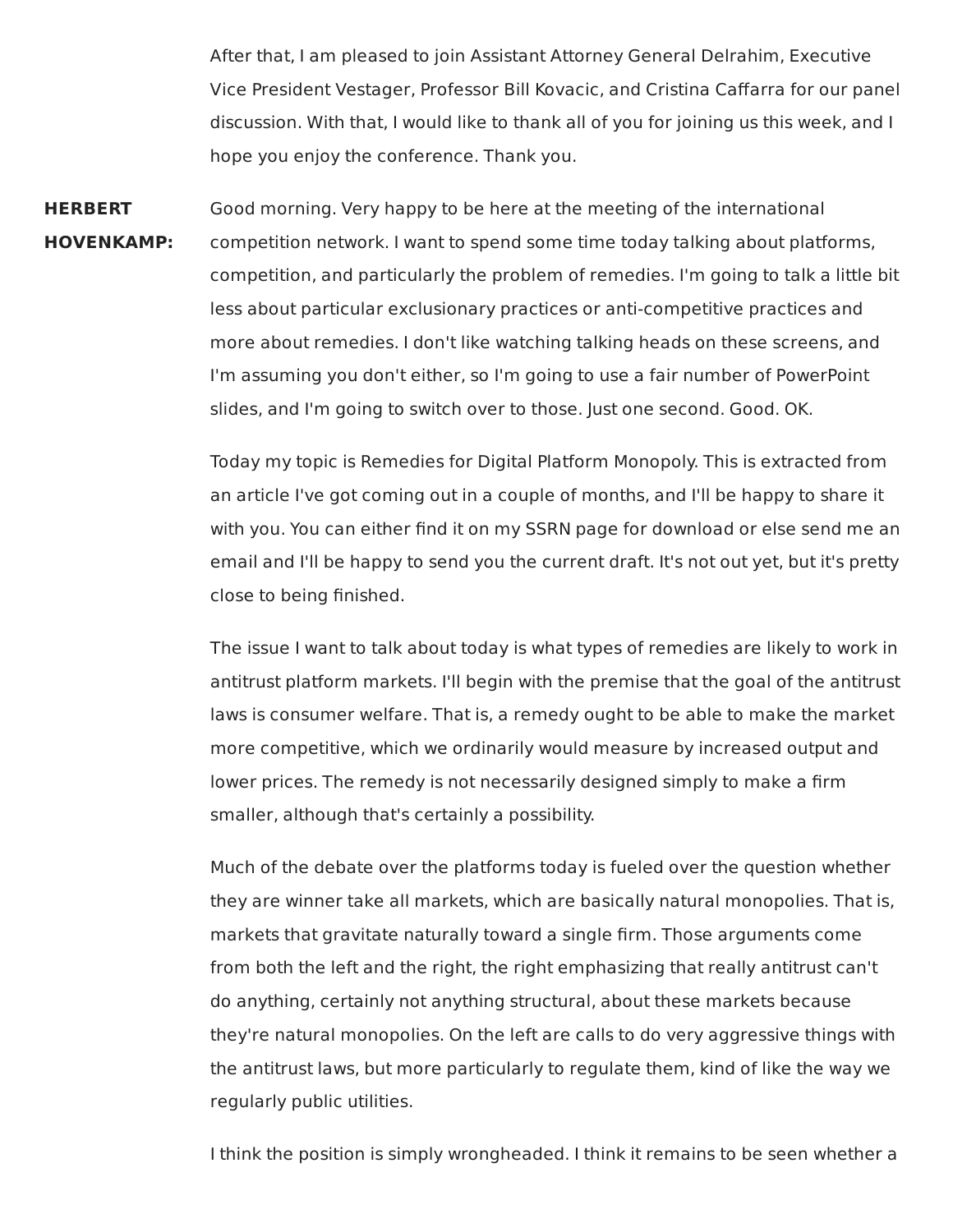After that, I am pleased to join Assistant Attorney General Delrahim, Executive Vice President Vestager, Professor Bill Kovacic, and Cristina Caffarra for our panel discussion. With that, I would like to thank all of you for joining us this week, and I hope you enjoy the conference. Thank you.

**HERBERT HOVENKAMP:** Good morning. Very happy to be here at the meeting of the international competition network. I want to spend some time today talking about platforms, competition, and particularly the problem of remedies. I'm going to talk a little bit less about particular exclusionary practices or anti-competitive practices and more about remedies. I don't like watching talking heads on these screens, and I'm assuming you don't either, so I'm going to use a fair number of PowerPoint slides, and I'm going to switch over to those. Just one second. Good. OK.

Today my topic is Remedies for Digital Platform Monopoly. This is extracted from an article I've got coming out in a couple of months, and I'll be happy to share it with you. You can either find it on my SSRN page for download or else send me an email and I'll be happy to send you the current draft. It's not out yet, but it's pretty close to being finished.

The issue I want to talk about today is what types of remedies are likely to work in antitrust platform markets. I'll begin with the premise that the goal of the antitrust laws is consumer welfare. That is, a remedy ought to be able to make the market more competitive, which we ordinarily would measure by increased output and lower prices. The remedy is not necessarily designed simply to make a firm smaller, although that's certainly a possibility.

Much of the debate over the platforms today is fueled over the question whether they are winner take all markets, which are basically natural monopolies. That is, markets that gravitate naturally toward a single firm. Those arguments come from both the left and the right, the right emphasizing that really antitrust can't do anything, certainly not anything structural, about these markets because they're natural monopolies. On the left are calls to do very aggressive things with the antitrust laws, but more particularly to regulate them, kind of like the way we regularly public utilities.

I think the position is simply wrongheaded. I think it remains to be seen whether a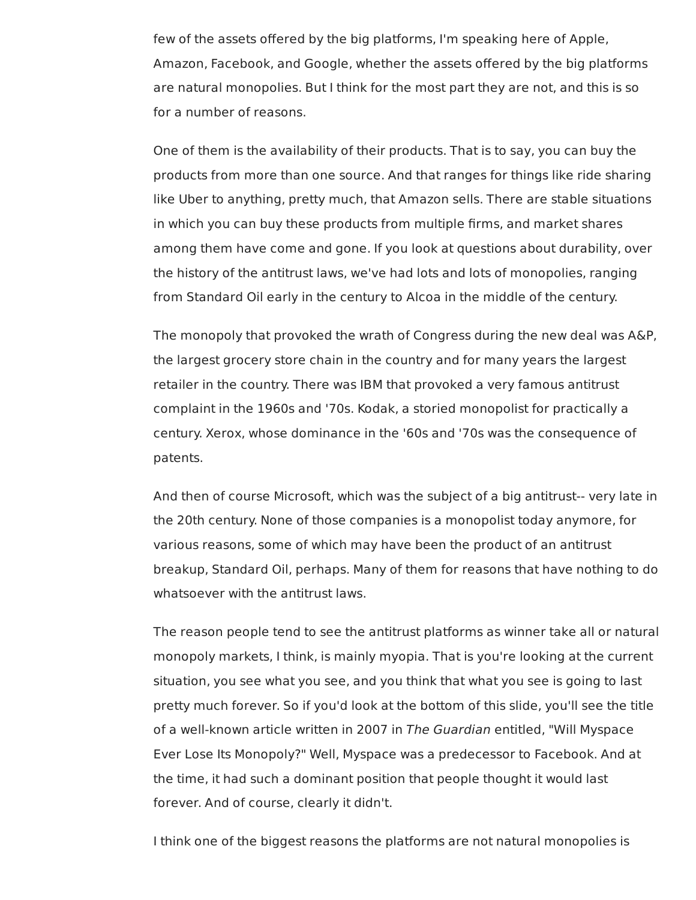few of the assets offered by the big platforms, I'm speaking here of Apple, Amazon, Facebook, and Google, whether the assets offered by the big platforms are natural monopolies. But I think for the most part they are not, and this is so for a number of reasons.

One of them is the availability of their products. That is to say, you can buy the products from more than one source. And that ranges for things like ride sharing like Uber to anything, pretty much, that Amazon sells. There are stable situations in which you can buy these products from multiple firms, and market shares among them have come and gone. If you look at questions about durability, over the history of the antitrust laws, we've had lots and lots of monopolies, ranging from Standard Oil early in the century to Alcoa in the middle of the century.

The monopoly that provoked the wrath of Congress during the new deal was A&P, the largest grocery store chain in the country and for many years the largest retailer in the country. There was IBM that provoked a very famous antitrust complaint in the 1960s and '70s. Kodak, a storied monopolist for practically a century. Xerox, whose dominance in the '60s and '70s was the consequence of patents.

And then of course Microsoft, which was the subject of a big antitrust-- very late in the 20th century. None of those companies is a monopolist today anymore, for various reasons, some of which may have been the product of an antitrust breakup, Standard Oil, perhaps. Many of them for reasons that have nothing to do whatsoever with the antitrust laws.

The reason people tend to see the antitrust platforms as winner take all or natural monopoly markets, I think, is mainly myopia. That is you're looking at the current situation, you see what you see, and you think that what you see is going to last pretty much forever. So if you'd look at the bottom of this slide, you'll see the title of a well-known article written in 2007 in *The Guardian* entitled, "Will Myspace Ever Lose Its Monopoly?" Well, Myspace was a predecessor to Facebook. And at the time, it had such a dominant position that people thought it would last forever. And of course, clearly it didn't.

I think one of the biggest reasons the platforms are not natural monopolies is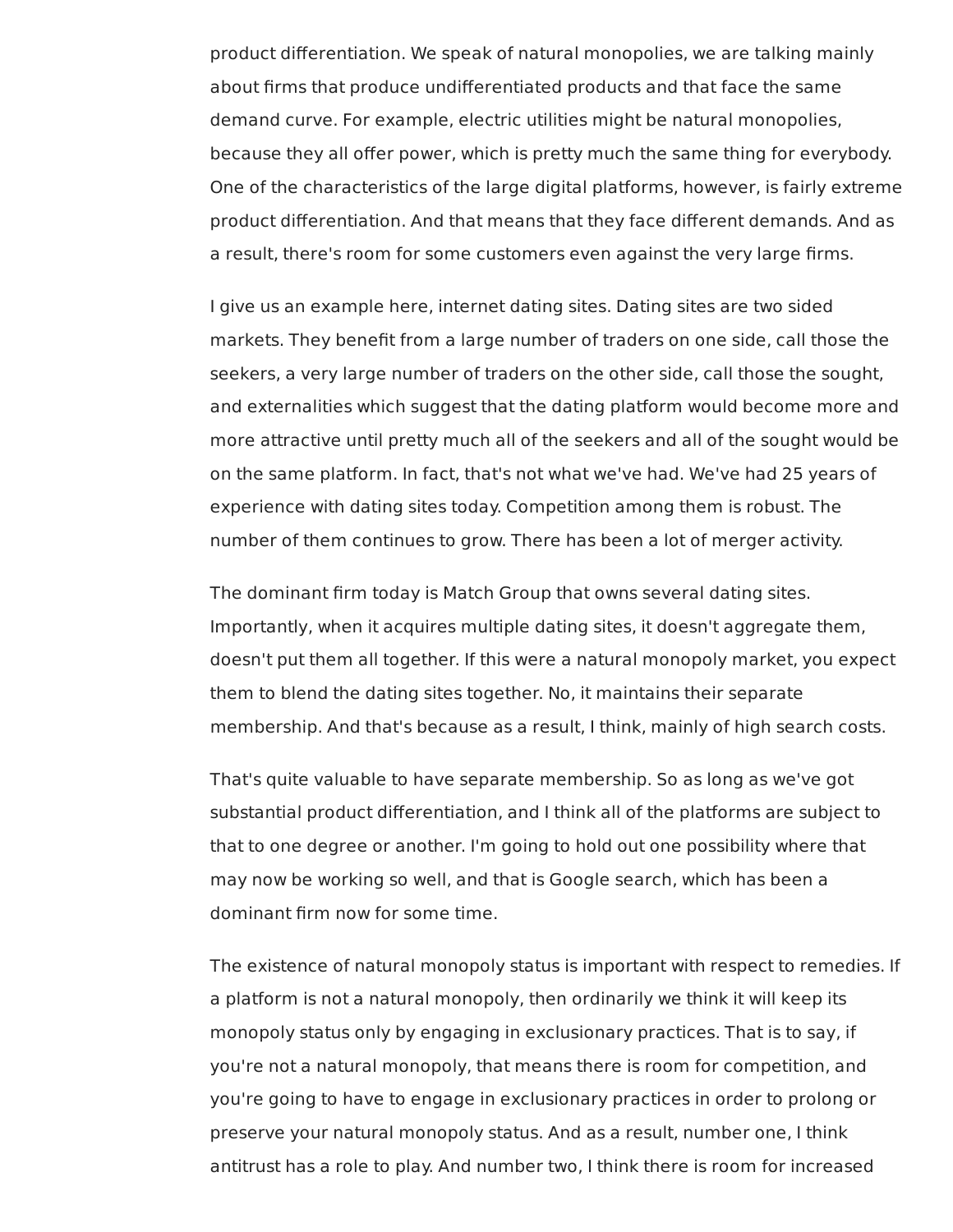product differentiation. We speak of natural monopolies, we are talking mainly about firms that produce undifferentiated products and that face the same demand curve. For example, electric utilities might be natural monopolies, because they all offer power, which is pretty much the same thing for everybody. One of the characteristics of the large digital platforms, however, is fairly extreme product differentiation. And that means that they face different demands. And as a result, there's room for some customers even against the very large firms.

I give us an example here, internet dating sites. Dating sites are two sided markets. They benefit from a large number of traders on one side, call those the seekers, a very large number of traders on the other side, call those the sought, and externalities which suggest that the dating platform would become more and more attractive until pretty much all of the seekers and all of the sought would be on the same platform. In fact, that's not what we've had. We've had 25 years of experience with dating sites today. Competition among them is robust. The number of them continues to grow. There has been a lot of merger activity.

The dominant firm today is Match Group that owns several dating sites. Importantly, when it acquires multiple dating sites, it doesn't aggregate them, doesn't put them all together. If this were a natural monopoly market, you expect them to blend the dating sites together. No, it maintains their separate membership. And that's because as a result, I think, mainly of high search costs.

That's quite valuable to have separate membership. So as long as we've got substantial product differentiation, and I think all of the platforms are subject to that to one degree or another. I'm going to hold out one possibility where that may now be working so well, and that is Google search, which has been a dominant firm now for some time.

The existence of natural monopoly status is important with respect to remedies. If a platform is not a natural monopoly, then ordinarily we think it will keep its monopoly status only by engaging in exclusionary practices. That is to say, if you're not a natural monopoly, that means there is room for competition, and you're going to have to engage in exclusionary practices in order to prolong or preserve your natural monopoly status. And as a result, number one, I think antitrust has a role to play. And number two, I think there is room for increased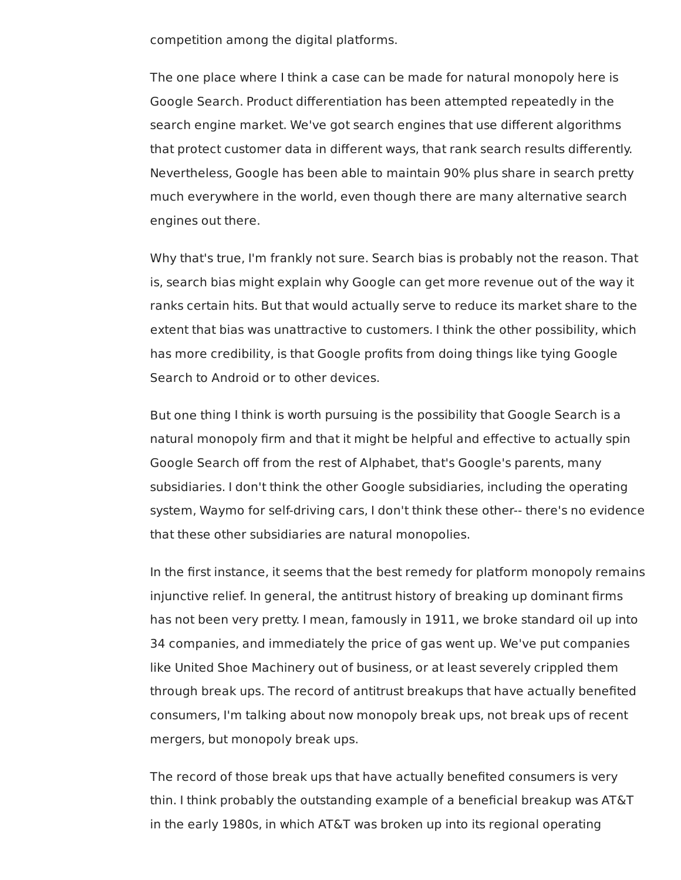competition among the digital platforms.

The one place where I think a case can be made for natural monopoly here is Google Search. Product differentiation has been attempted repeatedly in the search engine market. We've got search engines that use different algorithms that protect customer data in different ways, that rank search results differently. Nevertheless, Google has been able to maintain 90% plus share in search pretty much everywhere in the world, even though there are many alternative search engines out there.

Why that's true, I'm frankly not sure. Search bias is probably not the reason. That is, search bias might explain why Google can get more revenue out of the way it ranks certain hits. But that would actually serve to reduce its market share to the extent that bias was unattractive to customers. I think the other possibility, which has more credibility, is that Google profits from doing things like tying Google Search to Android or to other devices.

But one thing I think is worth pursuing is the possibility that Google Search is a natural monopoly firm and that it might be helpful and effective to actually spin Google Search off from the rest of Alphabet, that's Google's parents, many subsidiaries. I don't think the other Google subsidiaries, including the operating system, Waymo for self-driving cars, I don't think these other-- there's no evidence that these other subsidiaries are natural monopolies.

In the first instance, it seems that the best remedy for platform monopoly remains injunctive relief. In general, the antitrust history of breaking up dominant firms has not been very pretty. I mean, famously in 1911, we broke standard oil up into 34 companies, and immediately the price of gas went up. We've put companies like United Shoe Machinery out of business, or at least severely crippled them through break ups. The record of antitrust breakups that have actually benefited consumers, I'm talking about now monopoly break ups, not break ups of recent mergers, but monopoly break ups.

The record of those break ups that have actually benefited consumers is very thin. I think probably the outstanding example of a beneficial breakup was AT&T in the early 1980s, in which AT&T was broken up into its regional operating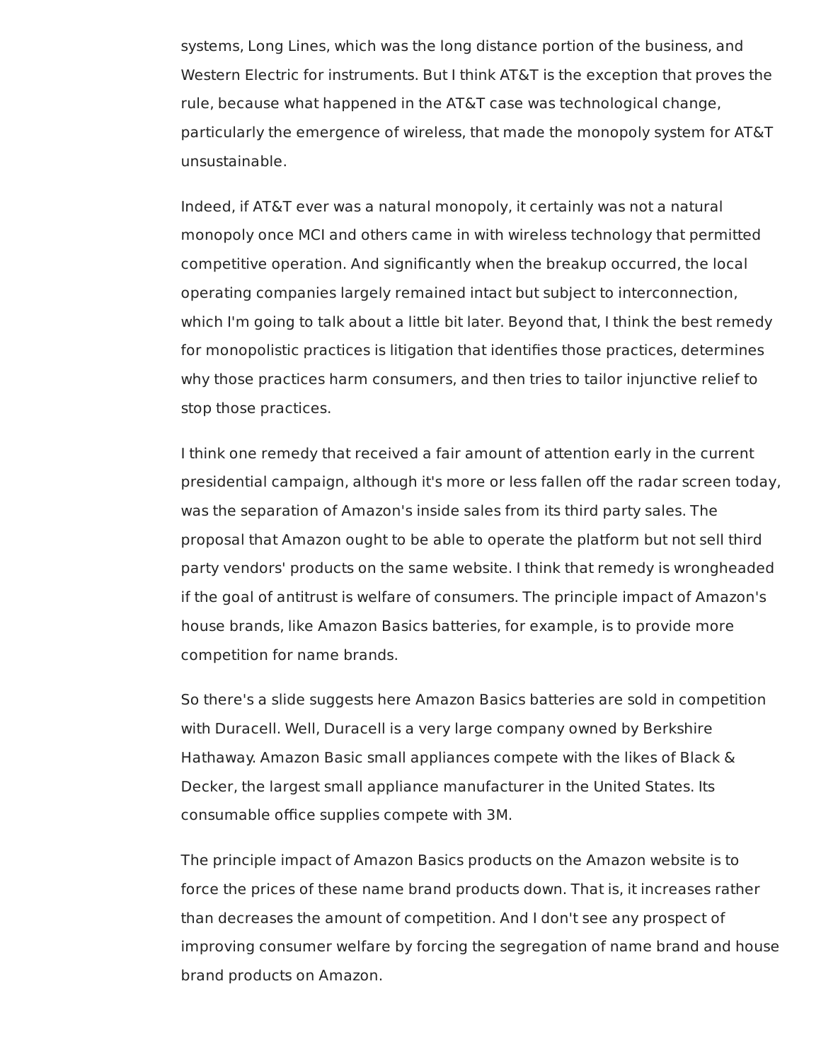systems, Long Lines, which was the long distance portion of the business, and Western Electric for instruments. But I think AT&T is the exception that proves the rule, because what happened in the AT&T case was technological change, particularly the emergence of wireless, that made the monopoly system for AT&T unsustainable.

Indeed, if AT&T ever was a natural monopoly, it certainly was not a natural monopoly once MCI and others came in with wireless technology that permitted competitive operation. And significantly when the breakup occurred, the local operating companies largely remained intact but subject to interconnection, which I'm going to talk about a little bit later. Beyond that, I think the best remedy for monopolistic practices is litigation that identifies those practices, determines why those practices harm consumers, and then tries to tailor injunctive relief to stop those practices.

I think one remedy that received a fair amount of attention early in the current presidential campaign, although it's more or less fallen off the radar screen today, was the separation of Amazon's inside sales from its third party sales. The proposal that Amazon ought to be able to operate the platform but not sell third party vendors' products on the same website. I think that remedy is wrongheaded if the goal of antitrust is welfare of consumers. The principle impact of Amazon's house brands, like Amazon Basics batteries, for example, is to provide more competition for name brands.

So there's a slide suggests here Amazon Basics batteries are sold in competition with Duracell. Well, Duracell is a very large company owned by Berkshire Hathaway. Amazon Basic small appliances compete with the likes of Black & Decker, the largest small appliance manufacturer in the United States. Its consumable office supplies compete with 3M.

The principle impact of Amazon Basics products on the Amazon website is to force the prices of these name brand products down. That is, it increases rather than decreases the amount of competition. And I don't see any prospect of improving consumer welfare by forcing the segregation of name brand and house brand products on Amazon.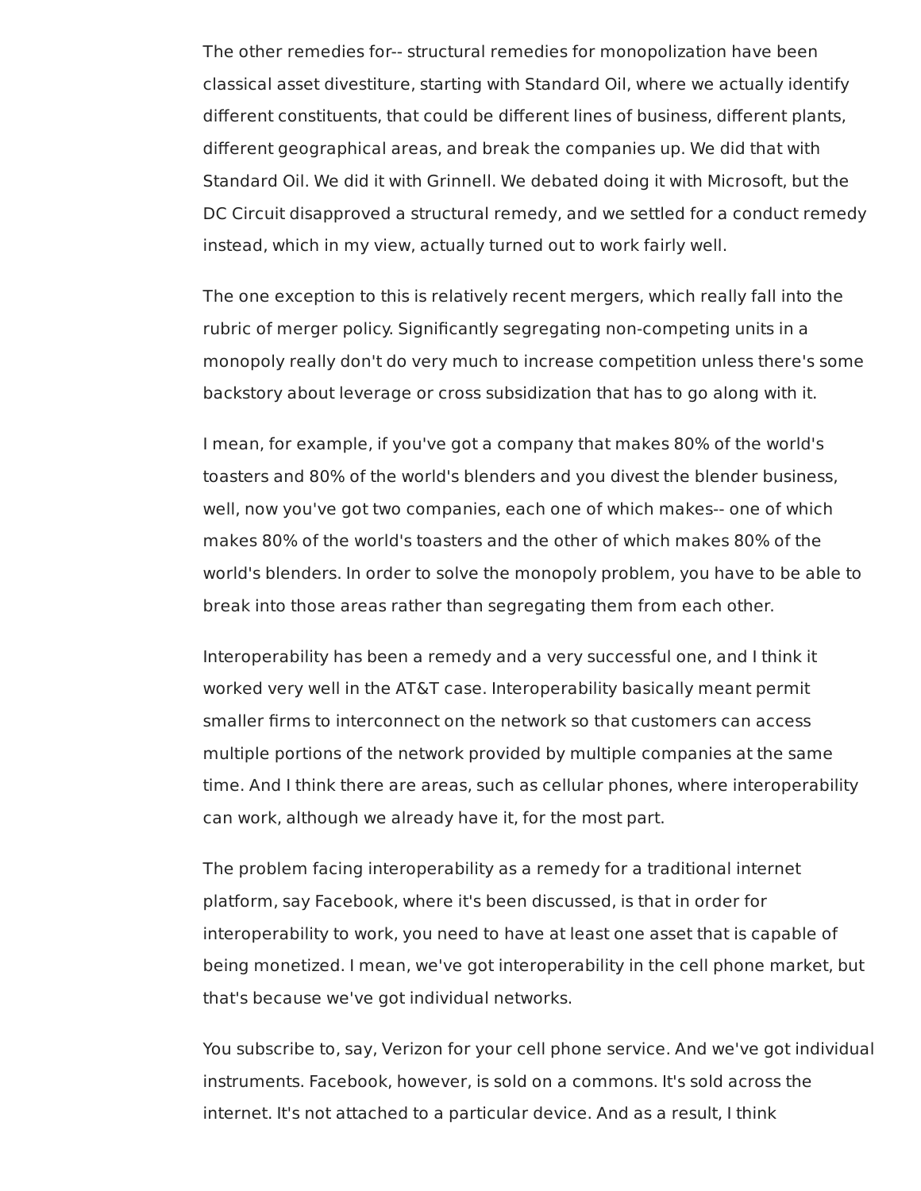The other remedies for-- structural remedies for monopolization have been classical asset divestiture, starting with Standard Oil, where we actually identify different constituents, that could be different lines of business, different plants, different geographical areas, and break the companies up. We did that with Standard Oil. We did it with Grinnell. We debated doing it with Microsoft, but the DC Circuit disapproved a structural remedy, and we settled for a conduct remedy instead, which in my view, actually turned out to work fairly well.

The one exception to this is relatively recent mergers, which really fall into the rubric of merger policy. Significantly segregating non-competing units in a monopoly really don't do very much to increase competition unless there's some backstory about leverage or cross subsidization that has to go along with it.

I mean, for example, if you've got a company that makes 80% of the world's toasters and 80% of the world's blenders and you divest the blender business, well, now you've got two companies, each one of which makes-- one of which makes 80% of the world's toasters and the other of which makes 80% of the world's blenders. In order to solve the monopoly problem, you have to be able to break into those areas rather than segregating them from each other.

Interoperability has been a remedy and a very successful one, and I think it worked very well in the AT&T case. Interoperability basically meant permit smaller firms to interconnect on the network so that customers can access multiple portions of the network provided by multiple companies at the same time. And I think there are areas, such as cellular phones, where interoperability can work, although we already have it, for the most part.

The problem facing interoperability as a remedy for a traditional internet platform, say Facebook, where it's been discussed, is that in order for interoperability to work, you need to have at least one asset that is capable of being monetized. I mean, we've got interoperability in the cell phone market, but that's because we've got individual networks.

You subscribe to, say, Verizon for your cell phone service. And we've got individual instruments. Facebook, however, is sold on a commons. It's sold across the internet. It's not attached to a particular device. And as a result, I think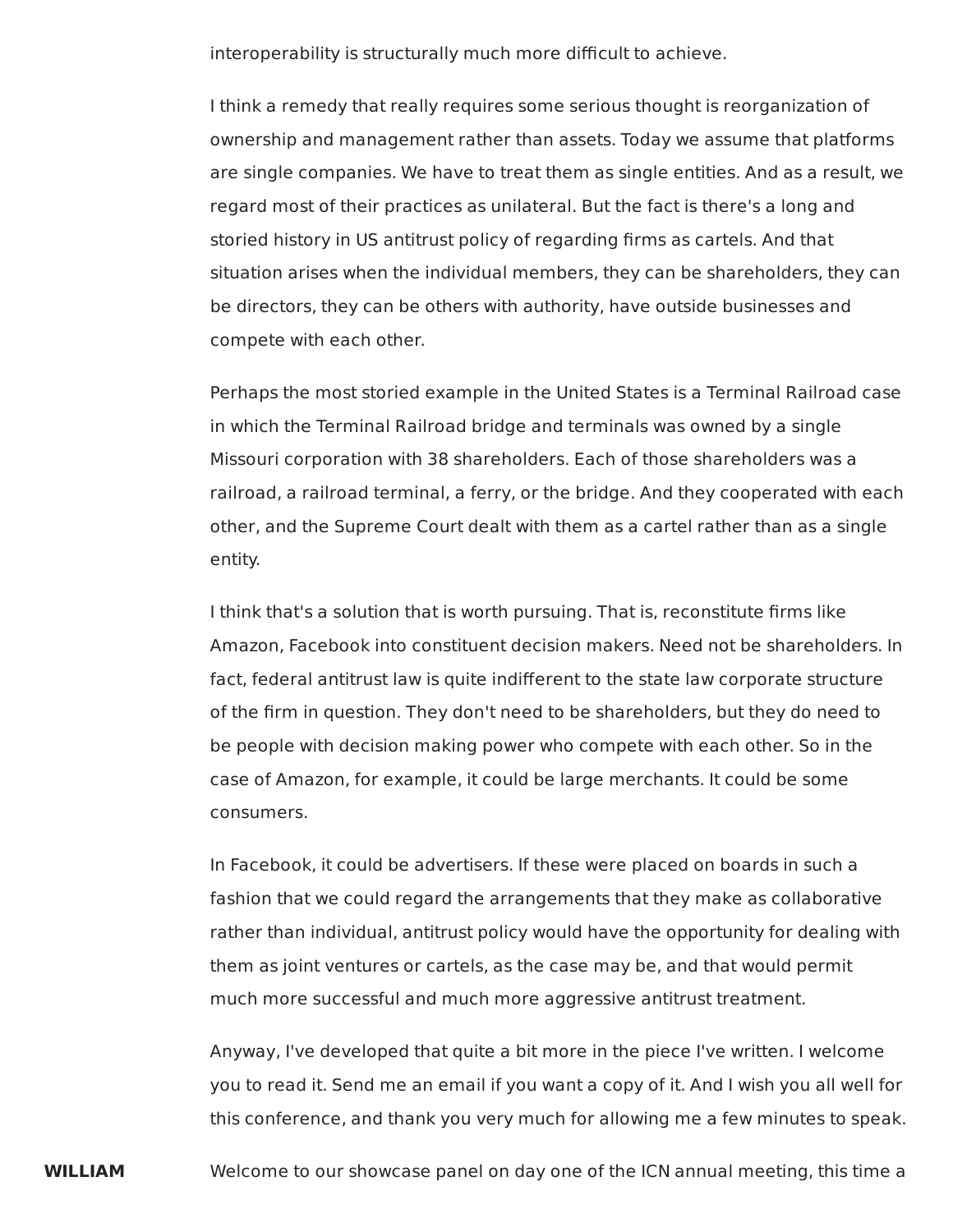interoperability is structurally much more difficult to achieve.

I think a remedy that really requires some serious thought is reorganization of ownership and management rather than assets. Today we assume that platforms are single companies. We have to treat them as single entities. And as a result, we regard most of their practices as unilateral. But the fact is there's a long and storied history in US antitrust policy of regarding firms as cartels. And that situation arises when the individual members, they can be shareholders, they can be directors, they can be others with authority, have outside businesses and compete with each other.

Perhaps the most storied example in the United States is a Terminal Railroad case in which the Terminal Railroad bridge and terminals was owned by a single Missouri corporation with 38 shareholders. Each of those shareholders was a railroad, a railroad terminal, a ferry, or the bridge. And they cooperated with each other, and the Supreme Court dealt with them as a cartel rather than as a single entity.

I think that's a solution that is worth pursuing. That is, reconstitute firms like Amazon, Facebook into constituent decision makers. Need not be shareholders. In fact, federal antitrust law is quite indifferent to the state law corporate structure of the firm in question. They don't need to be shareholders, but they do need to be people with decision making power who compete with each other. So in the case of Amazon, for example, it could be large merchants. It could be some consumers.

In Facebook, it could be advertisers. If these were placed on boards in such a fashion that we could regard the arrangements that they make as collaborative rather than individual, antitrust policy would have the opportunity for dealing with them as joint ventures or cartels, as the case may be, and that would permit much more successful and much more aggressive antitrust treatment.

Anyway, I've developed that quite a bit more in the piece I've written. I welcome you to read it. Send me an email if you want a copy of it. And I wish you all well for this conference, and thank you very much for allowing me a few minutes to speak.

**WILLIAM** Welcome to our showcase panel on day one of the ICN annual meeting, this time a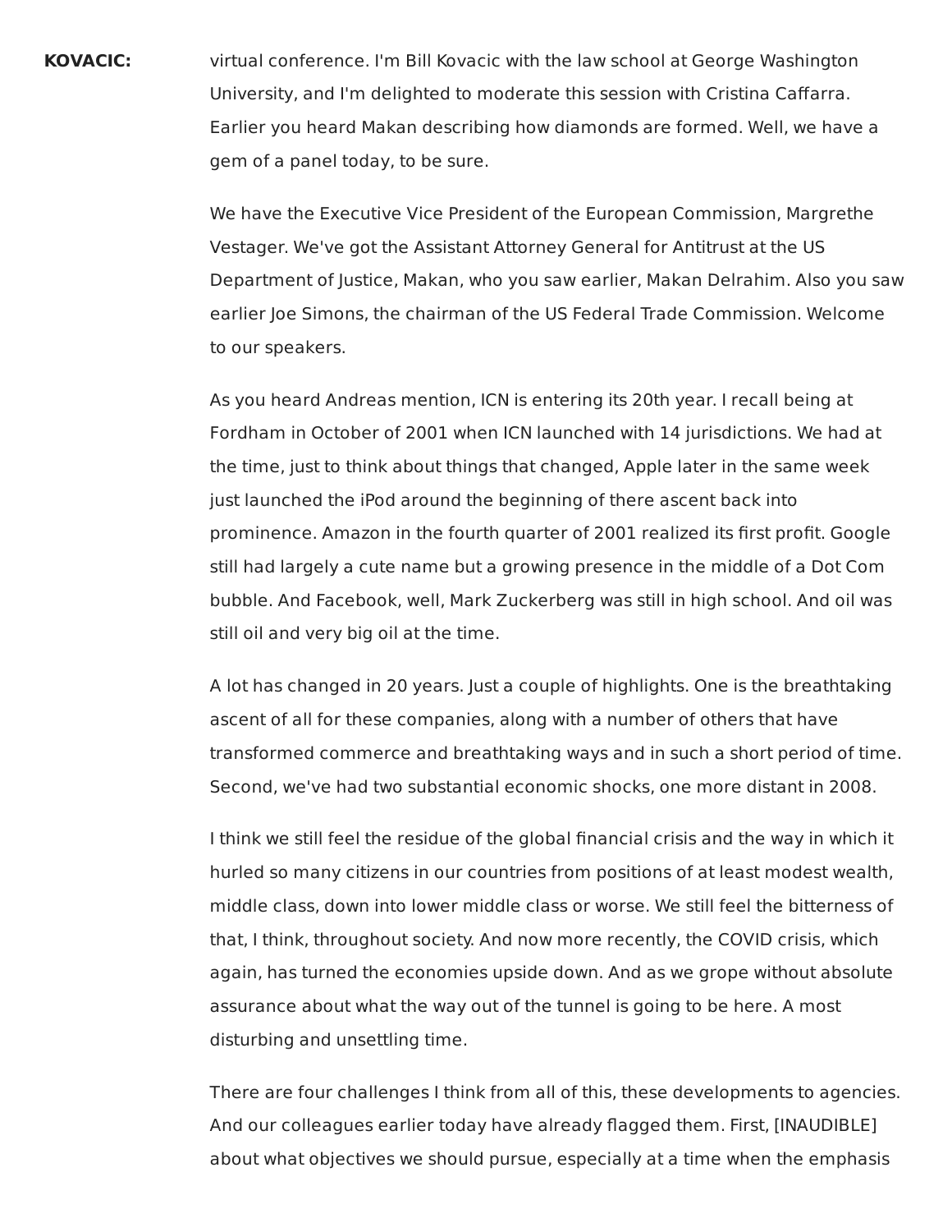**KOVACIC:** virtual conference. I'm Bill Kovacic with the law school at George Washington University, and I'm delighted to moderate this session with Cristina Caffarra. Earlier you heard Makan describing how diamonds are formed. Well, we have a gem of a panel today, to be sure.

We have the Executive Vice President of the European Commission, Margrethe Vestager. We've got the Assistant Attorney General for Antitrust at the US Department of Justice, Makan, who you saw earlier, Makan Delrahim. Also you saw earlier Joe Simons, the chairman of the US Federal Trade Commission. Welcome to our speakers.

As you heard Andreas mention, ICN is entering its 20th year. I recall being at Fordham in October of 2001 when ICN launched with 14 jurisdictions. We had at the time, just to think about things that changed, Apple later in the same week just launched the iPod around the beginning of there ascent back into prominence. Amazon in the fourth quarter of 2001 realized its first profit. Google still had largely a cute name but a growing presence in the middle of a Dot Com bubble. And Facebook, well, Mark Zuckerberg was still in high school. And oil was still oil and very big oil at the time.

A lot has changed in 20 years. Just a couple of highlights. One is the breathtaking ascent of all for these companies, along with a number of others that have transformed commerce and breathtaking ways and in such a short period of time. Second, we've had two substantial economic shocks, one more distant in 2008.

I think we still feel the residue of the global financial crisis and the way in which it hurled so many citizens in our countries from positions of at least modest wealth, middle class, down into lower middle class or worse. We still feel the bitterness of that, I think, throughout society. And now more recently, the COVID crisis, which again, has turned the economies upside down. And as we grope without absolute assurance about what the way out of the tunnel is going to be here. A most disturbing and unsettling time.

There are four challenges I think from all of this, these developments to agencies. And our colleagues earlier today have already flagged them. First, [INAUDIBLE] about what objectives we should pursue, especially at a time when the emphasis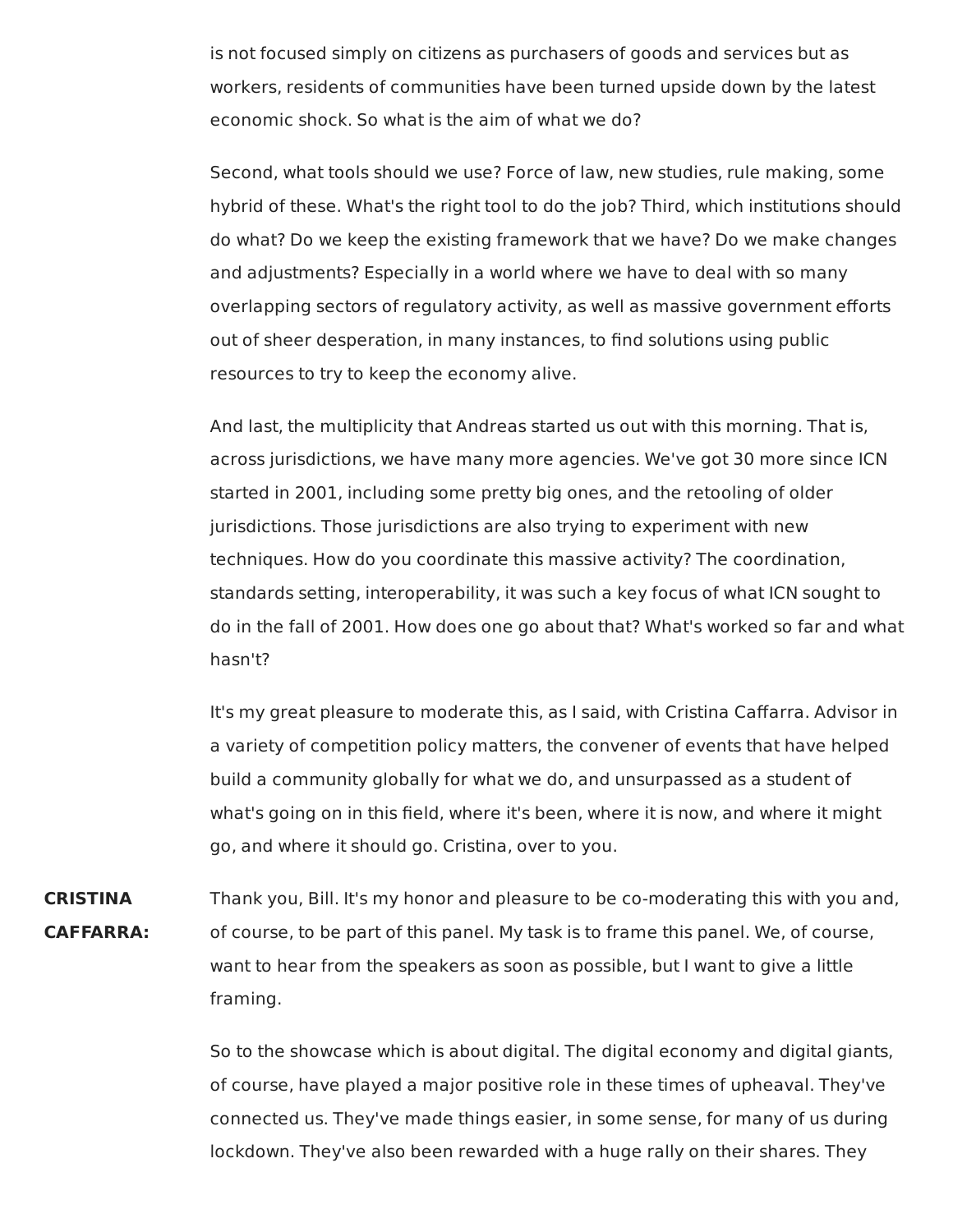is not focused simply on citizens as purchasers of goods and services but as workers, residents of communities have been turned upside down by the latest economic shock. So what is the aim of what we do?

Second, what tools should we use? Force of law, new studies, rule making, some hybrid of these. What's the right tool to do the job? Third, which institutions should do what? Do we keep the existing framework that we have? Do we make changes and adjustments? Especially in a world where we have to deal with so many overlapping sectors of regulatory activity, as well as massive government efforts out of sheer desperation, in many instances, to find solutions using public resources to try to keep the economy alive.

And last, the multiplicity that Andreas started us out with this morning. That is, across jurisdictions, we have many more agencies. We've got 30 more since ICN started in 2001, including some pretty big ones, and the retooling of older jurisdictions. Those jurisdictions are also trying to experiment with new techniques. How do you coordinate this massive activity? The coordination, standards setting, interoperability, it was such a key focus of what ICN sought to do in the fall of 2001. How does one go about that? What's worked so far and what hasn't?

It's my great pleasure to moderate this, as I said, with Cristina Caffarra. Advisor in a variety of competition policy matters, the convener of events that have helped build a community globally for what we do, and unsurpassed as a student of what's going on in this field, where it's been, where it is now, and where it might go, and where it should go. Cristina, over to you.

**CRISTINA CAFFARRA:** Thank you, Bill. It's my honor and pleasure to be co-moderating this with you and, of course, to be part of this panel. My task is to frame this panel. We, of course, want to hear from the speakers as soon as possible, but I want to give a little framing.

So to the showcase which is about digital. The digital economy and digital giants, of course, have played a major positive role in these times of upheaval. They've connected us. They've made things easier, in some sense, for many of us during lockdown. They've also been rewarded with a huge rally on their shares. They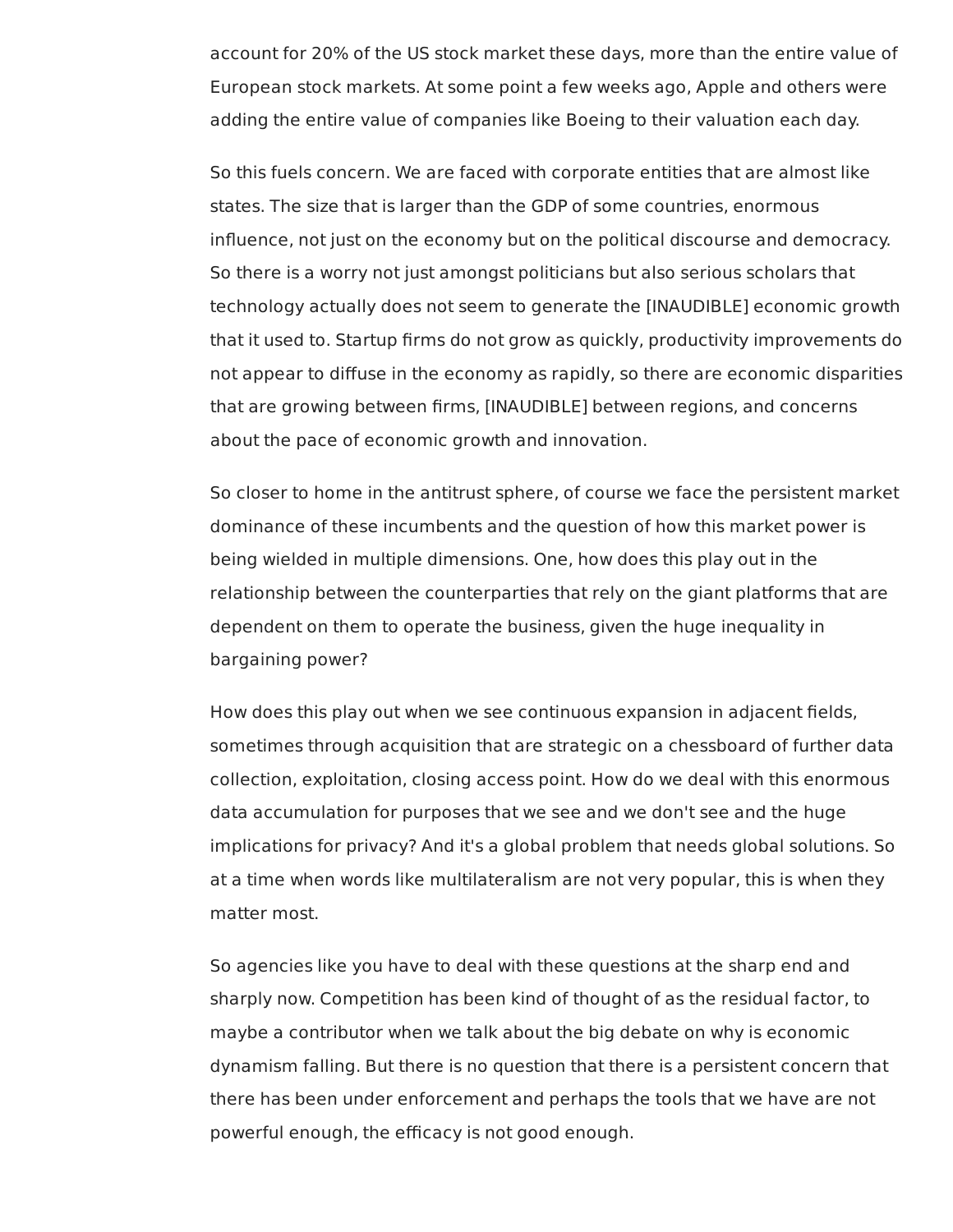account for 20% of the US stock market these days, more than the entire value of European stock markets. At some point a few weeks ago, Apple and others were adding the entire value of companies like Boeing to their valuation each day.

So this fuels concern. We are faced with corporate entities that are almost like states. The size that is larger than the GDP of some countries, enormous influence, not just on the economy but on the political discourse and democracy. So there is a worry not just amongst politicians but also serious scholars that technology actually does not seem to generate the [INAUDIBLE] economic growth that it used to. Startup firms do not grow as quickly, productivity improvements do not appear to diffuse in the economy as rapidly, so there are economic disparities that are growing between firms, [INAUDIBLE] between regions, and concerns about the pace of economic growth and innovation.

So closer to home in the antitrust sphere, of course we face the persistent market dominance of these incumbents and the question of how this market power is being wielded in multiple dimensions. One, how does this play out in the relationship between the counterparties that rely on the giant platforms that are dependent on them to operate the business, given the huge inequality in bargaining power?

How does this play out when we see continuous expansion in adjacent fields, sometimes through acquisition that are strategic on a chessboard of further data collection, exploitation, closing access point. How do we deal with this enormous data accumulation for purposes that we see and we don't see and the huge implications for privacy? And it's a global problem that needs global solutions. So at a time when words like multilateralism are not very popular, this is when they matter most.

So agencies like you have to deal with these questions at the sharp end and sharply now. Competition has been kind of thought of as the residual factor, to maybe a contributor when we talk about the big debate on why is economic dynamism falling. But there is no question that there is a persistent concern that there has been under enforcement and perhaps the tools that we have are not powerful enough, the efficacy is not good enough.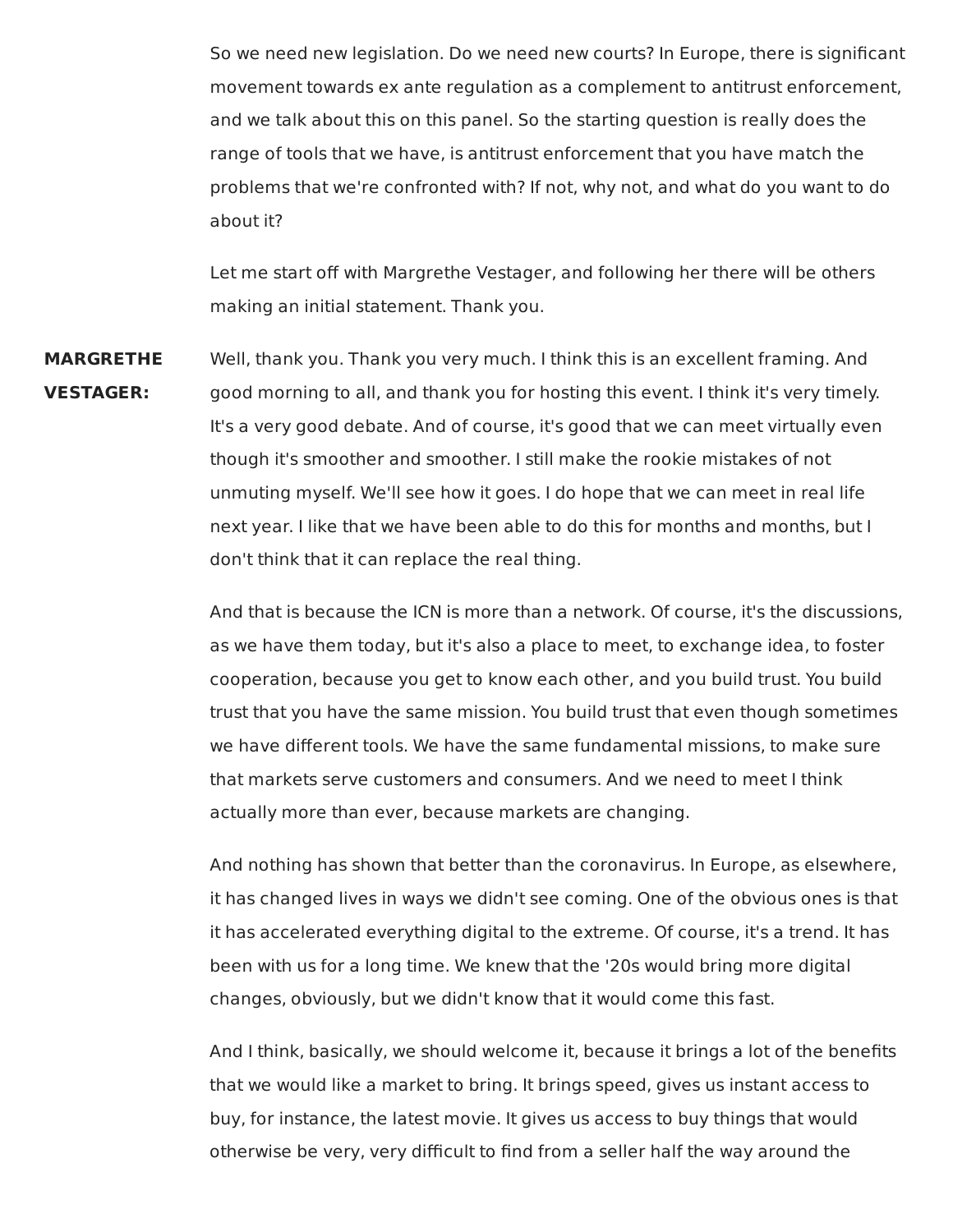So we need new legislation. Do we need new courts? In Europe, there is significant movement towards ex ante regulation as a complement to antitrust enforcement, and we talk about this on this panel. So the starting question is really does the range of tools that we have, is antitrust enforcement that you have match the problems that we're confronted with? If not, why not, and what do you want to do about it?

Let me start off with Margrethe Vestager, and following her there will be others making an initial statement. Thank you.

**MARGRETHE VESTAGER:** Well, thank you. Thank you very much. I think this is an excellent framing. And good morning to all, and thank you for hosting this event. I think it's very timely. It's a very good debate. And of course, it's good that we can meet virtually even though it's smoother and smoother. I still make the rookie mistakes of not unmuting myself. We'll see how it goes. I do hope that we can meet in real life next year. I like that we have been able to do this for months and months, but I don't think that it can replace the real thing.

And that is because the ICN is more than a network. Of course, it's the discussions, as we have them today, but it's also a place to meet, to exchange idea, to foster cooperation, because you get to know each other, and you build trust. You build trust that you have the same mission. You build trust that even though sometimes we have different tools. We have the same fundamental missions, to make sure that markets serve customers and consumers. And we need to meet I think actually more than ever, because markets are changing.

And nothing has shown that better than the coronavirus. In Europe, as elsewhere, it has changed lives in ways we didn't see coming. One of the obvious ones is that it has accelerated everything digital to the extreme. Of course, it's a trend. It has been with us for a long time. We knew that the '20s would bring more digital changes, obviously, but we didn't know that it would come this fast.

And I think, basically, we should welcome it, because it brings a lot of the benefits that we would like a market to bring. It brings speed, gives us instant access to buy, for instance, the latest movie. It gives us access to buy things that would otherwise be very, very difficult to find from a seller half the way around the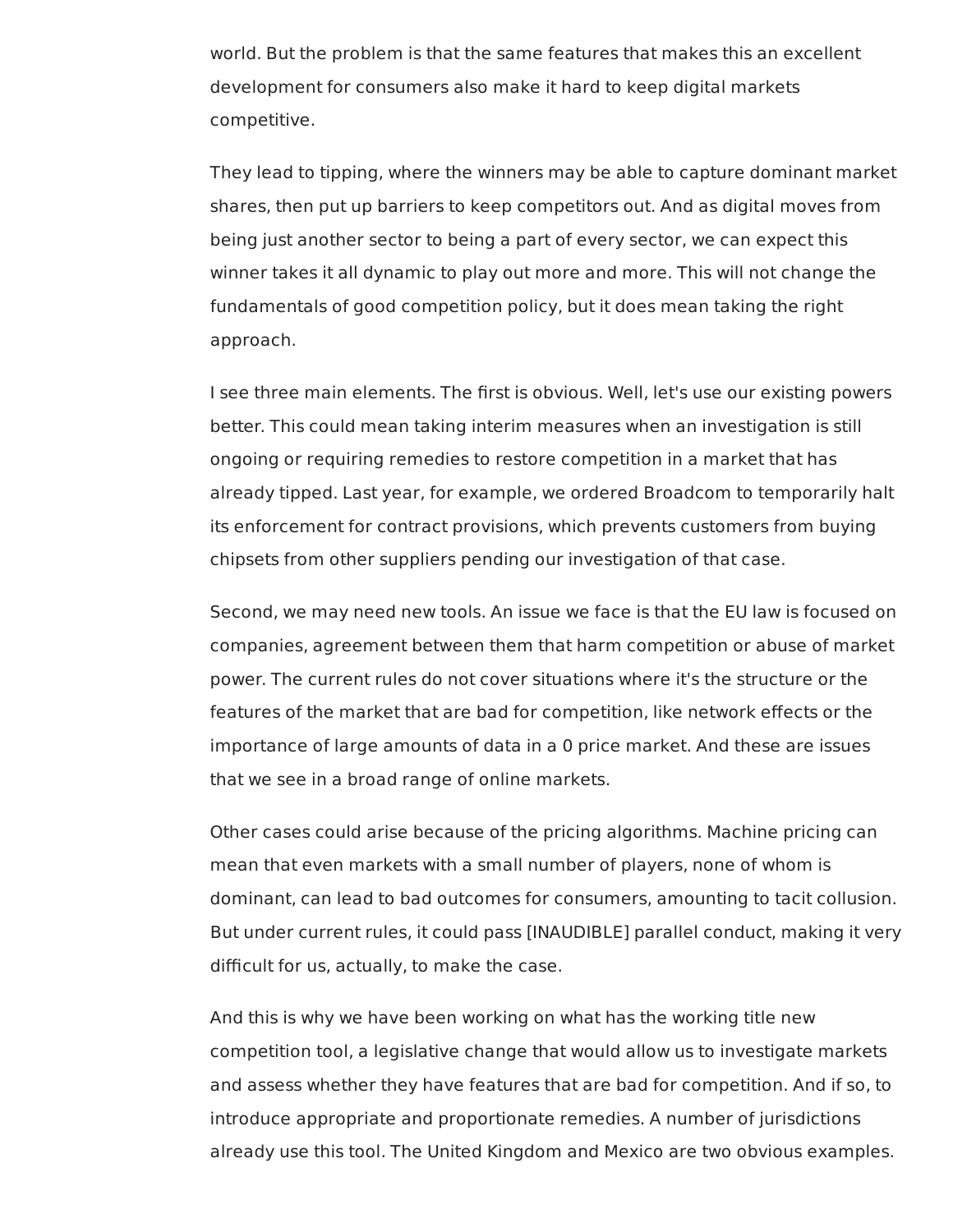world. But the problem is that the same features that makes this an excellent development for consumers also make it hard to keep digital markets competitive.

They lead to tipping, where the winners may be able to capture dominant market shares, then put up barriers to keep competitors out. And as digital moves from being just another sector to being a part of every sector, we can expect this winner takes it all dynamic to play out more and more. This will not change the fundamentals of good competition policy, but it does mean taking the right approach.

I see three main elements. The first is obvious. Well, let's use our existing powers better. This could mean taking interim measures when an investigation is still ongoing or requiring remedies to restore competition in a market that has already tipped. Last year, for example, we ordered Broadcom to temporarily halt its enforcement for contract provisions, which prevents customers from buying chipsets from other suppliers pending our investigation of that case.

Second, we may need new tools. An issue we face is that the EU law is focused on companies, agreement between them that harm competition or abuse of market power. The current rules do not cover situations where it's the structure or the features of the market that are bad for competition, like network effects or the importance of large amounts of data in a 0 price market. And these are issues that we see in a broad range of online markets.

Other cases could arise because of the pricing algorithms. Machine pricing can mean that even markets with a small number of players, none of whom is dominant, can lead to bad outcomes for consumers, amounting to tacit collusion. But under current rules, it could pass [INAUDIBLE] parallel conduct, making it very difficult for us, actually, to make the case.

And this is why we have been working on what has the working title new competition tool, a legislative change that would allow us to investigate markets and assess whether they have features that are bad for competition. And if so, to introduce appropriate and proportionate remedies. A number of jurisdictions already use this tool. The United Kingdom and Mexico are two obvious examples.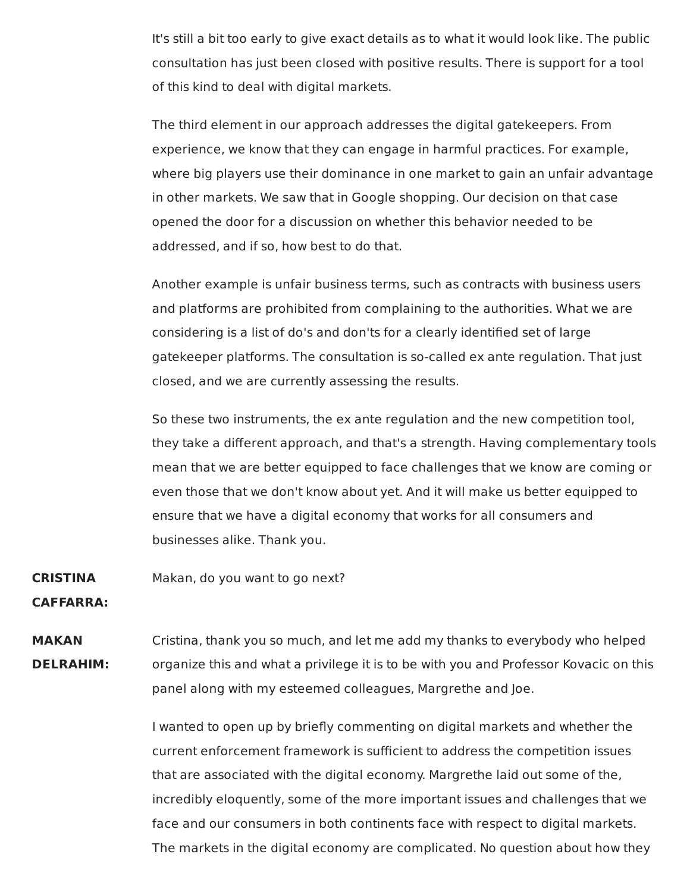It's still a bit too early to give exact details as to what it would look like. The public consultation has just been closed with positive results. There is support for a tool of this kind to deal with digital markets.

The third element in our approach addresses the digital gatekeepers. From experience, we know that they can engage in harmful practices. For example, where big players use their dominance in one market to gain an unfair advantage in other markets. We saw that in Google shopping. Our decision on that case opened the door for a discussion on whether this behavior needed to be addressed, and if so, how best to do that.

Another example is unfair business terms, such as contracts with business users and platforms are prohibited from complaining to the authorities. What we are considering is a list of do's and don'ts for a clearly identified set of large gatekeeper platforms. The consultation is so-called ex ante regulation. That just closed, and we are currently assessing the results.

So these two instruments, the ex ante regulation and the new competition tool, they take a different approach, and that's a strength. Having complementary tools mean that we are better equipped to face challenges that we know are coming or even those that we don't know about yet. And it will make us better equipped to ensure that we have a digital economy that works for all consumers and businesses alike. Thank you.

**CRISTINA CAFFARRA:** Makan, do you want to go next?

**MAKAN DELRAHIM:** Cristina, thank you so much, and let me add my thanks to everybody who helped organize this and what a privilege it is to be with you and Professor Kovacic on this panel along with my esteemed colleagues, Margrethe and Joe.

I wanted to open up by briefly commenting on digital markets and whether the current enforcement framework is sufficient to address the competition issues that are associated with the digital economy. Margrethe laid out some of the, incredibly eloquently, some of the more important issues and challenges that we face and our consumers in both continents face with respect to digital markets. The markets in the digital economy are complicated. No question about how they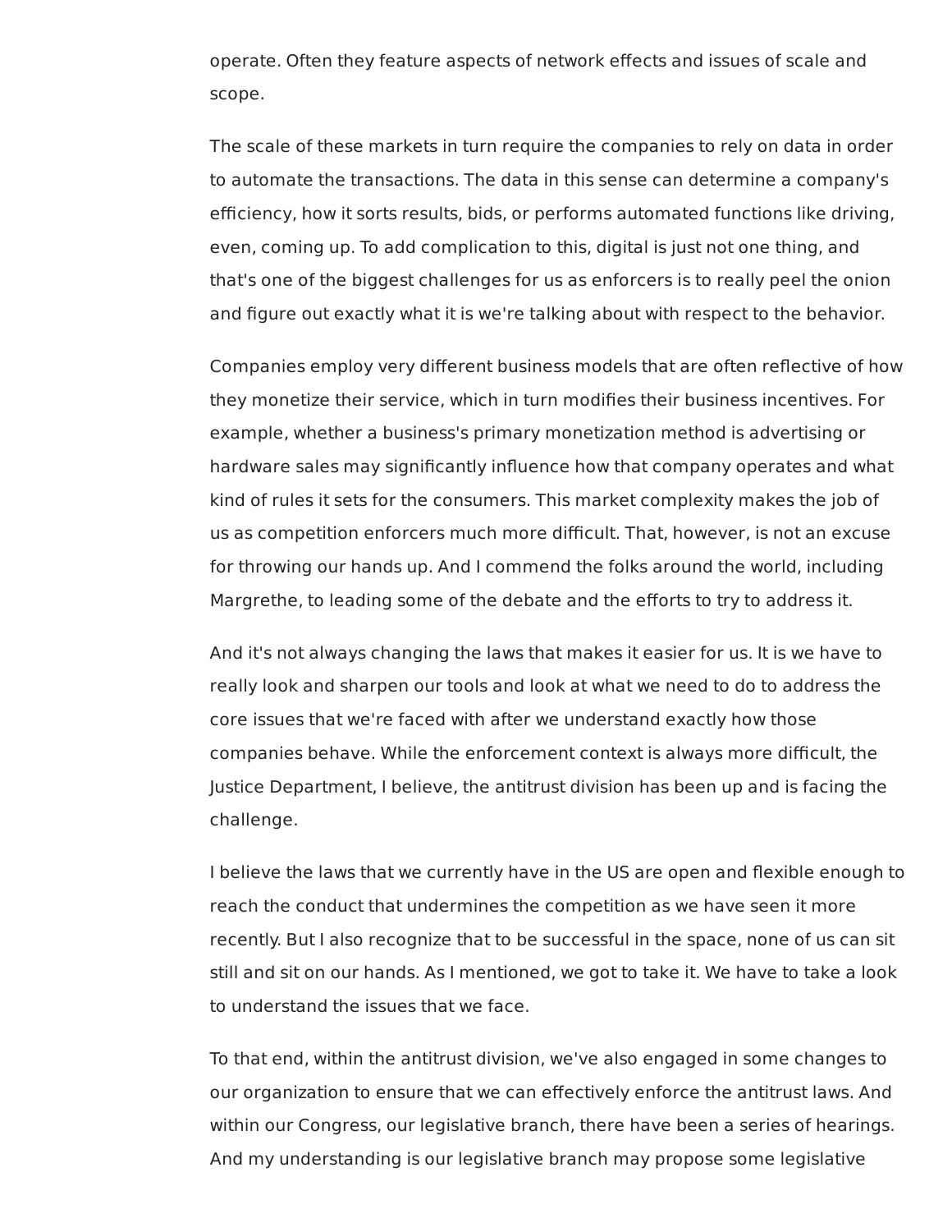operate. Often they feature aspects of network effects and issues of scale and scope.

The scale of these markets in turn require the companies to rely on data in order to automate the transactions. The data in this sense can determine a company's efficiency, how it sorts results, bids, or performs automated functions like driving, even, coming up. To add complication to this, digital is just not one thing, and that's one of the biggest challenges for us as enforcers is to really peel the onion and figure out exactly what it is we're talking about with respect to the behavior.

Companies employ very different business models that are often reflective of how they monetize their service, which in turn modifies their business incentives. For example, whether a business's primary monetization method is advertising or hardware sales may significantly influence how that company operates and what kind of rules it sets for the consumers. This market complexity makes the job of us as competition enforcers much more difficult. That, however, is not an excuse for throwing our hands up. And I commend the folks around the world, including Margrethe, to leading some of the debate and the efforts to try to address it.

And it's not always changing the laws that makes it easier for us. It is we have to really look and sharpen our tools and look at what we need to do to address the core issues that we're faced with after we understand exactly how those companies behave. While the enforcement context is always more difficult, the Justice Department, I believe, the antitrust division has been up and is facing the challenge.

I believe the laws that we currently have in the US are open and flexible enough to reach the conduct that undermines the competition as we have seen it more recently. But I also recognize that to be successful in the space, none of us can sit still and sit on our hands. As I mentioned, we got to take it. We have to take a look to understand the issues that we face.

To that end, within the antitrust division, we've also engaged in some changes to our organization to ensure that we can effectively enforce the antitrust laws. And within our Congress, our legislative branch, there have been a series of hearings. And my understanding is our legislative branch may propose some legislative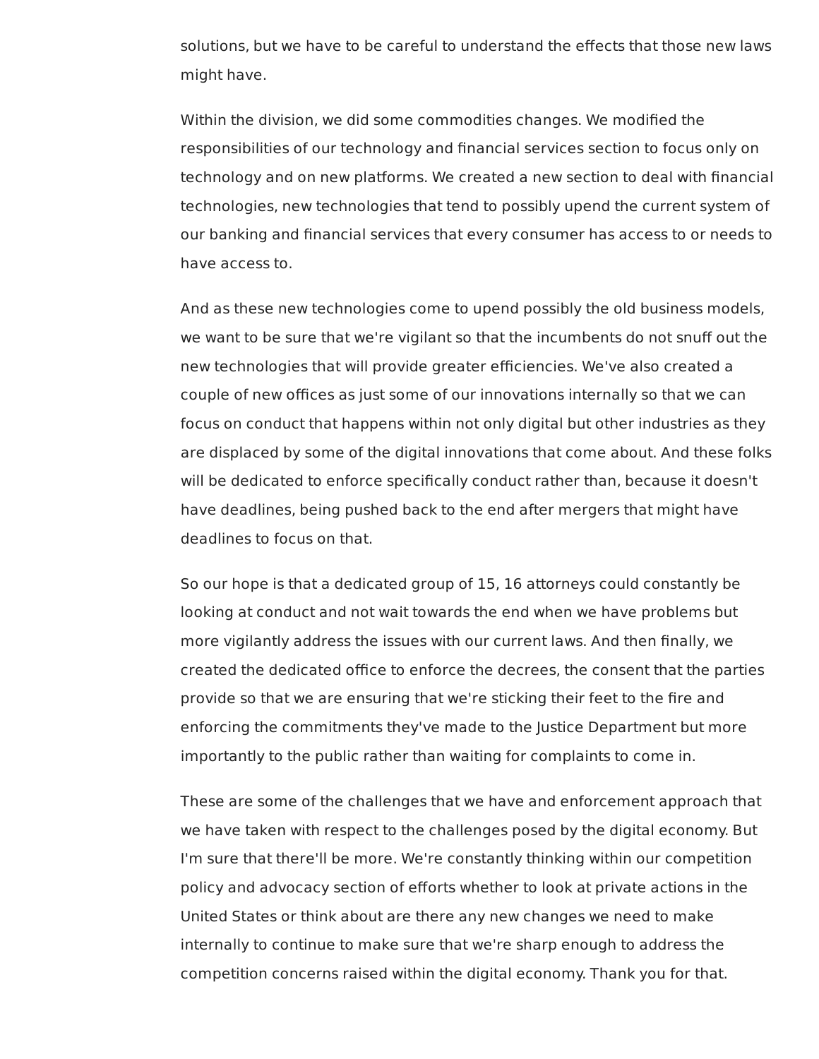solutions, but we have to be careful to understand the effects that those new laws might have.

Within the division, we did some commodities changes. We modified the responsibilities of our technology and financial services section to focus only on technology and on new platforms. We created a new section to deal with financial technologies, new technologies that tend to possibly upend the current system of our banking and financial services that every consumer has access to or needs to have access to.

And as these new technologies come to upend possibly the old business models, we want to be sure that we're vigilant so that the incumbents do not snuff out the new technologies that will provide greater efficiencies. We've also created a couple of new offices as just some of our innovations internally so that we can focus on conduct that happens within not only digital but other industries as they are displaced by some of the digital innovations that come about. And these folks will be dedicated to enforce specifically conduct rather than, because it doesn't have deadlines, being pushed back to the end after mergers that might have deadlines to focus on that.

So our hope is that a dedicated group of 15, 16 attorneys could constantly be looking at conduct and not wait towards the end when we have problems but more vigilantly address the issues with our current laws. And then finally, we created the dedicated office to enforce the decrees, the consent that the parties provide so that we are ensuring that we're sticking their feet to the fire and enforcing the commitments they've made to the Justice Department but more importantly to the public rather than waiting for complaints to come in.

These are some of the challenges that we have and enforcement approach that we have taken with respect to the challenges posed by the digital economy. But I'm sure that there'll be more. We're constantly thinking within our competition policy and advocacy section of efforts whether to look at private actions in the United States or think about are there any new changes we need to make internally to continue to make sure that we're sharp enough to address the competition concerns raised within the digital economy. Thank you for that.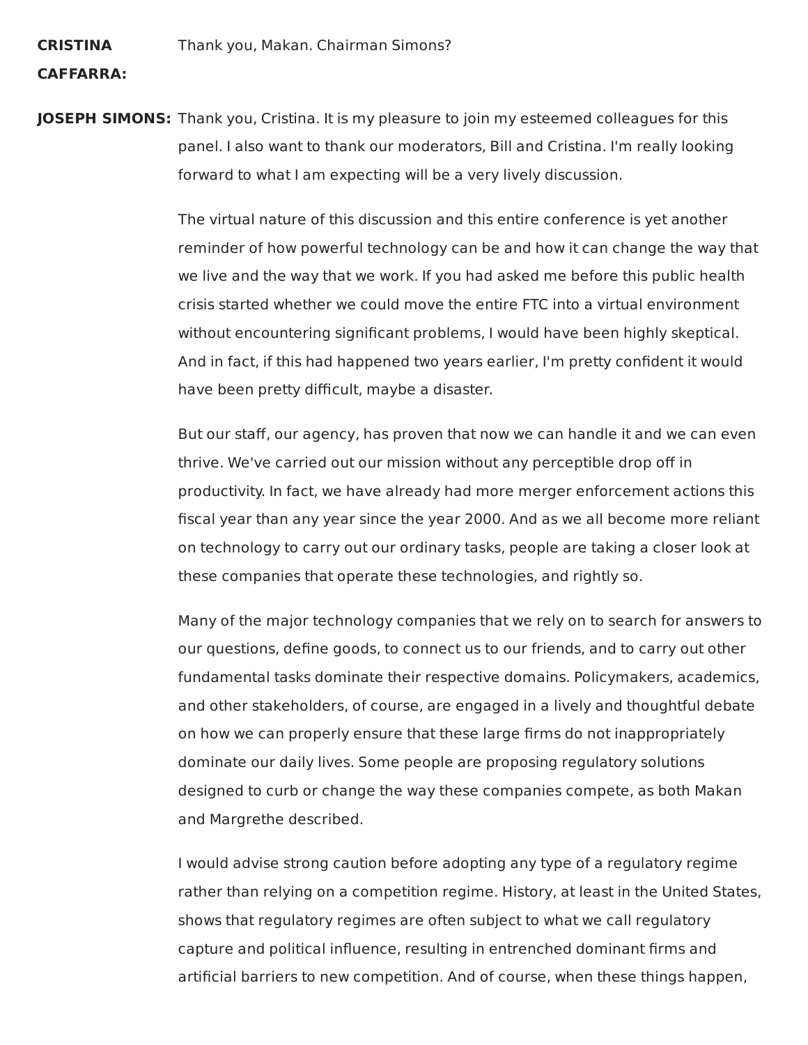**CRISTINA CAFFARRA:** Thank you, Makan. Chairman Simons?

**JOSEPH SIMONS:** Thank you, Cristina. It is my pleasure to join my esteemed colleagues for this panel. I also want to thank our moderators, Bill and Cristina. I'm really looking forward to what I am expecting will be a very lively discussion.

The virtual nature of this discussion and this entire conference is yet another reminder of how powerful technology can be and how it can change the way that we live and the way that we work. If you had asked me before this public health crisis started whether we could move the entire FTC into a virtual environment without encountering significant problems, I would have been highly skeptical. And in fact, if this had happened two years earlier, I'm pretty confident it would have been pretty difficult, maybe a disaster.

But our staff, our agency, has proven that now we can handle it and we can even thrive. We've carried out our mission without any perceptible drop off in productivity. In fact, we have already had more merger enforcement actions this fiscal year than any year since the year 2000. And as we all become more reliant on technology to carry out our ordinary tasks, people are taking a closer look at these companies that operate these technologies, and rightly so.

Many of the major technology companies that we rely on to search for answers to our questions, define goods, to connect us to our friends, and to carry out other fundamental tasks dominate their respective domains. Policymakers, academics, and other stakeholders, of course, are engaged in a lively and thoughtful debate on how we can properly ensure that these large firms do not inappropriately dominate our daily lives. Some people are proposing regulatory solutions designed to curb or change the way these companies compete, as both Makan and Margrethe described.

I would advise strong caution before adopting any type of a regulatory regime rather than relying on a competition regime. History, at least in the United States, shows that regulatory regimes are often subject to what we call regulatory capture and political influence, resulting in entrenched dominant firms and artificial barriers to new competition. And of course, when these things happen,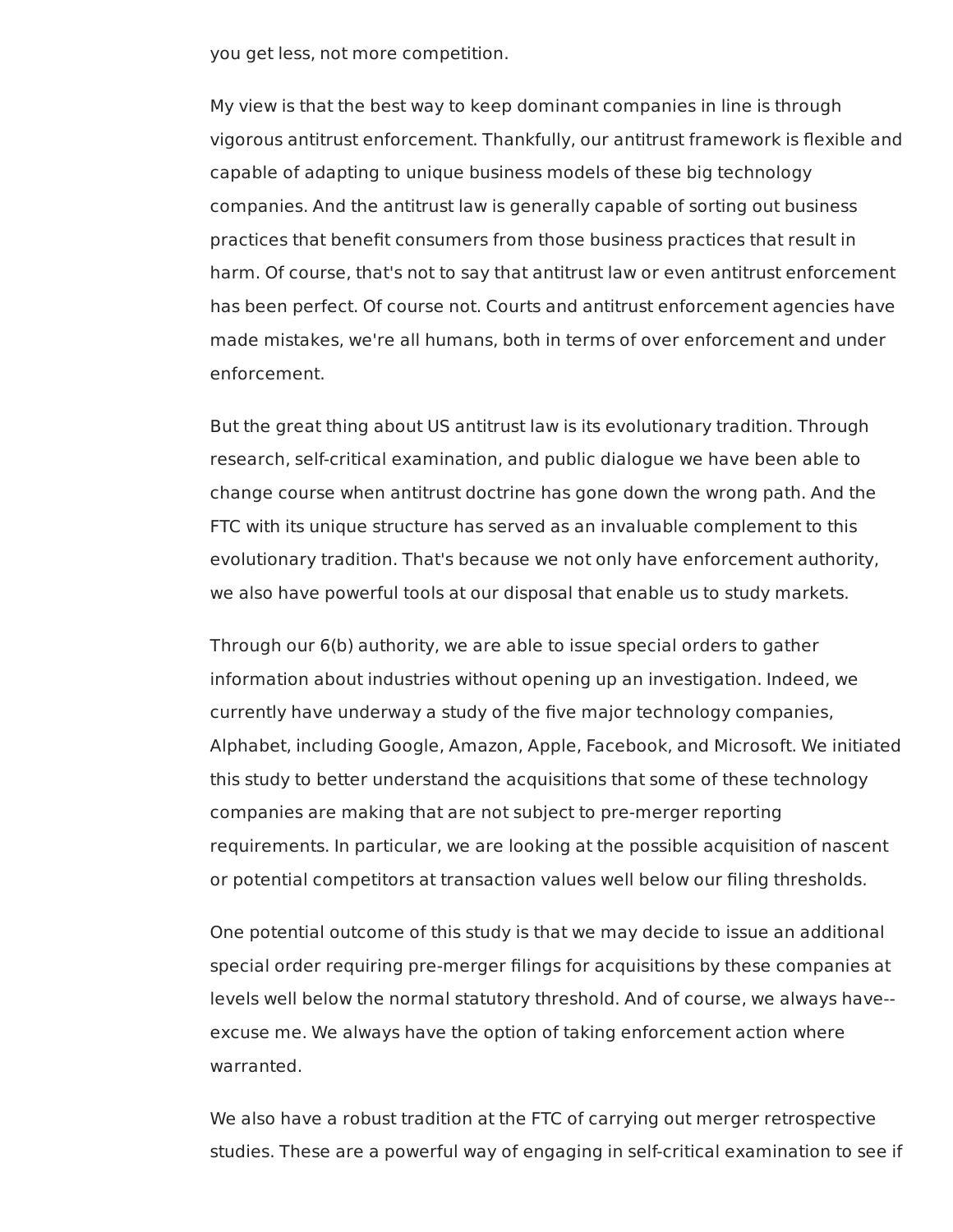you get less, not more competition.

My view is that the best way to keep dominant companies in line is through vigorous antitrust enforcement. Thankfully, our antitrust framework is flexible and capable of adapting to unique business models of these big technology companies. And the antitrust law is generally capable of sorting out business practices that benefit consumers from those business practices that result in harm. Of course, that's not to say that antitrust law or even antitrust enforcement has been perfect. Of course not. Courts and antitrust enforcement agencies have made mistakes, we're all humans, both in terms of over enforcement and under enforcement.

But the great thing about US antitrust law is its evolutionary tradition. Through research, self-critical examination, and public dialogue we have been able to change course when antitrust doctrine has gone down the wrong path. And the FTC with its unique structure has served as an invaluable complement to this evolutionary tradition. That's because we not only have enforcement authority, we also have powerful tools at our disposal that enable us to study markets.

Through our 6(b) authority, we are able to issue special orders to gather information about industries without opening up an investigation. Indeed, we currently have underway a study of the five major technology companies, Alphabet, including Google, Amazon, Apple, Facebook, and Microsoft. We initiated this study to better understand the acquisitions that some of these technology companies are making that are not subject to pre-merger reporting requirements. In particular, we are looking at the possible acquisition of nascent or potential competitors at transaction values well below our filing thresholds.

One potential outcome of this study is that we may decide to issue an additional special order requiring pre-merger filings for acquisitions by these companies at levels well below the normal statutory threshold. And of course, we always have-- excuse me. We always have the option of taking enforcement action where warranted.

We also have a robust tradition at the FTC of carrying out merger retrospective studies. These are a powerful way of engaging in self-critical examination to see if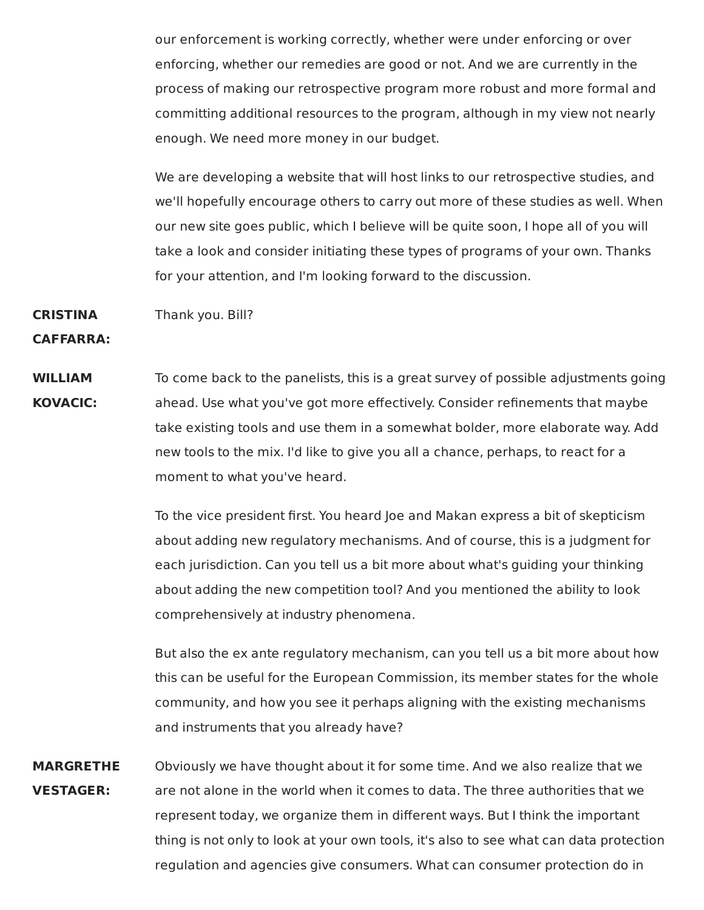our enforcement is working correctly, whether were under enforcing or over enforcing, whether our remedies are good or not. And we are currently in the process of making our retrospective program more robust and more formal and committing additional resources to the program, although in my view not nearly enough. We need more money in our budget.

We are developing a website that will host links to our retrospective studies, and we'll hopefully encourage others to carry out more of these studies as well. When our new site goes public, which I believe will be quite soon, I hope all of you will take a look and consider initiating these types of programs of your own. Thanks for your attention, and I'm looking forward to the discussion.

**CRISTINA CAFFARRA:** Thank you. Bill?

**WILLIAM KOVACIC:** To come back to the panelists, this is a great survey of possible adjustments going ahead. Use what you've got more effectively. Consider refinements that maybe take existing tools and use them in a somewhat bolder, more elaborate way. Add new tools to the mix. I'd like to give you all a chance, perhaps, to react for a moment to what you've heard.

To the vice president first. You heard Joe and Makan express a bit of skepticism about adding new regulatory mechanisms. And of course, this is a judgment for each jurisdiction. Can you tell us a bit more about what's guiding your thinking about adding the new competition tool? And you mentioned the ability to look comprehensively at industry phenomena.

But also the ex ante regulatory mechanism, can you tell us a bit more about how this can be useful for the European Commission, its member states for the whole community, and how you see it perhaps aligning with the existing mechanisms and instruments that you already have?

**MARGRETHE VESTAGER:** Obviously we have thought about it for some time. And we also realize that we are not alone in the world when it comes to data. The three authorities that we represent today, we organize them in different ways. But I think the important thing is not only to look at your own tools, it's also to see what can data protection regulation and agencies give consumers. What can consumer protection do in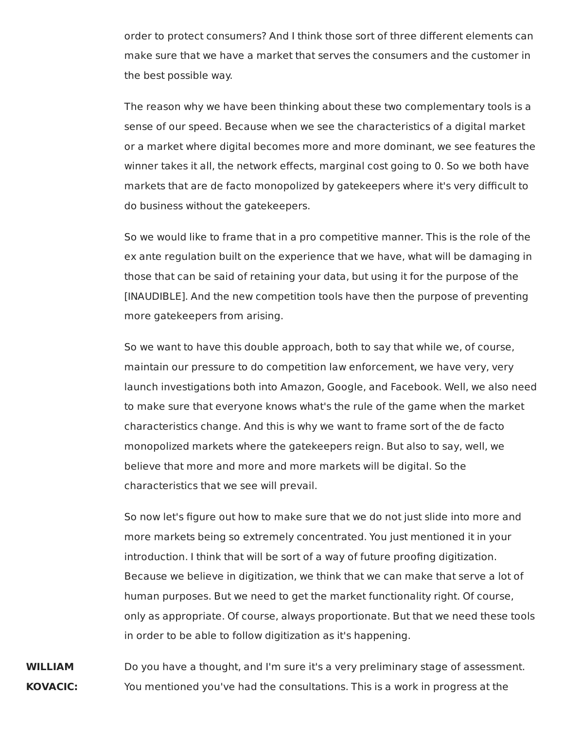order to protect consumers? And I think those sort of three different elements can make sure that we have a market that serves the consumers and the customer in the best possible way.

The reason why we have been thinking about these two complementary tools is a sense of our speed. Because when we see the characteristics of a digital market or a market where digital becomes more and more dominant, we see features the winner takes it all, the network effects, marginal cost going to 0. So we both have markets that are de facto monopolized by gatekeepers where it's very difficult to do business without the gatekeepers.

So we would like to frame that in a pro competitive manner. This is the role of the ex ante regulation built on the experience that we have, what will be damaging in those that can be said of retaining your data, but using it for the purpose of the [INAUDIBLE]. And the new competition tools have then the purpose of preventing more gatekeepers from arising.

So we want to have this double approach, both to say that while we, of course, maintain our pressure to do competition law enforcement, we have very, very launch investigations both into Amazon, Google, and Facebook. Well, we also need to make sure that everyone knows what's the rule of the game when the market characteristics change. And this is why we want to frame sort of the de facto monopolized markets where the gatekeepers reign. But also to say, well, we believe that more and more and more markets will be digital. So the characteristics that we see will prevail.

So now let's figure out how to make sure that we do not just slide into more and more markets being so extremely concentrated. You just mentioned it in your introduction. I think that will be sort of a way of future proofing digitization. Because we believe in digitization, we think that we can make that serve a lot of human purposes. But we need to get the market functionality right. Of course, only as appropriate. Of course, always proportionate. But that we need these tools in order to be able to follow digitization as it's happening.

**WILLIAM KOVACIC:** Do you have a thought, and I'm sure it's a very preliminary stage of assessment. You mentioned you've had the consultations. This is a work in progress at the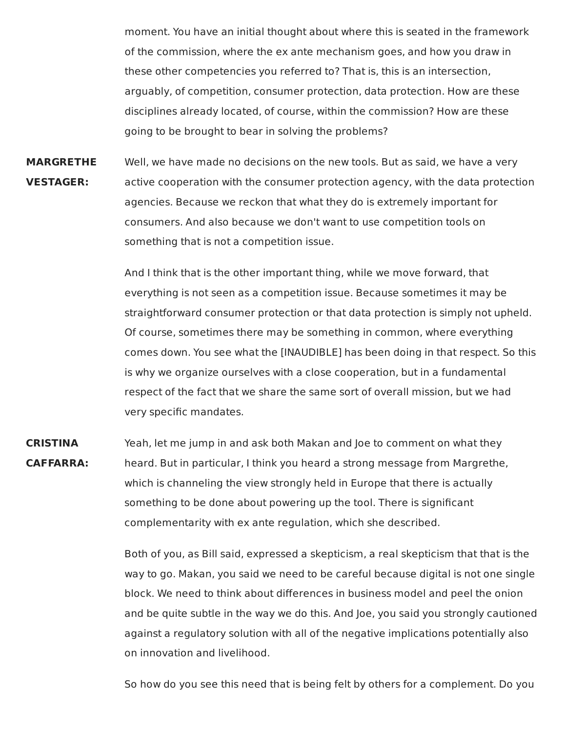moment. You have an initial thought about where this is seated in the framework of the commission, where the ex ante mechanism goes, and how you draw in these other competencies you referred to? That is, this is an intersection, arguably, of competition, consumer protection, data protection. How are these disciplines already located, of course, within the commission? How are these going to be brought to bear in solving the problems?

**MARGRETHE VESTAGER:** Well, we have made no decisions on the new tools. But as said, we have a very active cooperation with the consumer protection agency, with the data protection agencies. Because we reckon that what they do is extremely important for consumers. And also because we don't want to use competition tools on something that is not a competition issue.

And I think that is the other important thing, while we move forward, that everything is not seen as a competition issue. Because sometimes it may be straightforward consumer protection or that data protection is simply not upheld. Of course, sometimes there may be something in common, where everything comes down. You see what the [INAUDIBLE] has been doing in that respect. So this is why we organize ourselves with a close cooperation, but in a fundamental respect of the fact that we share the same sort of overall mission, but we had very specific mandates.

**CRISTINA CAFFARRA:** Yeah, let me jump in and ask both Makan and Joe to comment on what they heard. But in particular, I think you heard a strong message from Margrethe, which is channeling the view strongly held in Europe that there is actually something to be done about powering up the tool. There is significant complementarity with ex ante regulation, which she described.

Both of you, as Bill said, expressed a skepticism, a real skepticism that that is the way to go. Makan, you said we need to be careful because digital is not one single block. We need to think about differences in business model and peel the onion and be quite subtle in the way we do this. And Joe, you said you strongly cautioned against a regulatory solution with all of the negative implications potentially also on innovation and livelihood.

So how do you see this need that is being felt by others for a complement. Do you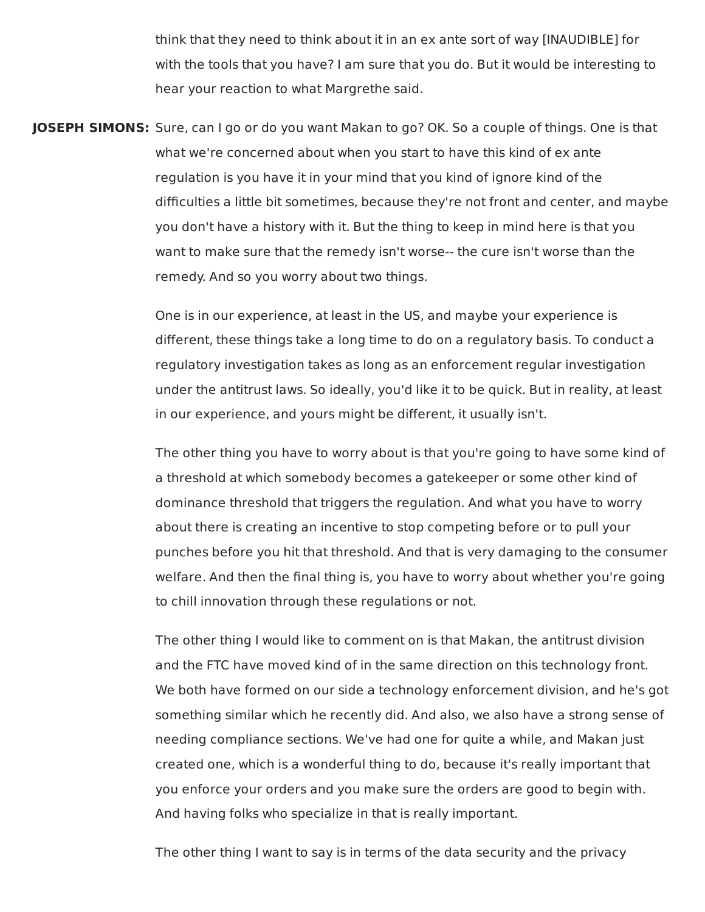think that they need to think about it in an ex ante sort of way [INAUDIBLE] for with the tools that you have? I am sure that you do. But it would be interesting to hear your reaction to what Margrethe said.

**JOSEPH SIMONS:** Sure, can I go or do you want Makan to go? OK. So a couple of things. One is that what we're concerned about when you start to have this kind of ex ante regulation is you have it in your mind that you kind of ignore kind of the difficulties a little bit sometimes, because they're not front and center, and maybe you don't have a history with it. But the thing to keep in mind here is that you want to make sure that the remedy isn't worse-- the cure isn't worse than the remedy. And so you worry about two things.

One is in our experience, at least in the US, and maybe your experience is different, these things take a long time to do on a regulatory basis. To conduct a regulatory investigation takes as long as an enforcement regular investigation under the antitrust laws. So ideally, you'd like it to be quick. But in reality, at least in our experience, and yours might be different, it usually isn't.

The other thing you have to worry about is that you're going to have some kind of a threshold at which somebody becomes a gatekeeper or some other kind of dominance threshold that triggers the regulation. And what you have to worry about there is creating an incentive to stop competing before or to pull your punches before you hit that threshold. And that is very damaging to the consumer welfare. And then the final thing is, you have to worry about whether you're going to chill innovation through these regulations or not.

The other thing I would like to comment on is that Makan, the antitrust division and the FTC have moved kind of in the same direction on this technology front. We both have formed on our side a technology enforcement division, and he's got something similar which he recently did. And also, we also have a strong sense of needing compliance sections. We've had one for quite a while, and Makan just created one, which is a wonderful thing to do, because it's really important that you enforce your orders and you make sure the orders are good to begin with. And having folks who specialize in that is really important.

The other thing I want to say is in terms of the data security and the privacy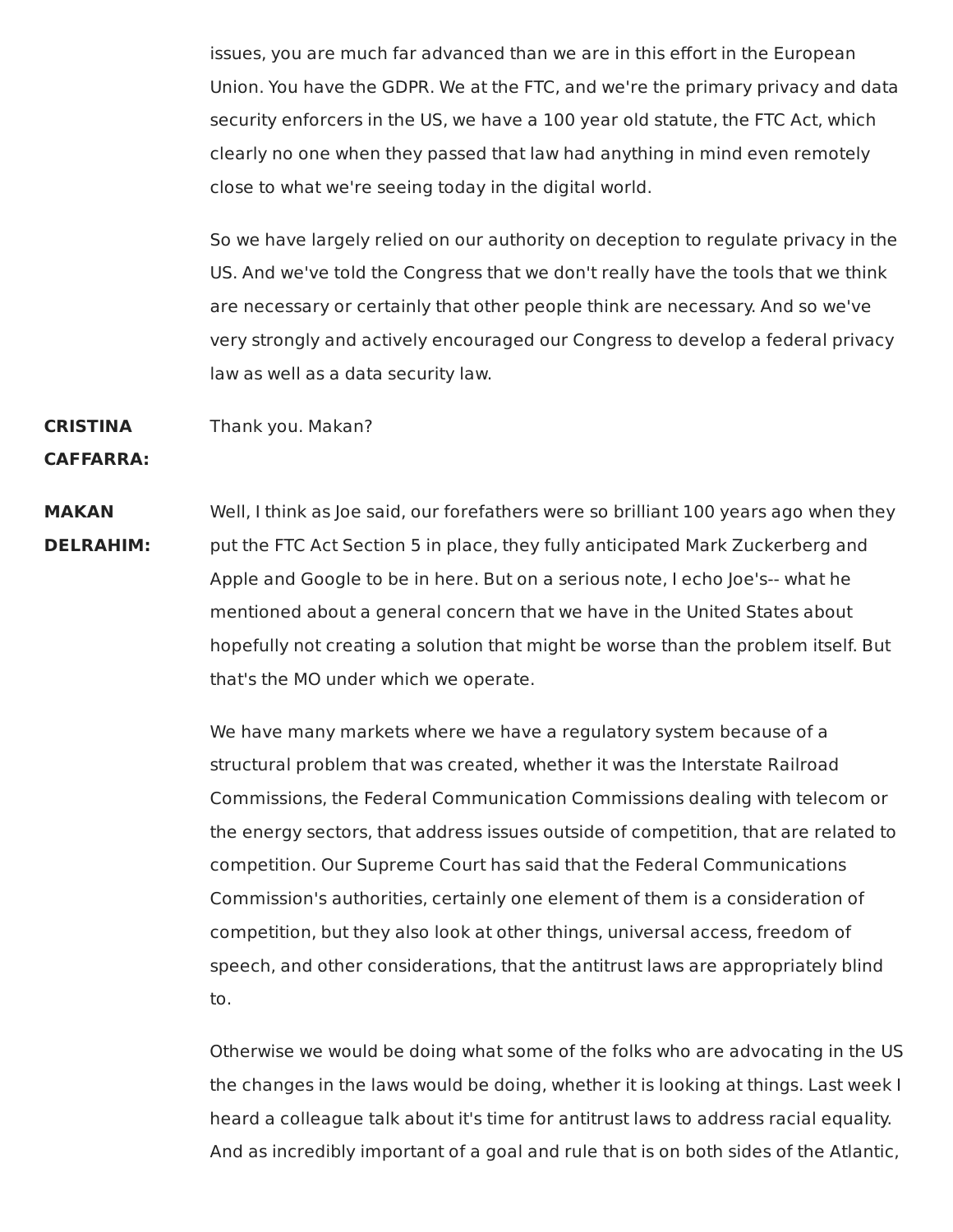issues, you are much far advanced than we are in this effort in the European Union. You have the GDPR. We at the FTC, and we're the primary privacy and data security enforcers in the US, we have a 100 year old statute, the FTC Act, which clearly no one when they passed that law had anything in mind even remotely close to what we're seeing today in the digital world.

So we have largely relied on our authority on deception to regulate privacy in the US. And we've told the Congress that we don't really have the tools that we think are necessary or certainly that other people think are necessary. And so we've very strongly and actively encouraged our Congress to develop a federal privacy law as well as a data security law.

**CRISTINA CAFFARRA:** Thank you. Makan?

**MAKAN DELRAHIM:** Well, I think as Joe said, our forefathers were so brilliant 100 years ago when they put the FTC Act Section 5 in place, they fully anticipated Mark Zuckerberg and Apple and Google to be in here. But on a serious note, I echo Joe's-- what he mentioned about a general concern that we have in the United States about hopefully not creating a solution that might be worse than the problem itself. But that's the MO under which we operate.

We have many markets where we have a regulatory system because of a structural problem that was created, whether it was the Interstate Railroad Commissions, the Federal Communication Commissions dealing with telecom or the energy sectors, that address issues outside of competition, that are related to competition. Our Supreme Court has said that the Federal Communications Commission's authorities, certainly one element of them is a consideration of competition, but they also look at other things, universal access, freedom of speech, and other considerations, that the antitrust laws are appropriately blind to.

Otherwise we would be doing what some of the folks who are advocating in the US the changes in the laws would be doing, whether it is looking at things. Last week I heard a colleague talk about it's time for antitrust laws to address racial equality. And as incredibly important of a goal and rule that is on both sides of the Atlantic,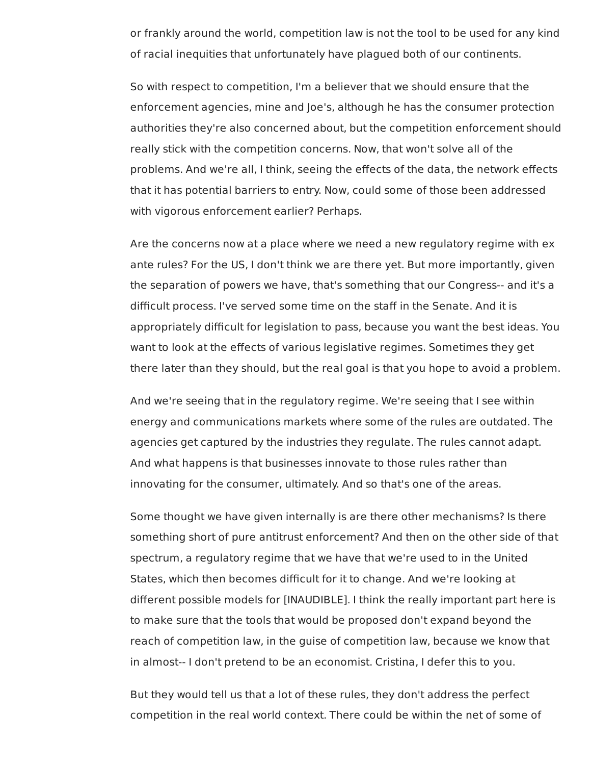or frankly around the world, competition law is not the tool to be used for any kind of racial inequities that unfortunately have plagued both of our continents.

So with respect to competition, I'm a believer that we should ensure that the enforcement agencies, mine and Joe's, although he has the consumer protection authorities they're also concerned about, but the competition enforcement should really stick with the competition concerns. Now, that won't solve all of the problems. And we're all, I think, seeing the effects of the data, the network effects that it has potential barriers to entry. Now, could some of those been addressed with vigorous enforcement earlier? Perhaps.

Are the concerns now at a place where we need a new regulatory regime with ex ante rules? For the US, I don't think we are there yet. But more importantly, given the separation of powers we have, that's something that our Congress-- and it's a difficult process. I've served some time on the staff in the Senate. And it is appropriately difficult for legislation to pass, because you want the best ideas. You want to look at the effects of various legislative regimes. Sometimes they get there later than they should, but the real goal is that you hope to avoid a problem.

And we're seeing that in the regulatory regime. We're seeing that I see within energy and communications markets where some of the rules are outdated. The agencies get captured by the industries they regulate. The rules cannot adapt. And what happens is that businesses innovate to those rules rather than innovating for the consumer, ultimately. And so that's one of the areas.

Some thought we have given internally is are there other mechanisms? Is there something short of pure antitrust enforcement? And then on the other side of that spectrum, a regulatory regime that we have that we're used to in the United States, which then becomes difficult for it to change. And we're looking at different possible models for [INAUDIBLE]. I think the really important part here is to make sure that the tools that would be proposed don't expand beyond the reach of competition law, in the guise of competition law, because we know that in almost-- I don't pretend to be an economist. Cristina, I defer this to you.

But they would tell us that a lot of these rules, they don't address the perfect competition in the real world context. There could be within the net of some of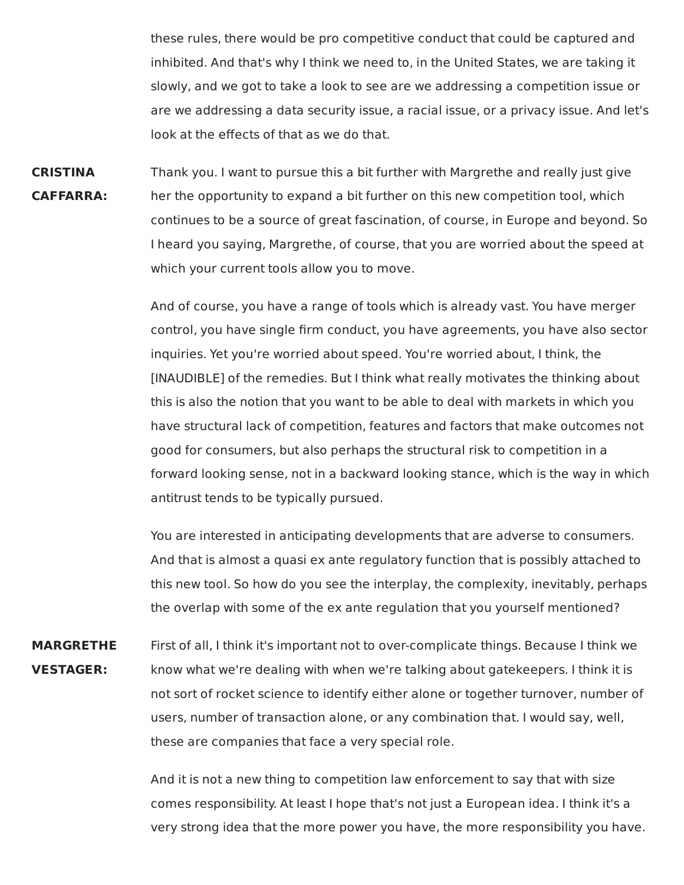these rules, there would be pro competitive conduct that could be captured and inhibited. And that's why I think we need to, in the United States, we are taking it slowly, and we got to take a look to see are we addressing a competition issue or are we addressing a data security issue, a racial issue, or a privacy issue. And let's look at the effects of that as we do that.

**CRISTINA CAFFARRA:** Thank you. I want to pursue this a bit further with Margrethe and really just give her the opportunity to expand a bit further on this new competition tool, which continues to be a source of great fascination, of course, in Europe and beyond. So I heard you saying, Margrethe, of course, that you are worried about the speed at which your current tools allow you to move.

And of course, you have a range of tools which is already vast. You have merger control, you have single firm conduct, you have agreements, you have also sector inquiries. Yet you're worried about speed. You're worried about, I think, the [INAUDIBLE] of the remedies. But I think what really motivates the thinking about this is also the notion that you want to be able to deal with markets in which you have structural lack of competition, features and factors that make outcomes not good for consumers, but also perhaps the structural risk to competition in a forward looking sense, not in a backward looking stance, which is the way in which antitrust tends to be typically pursued.

You are interested in anticipating developments that are adverse to consumers. And that is almost a quasi ex ante regulatory function that is possibly attached to this new tool. So how do you see the interplay, the complexity, inevitably, perhaps the overlap with some of the ex ante regulation that you yourself mentioned?

**MARGRETHE VESTAGER:** First of all, I think it's important not to over-complicate things. Because I think we know what we're dealing with when we're talking about gatekeepers. I think it is not sort of rocket science to identify either alone or together turnover, number of users, number of transaction alone, or any combination that. I would say, well, these are companies that face a very special role.

And it is not a new thing to competition law enforcement to say that with size comes responsibility. At least I hope that's not just a European idea. I think it's a very strong idea that the more power you have, the more responsibility you have.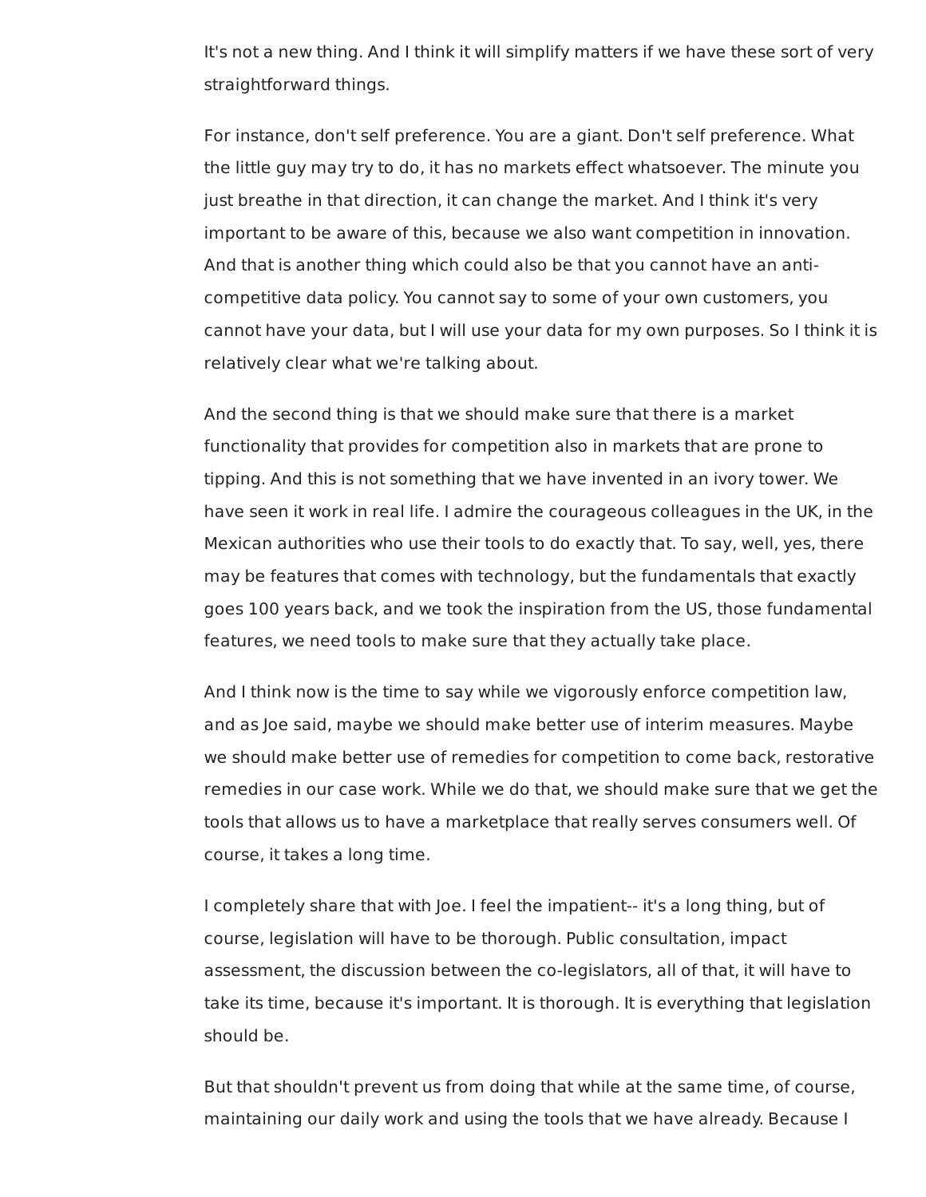It's not a new thing. And I think it will simplify matters if we have these sort of very straightforward things.

For instance, don't self preference. You are a giant. Don't self preference. What the little guy may try to do, it has no markets effect whatsoever. The minute you just breathe in that direction, it can change the market. And I think it's very important to be aware of this, because we also want competition in innovation. And that is another thing which could also be that you cannot have an anti-competitive data policy. You cannot say to some of your own customers, you cannot have your data, but I will use your data for my own purposes. So I think it is relatively clear what we're talking about.

And the second thing is that we should make sure that there is a market functionality that provides for competition also in markets that are prone to tipping. And this is not something that we have invented in an ivory tower. We have seen it work in real life. I admire the courageous colleagues in the UK, in the Mexican authorities who use their tools to do exactly that. To say, well, yes, there may be features that comes with technology, but the fundamentals that exactly goes 100 years back, and we took the inspiration from the US, those fundamental features, we need tools to make sure that they actually take place.

And I think now is the time to say while we vigorously enforce competition law, and as Joe said, maybe we should make better use of interim measures. Maybe we should make better use of remedies for competition to come back, restorative remedies in our case work. While we do that, we should make sure that we get the tools that allows us to have a marketplace that really serves consumers well. Of course, it takes a long time.

I completely share that with Joe. I feel the impatient-- it's a long thing, but of course, legislation will have to be thorough. Public consultation, impact assessment, the discussion between the co-legislators, all of that, it will have to take its time, because it's important. It is thorough. It is everything that legislation should be.

But that shouldn't prevent us from doing that while at the same time, of course, maintaining our daily work and using the tools that we have already. Because I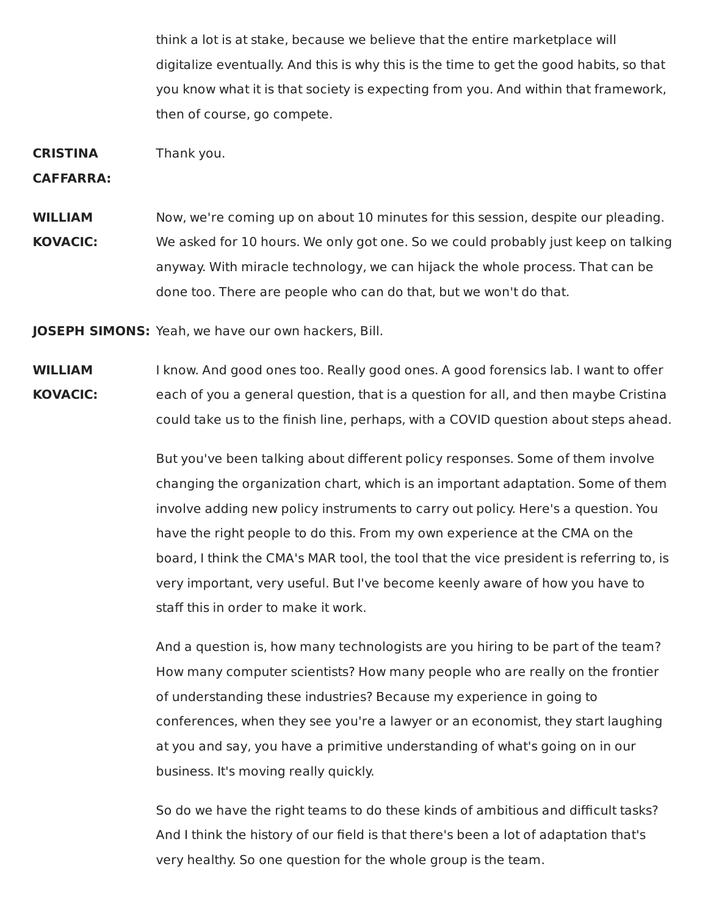think a lot is at stake, because we believe that the entire marketplace will digitalize eventually. And this is why this is the time to get the good habits, so that you know what it is that society is expecting from you. And within that framework, then of course, go compete.

**CRISTINA CAFFARRA:** Thank you.

**WILLIAM KOVACIC:** Now, we're coming up on about 10 minutes for this session, despite our pleading. We asked for 10 hours. We only got one. So we could probably just keep on talking anyway. With miracle technology, we can hijack the whole process. That can be done too. There are people who can do that, but we won't do that.

**JOSEPH SIMONS:** Yeah, we have our own hackers, Bill.

**WILLIAM KOVACIC:** I know. And good ones too. Really good ones. A good forensics lab. I want to offer each of you a general question, that is a question for all, and then maybe Cristina could take us to the finish line, perhaps, with a COVID question about steps ahead.

But you've been talking about different policy responses. Some of them involve changing the organization chart, which is an important adaptation. Some of them involve adding new policy instruments to carry out policy. Here's a question. You have the right people to do this. From my own experience at the CMA on the board, I think the CMA's MAR tool, the tool that the vice president is referring to, is very important, very useful. But I've become keenly aware of how you have to staff this in order to make it work.

And a question is, how many technologists are you hiring to be part of the team? How many computer scientists? How many people who are really on the frontier of understanding these industries? Because my experience in going to conferences, when they see you're a lawyer or an economist, they start laughing at you and say, you have a primitive understanding of what's going on in our business. It's moving really quickly.

So do we have the right teams to do these kinds of ambitious and difficult tasks? And I think the history of our field is that there's been a lot of adaptation that's very healthy. So one question for the whole group is the team.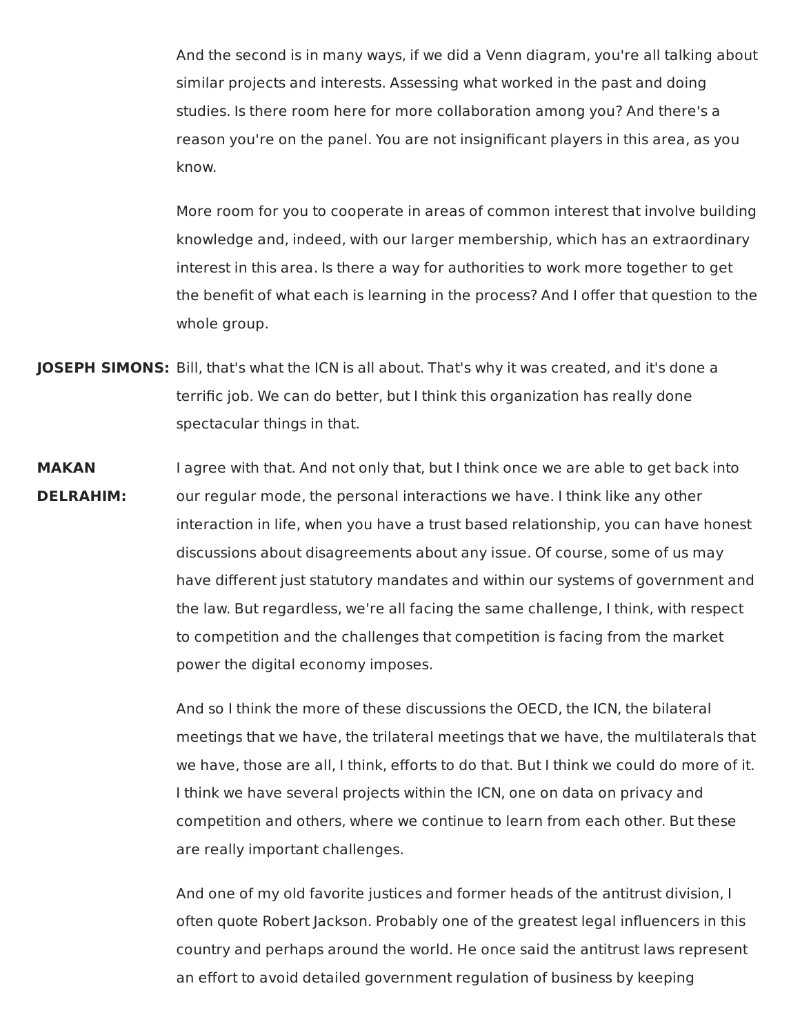And the second is in many ways, if we did a Venn diagram, you're all talking about similar projects and interests. Assessing what worked in the past and doing studies. Is there room here for more collaboration among you? And there's a reason you're on the panel. You are not insignificant players in this area, as you know.

More room for you to cooperate in areas of common interest that involve building knowledge and, indeed, with our larger membership, which has an extraordinary interest in this area. Is there a way for authorities to work more together to get the benefit of what each is learning in the process? And I offer that question to the whole group.

**JOSEPH SIMONS:** Bill, that's what the ICN is all about. That's why it was created, and it's done a terrific job. We can do better, but I think this organization has really done spectacular things in that.

**MAKAN DELRAHIM:** I agree with that. And not only that, but I think once we are able to get back into our regular mode, the personal interactions we have. I think like any other interaction in life, when you have a trust based relationship, you can have honest discussions about disagreements about any issue. Of course, some of us may have different just statutory mandates and within our systems of government and the law. But regardless, we're all facing the same challenge, I think, with respect to competition and the challenges that competition is facing from the market power the digital economy imposes.

And so I think the more of these discussions the OECD, the ICN, the bilateral meetings that we have, the trilateral meetings that we have, the multilaterals that we have, those are all, I think, efforts to do that. But I think we could do more of it. I think we have several projects within the ICN, one on data on privacy and competition and others, where we continue to learn from each other. But these are really important challenges.

And one of my old favorite justices and former heads of the antitrust division, I often quote Robert Jackson. Probably one of the greatest legal influencers in this country and perhaps around the world. He once said the antitrust laws represent an effort to avoid detailed government regulation of business by keeping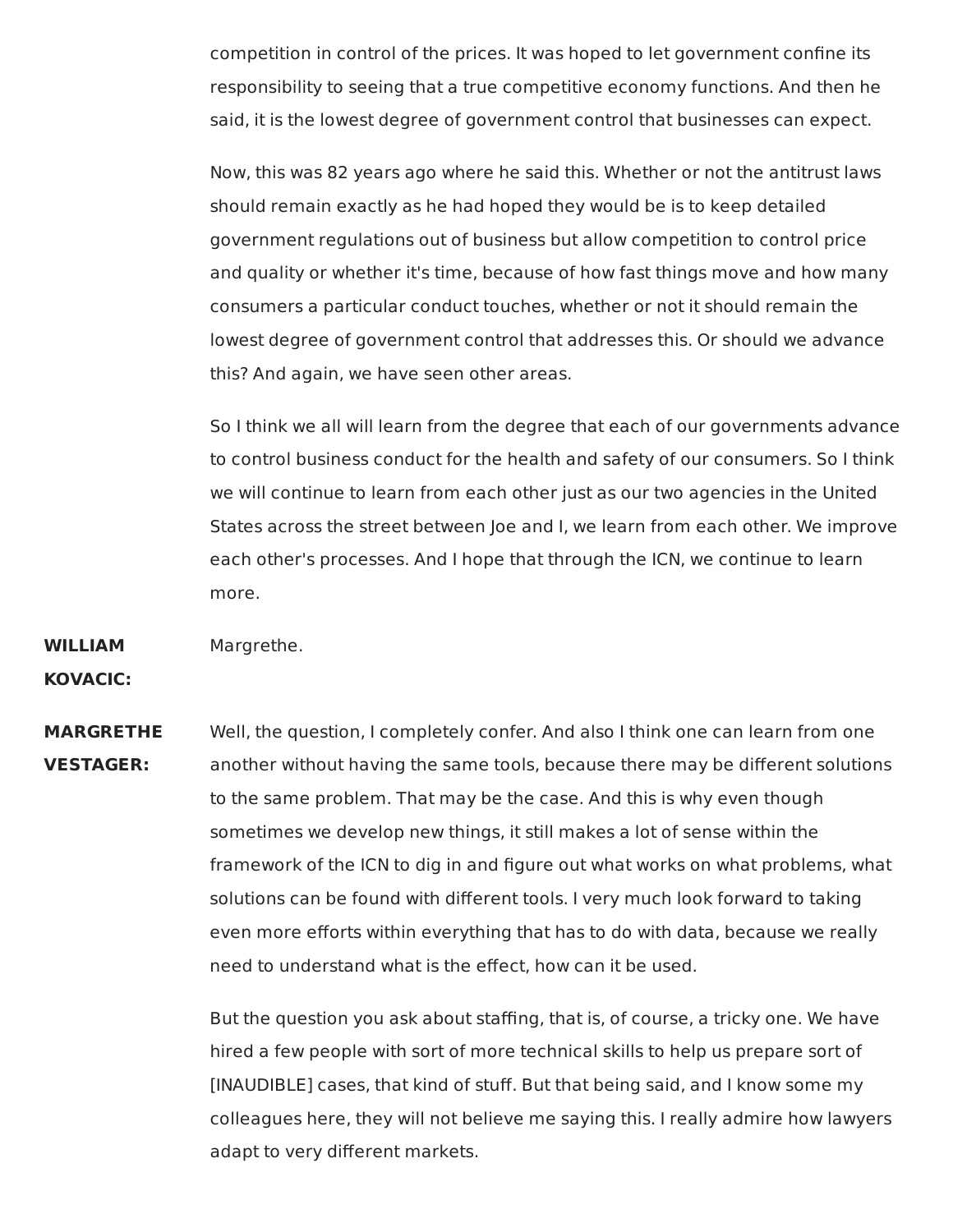competition in control of the prices. It was hoped to let government confine its responsibility to seeing that a true competitive economy functions. And then he said, it is the lowest degree of government control that businesses can expect.

Now, this was 82 years ago where he said this. Whether or not the antitrust laws should remain exactly as he had hoped they would be is to keep detailed government regulations out of business but allow competition to control price and quality or whether it's time, because of how fast things move and how many consumers a particular conduct touches, whether or not it should remain the lowest degree of government control that addresses this. Or should we advance this? And again, we have seen other areas.

So I think we all will learn from the degree that each of our governments advance to control business conduct for the health and safety of our consumers. So I think we will continue to learn from each other just as our two agencies in the United States across the street between Joe and I, we learn from each other. We improve each other's processes. And I hope that through the ICN, we continue to learn more.

**WILLIAM KOVACIC:** Margrethe.

**MARGRETHE VESTAGER:** Well, the question, I completely confer. And also I think one can learn from one another without having the same tools, because there may be different solutions to the same problem. That may be the case. And this is why even though sometimes we develop new things, it still makes a lot of sense within the framework of the ICN to dig in and figure out what works on what problems, what solutions can be found with different tools. I very much look forward to taking even more efforts within everything that has to do with data, because we really need to understand what is the effect, how can it be used.

But the question you ask about staffing, that is, of course, a tricky one. We have hired a few people with sort of more technical skills to help us prepare sort of [INAUDIBLE] cases, that kind of stuff. But that being said, and I know some my colleagues here, they will not believe me saying this. I really admire how lawyers adapt to very different markets.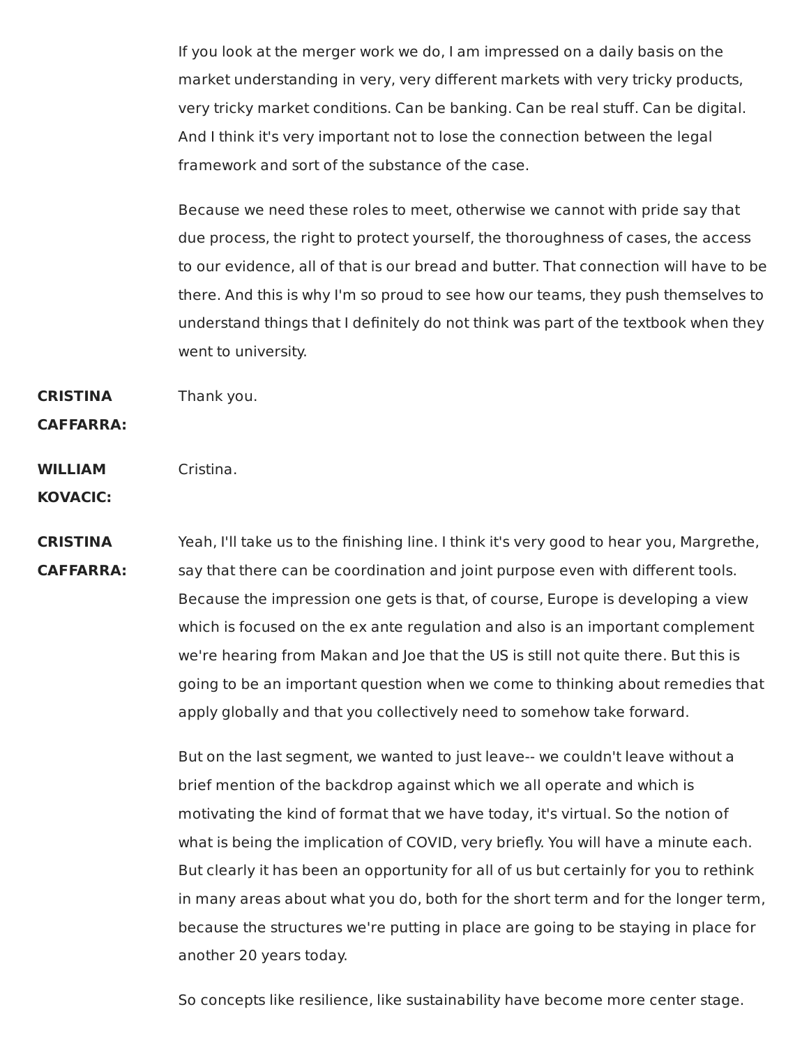If you look at the merger work we do, I am impressed on a daily basis on the market understanding in very, very different markets with very tricky products, very tricky market conditions. Can be banking. Can be real stuff. Can be digital. And I think it's very important not to lose the connection between the legal framework and sort of the substance of the case.

Because we need these roles to meet, otherwise we cannot with pride say that due process, the right to protect yourself, the thoroughness of cases, the access to our evidence, all of that is our bread and butter. That connection will have to be there. And this is why I'm so proud to see how our teams, they push themselves to understand things that I definitely do not think was part of the textbook when they went to university.

**CRISTINA CAFFARRA:** Thank you.

**WILLIAM KOVACIC:** Cristina.

**CRISTINA CAFFARRA:** Yeah, I'll take us to the finishing line. I think it's very good to hear you, Margrethe, say that there can be coordination and joint purpose even with different tools. Because the impression one gets is that, of course, Europe is developing a view which is focused on the ex ante regulation and also is an important complement we're hearing from Makan and Joe that the US is still not quite there. But this is going to be an important question when we come to thinking about remedies that apply globally and that you collectively need to somehow take forward.

But on the last segment, we wanted to just leave-- we couldn't leave without a brief mention of the backdrop against which we all operate and which is motivating the kind of format that we have today, it's virtual. So the notion of what is being the implication of COVID, very briefly. You will have a minute each. But clearly it has been an opportunity for all of us but certainly for you to rethink in many areas about what you do, both for the short term and for the longer term, because the structures we're putting in place are going to be staying in place for another 20 years today.

So concepts like resilience, like sustainability have become more center stage.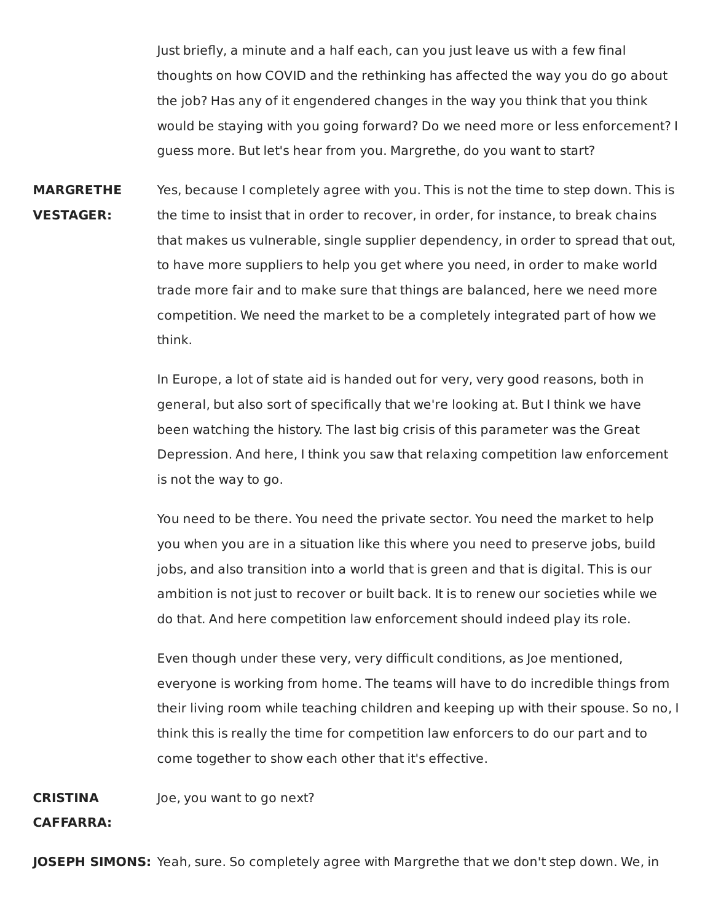Just briefly, a minute and a half each, can you just leave us with a few final thoughts on how COVID and the rethinking has affected the way you do go about the job? Has any of it engendered changes in the way you think that you think would be staying with you going forward? Do we need more or less enforcement? I guess more. But let's hear from you. Margrethe, do you want to start?

**MARGRETHE VESTAGER:** Yes, because I completely agree with you. This is not the time to step down. This is the time to insist that in order to recover, in order, for instance, to break chains that makes us vulnerable, single supplier dependency, in order to spread that out, to have more suppliers to help you get where you need, in order to make world trade more fair and to make sure that things are balanced, here we need more competition. We need the market to be a completely integrated part of how we think.

In Europe, a lot of state aid is handed out for very, very good reasons, both in general, but also sort of specifically that we're looking at. But I think we have been watching the history. The last big crisis of this parameter was the Great Depression. And here, I think you saw that relaxing competition law enforcement is not the way to go.

You need to be there. You need the private sector. You need the market to help you when you are in a situation like this where you need to preserve jobs, build jobs, and also transition into a world that is green and that is digital. This is our ambition is not just to recover or built back. It is to renew our societies while we do that. And here competition law enforcement should indeed play its role.

Even though under these very, very difficult conditions, as Joe mentioned, everyone is working from home. The teams will have to do incredible things from their living room while teaching children and keeping up with their spouse. So no, I think this is really the time for competition law enforcers to do our part and to come together to show each other that it's effective.

**CRISTINA CAFFARRA:** Joe, you want to go next?

**JOSEPH SIMONS:** Yeah, sure. So completely agree with Margrethe that we don't step down. We, in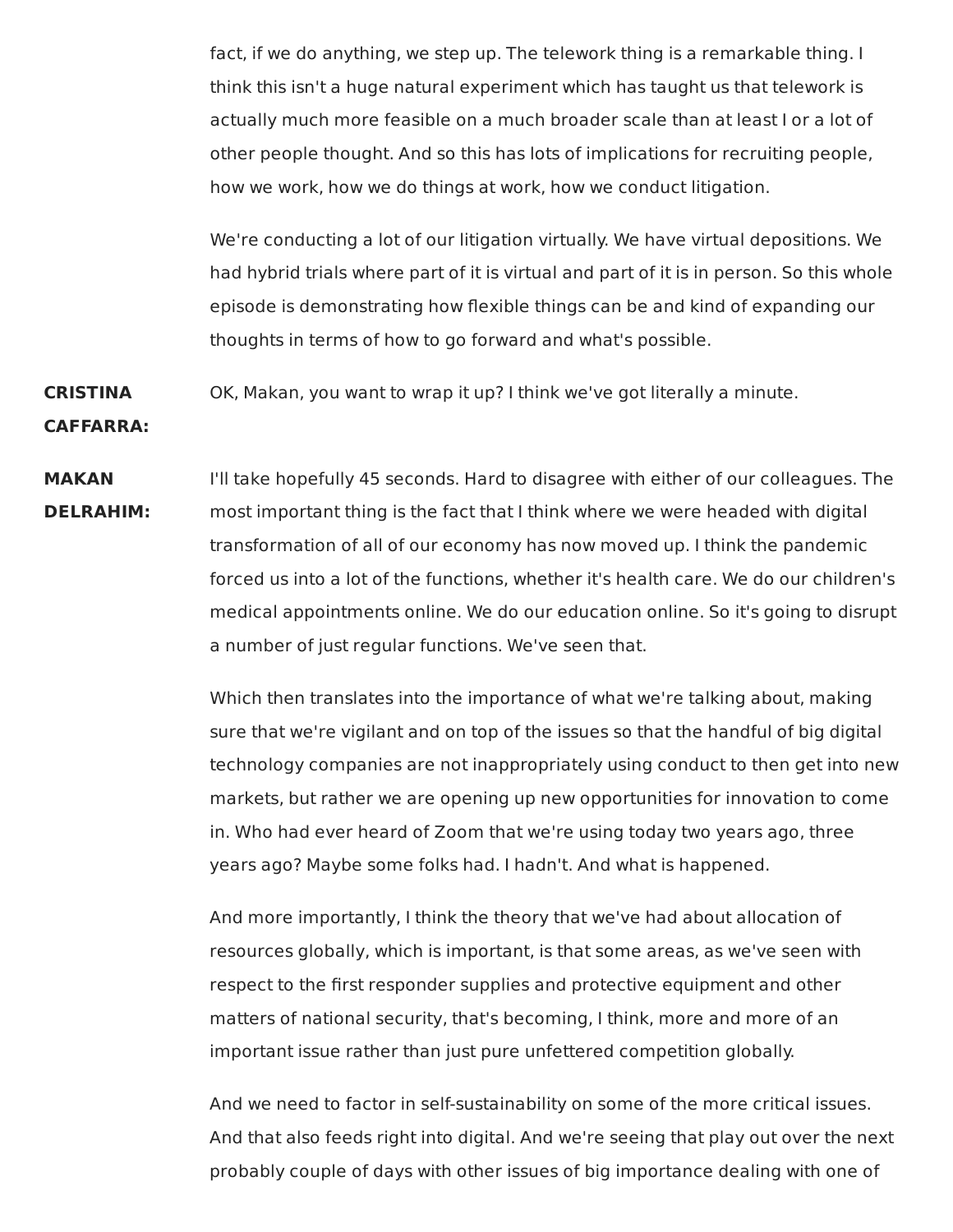fact, if we do anything, we step up. The telework thing is a remarkable thing. I think this isn't a huge natural experiment which has taught us that telework is actually much more feasible on a much broader scale than at least I or a lot of other people thought. And so this has lots of implications for recruiting people, how we work, how we do things at work, how we conduct litigation.

We're conducting a lot of our litigation virtually. We have virtual depositions. We had hybrid trials where part of it is virtual and part of it is in person. So this whole episode is demonstrating how flexible things can be and kind of expanding our thoughts in terms of how to go forward and what's possible.

**CRISTINA CAFFARRA:** OK, Makan, you want to wrap it up? I think we've got literally a minute.

**MAKAN DELRAHIM:** I'll take hopefully 45 seconds. Hard to disagree with either of our colleagues. The most important thing is the fact that I think where we were headed with digital transformation of all of our economy has now moved up. I think the pandemic forced us into a lot of the functions, whether it's health care. We do our children's medical appointments online. We do our education online. So it's going to disrupt a number of just regular functions. We've seen that.

Which then translates into the importance of what we're talking about, making sure that we're vigilant and on top of the issues so that the handful of big digital technology companies are not inappropriately using conduct to then get into new markets, but rather we are opening up new opportunities for innovation to come in. Who had ever heard of Zoom that we're using today two years ago, three years ago? Maybe some folks had. I hadn't. And what is happened.

And more importantly, I think the theory that we've had about allocation of resources globally, which is important, is that some areas, as we've seen with respect to the first responder supplies and protective equipment and other matters of national security, that's becoming, I think, more and more of an important issue rather than just pure unfettered competition globally.

And we need to factor in self-sustainability on some of the more critical issues. And that also feeds right into digital. And we're seeing that play out over the next probably couple of days with other issues of big importance dealing with one of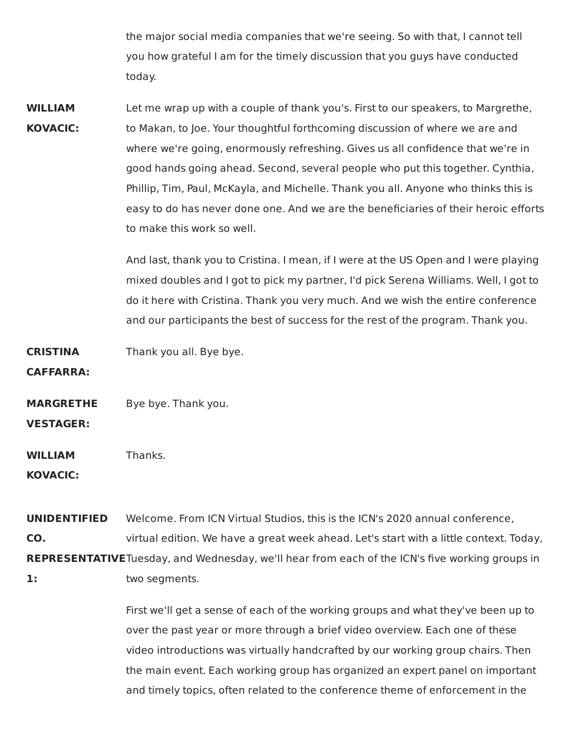the major social media companies that we're seeing. So with that, I cannot tell you how grateful I am for the timely discussion that you guys have conducted today.

**WILLIAM KOVACIC:** Let me wrap up with a couple of thank you's. First to our speakers, to Margrethe, to Makan, to Joe. Your thoughtful forthcoming discussion of where we are and where we're going, enormously refreshing. Gives us all confidence that we're in good hands going ahead. Second, several people who put this together. Cynthia, Phillip, Tim, Paul, McKayla, and Michelle. Thank you all. Anyone who thinks this is easy to do has never done one. And we are the beneficiaries of their heroic efforts to make this work so well.

And last, thank you to Cristina. I mean, if I were at the US Open and I were playing mixed doubles and I got to pick my partner, I'd pick Serena Williams. Well, I got to do it here with Cristina. Thank you very much. And we wish the entire conference and our participants the best of success for the rest of the program. Thank you.

**CRISTINA CAFFARRA:** Thank you all. Bye bye.

**MARGRETHE VESTAGER:** Bye bye. Thank you.

**WILLIAM KOVACIC:** Thanks.

**UNIDENTIFIED CO. REPRESENTATIVE 1:** Welcome. From ICN Virtual Studios, this is the ICN's 2020 annual conference, virtual edition. We have a great week ahead. Let's start with a little context. Today, Tuesday, and Wednesday, we'll hear from each of the ICN's five working groups in two segments.

First we'll get a sense of each of the working groups and what they've been up to over the past year or more through a brief video overview. Each one of these video introductions was virtually handcrafted by our working group chairs. Then the main event. Each working group has organized an expert panel on important and timely topics, often related to the conference theme of enforcement in the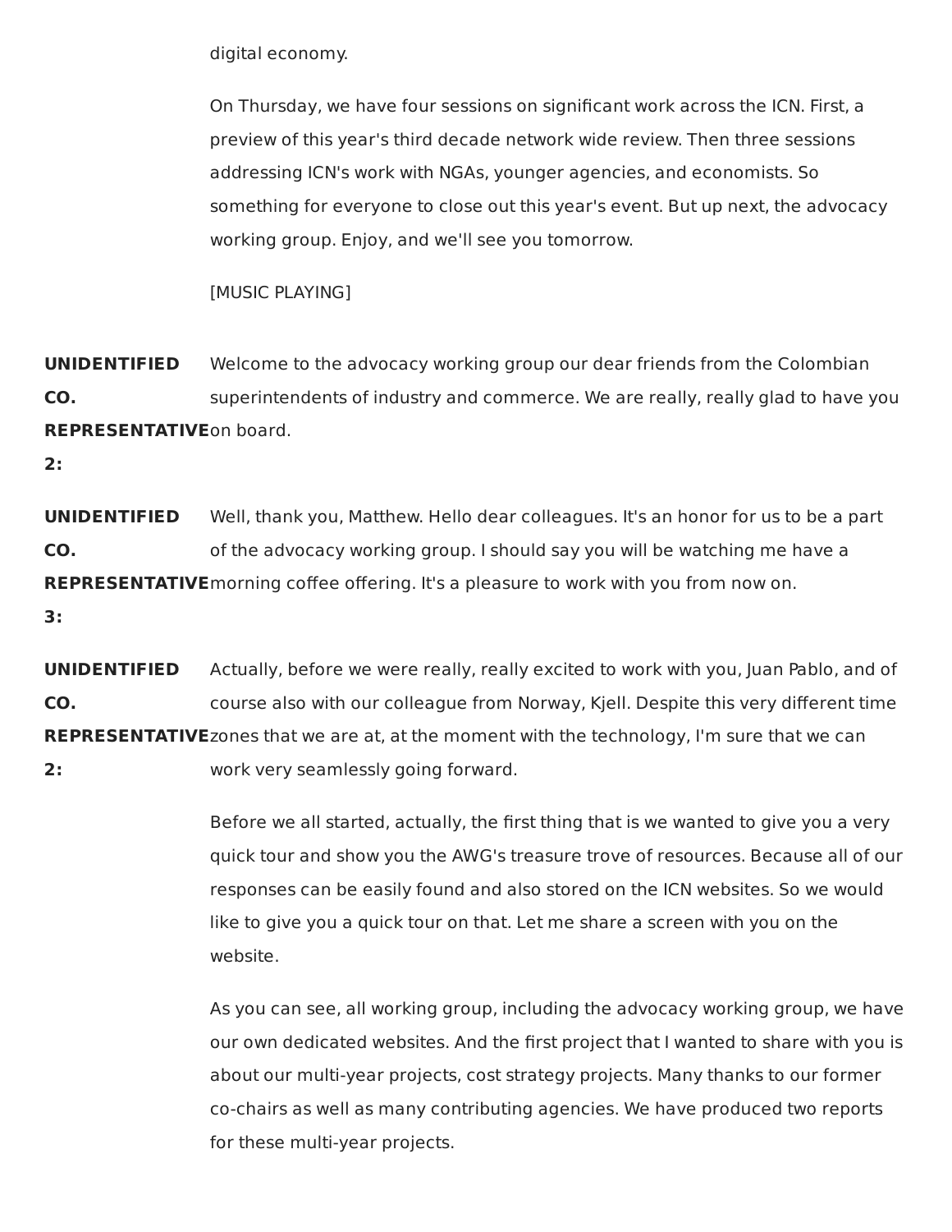digital economy.

On Thursday, we have four sessions on significant work across the ICN. First, a preview of this year's third decade network wide review. Then three sessions addressing ICN's work with NGAs, younger agencies, and economists. So something for everyone to close out this year's event. But up next, the advocacy working group. Enjoy, and we'll see you tomorrow.

[MUSIC PLAYING]

**UNIDENTIFIED CO. REPRESENTATIVE 2:** Welcome to the advocacy working group our dear friends from the Colombian superintendents of industry and commerce. We are really, really glad to have you on board.

**UNIDENTIFIED CO. REPRESENTATIVE 3:** Well, thank you, Matthew. Hello dear colleagues. It's an honor for us to be a part of the advocacy working group. I should say you will be watching me have a morning coffee offering. It's a pleasure to work with you from now on.

**UNIDENTIFIED CO. REPRESENTATIVE 2:** Actually, before we were really, really excited to work with you, Juan Pablo, and of course also with our colleague from Norway, Kjell. Despite this very different time zones that we are at, at the moment with the technology, I'm sure that we can work very seamlessly going forward.

Before we all started, actually, the first thing that is we wanted to give you a very quick tour and show you the AWG's treasure trove of resources. Because all of our responses can be easily found and also stored on the ICN websites. So we would like to give you a quick tour on that. Let me share a screen with you on the website.

As you can see, all working group, including the advocacy working group, we have our own dedicated websites. And the first project that I wanted to share with you is about our multi-year projects, cost strategy projects. Many thanks to our former co-chairs as well as many contributing agencies. We have produced two reports for these multi-year projects.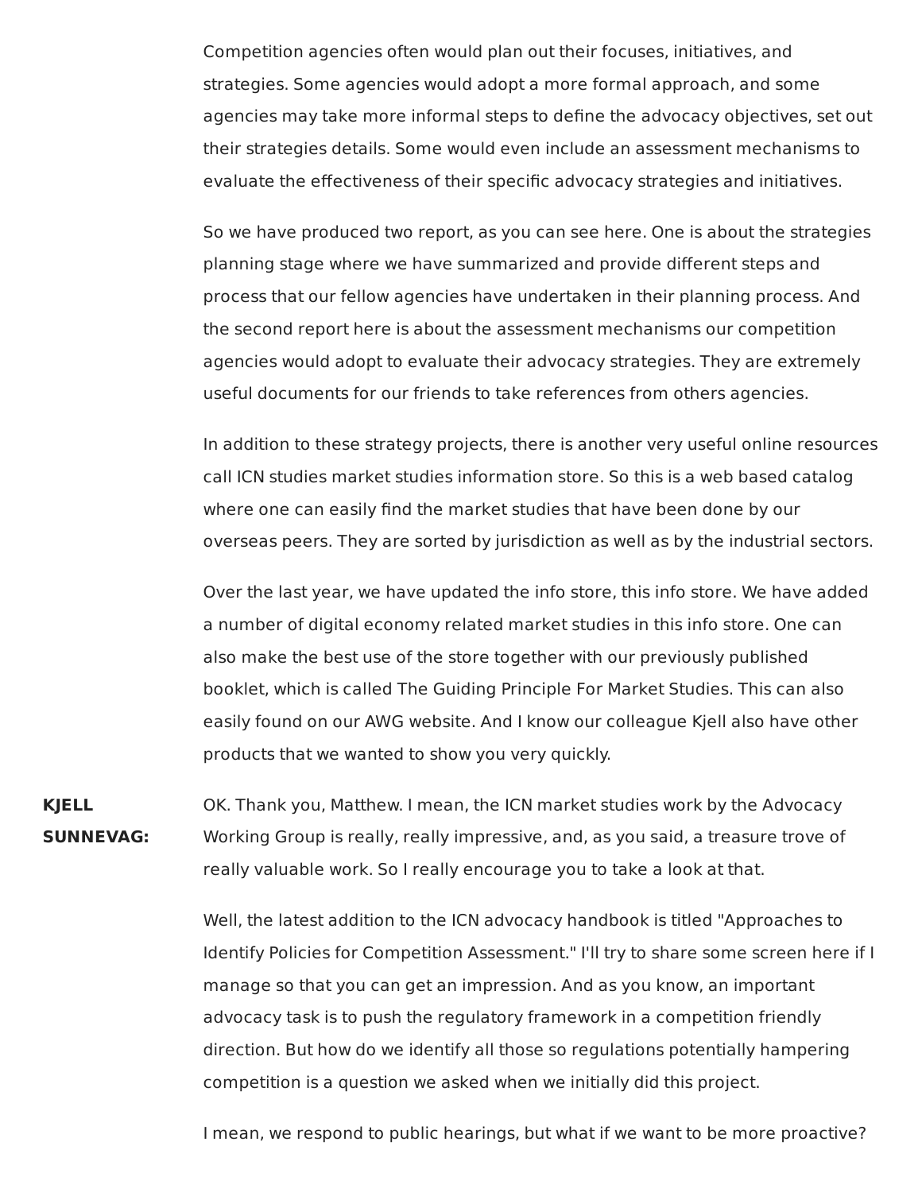Competition agencies often would plan out their focuses, initiatives, and strategies. Some agencies would adopt a more formal approach, and some agencies may take more informal steps to define the advocacy objectives, set out their strategies details. Some would even include an assessment mechanisms to evaluate the effectiveness of their specific advocacy strategies and initiatives.

So we have produced two report, as you can see here. One is about the strategies planning stage where we have summarized and provide different steps and process that our fellow agencies have undertaken in their planning process. And the second report here is about the assessment mechanisms our competition agencies would adopt to evaluate their advocacy strategies. They are extremely useful documents for our friends to take references from others agencies.

In addition to these strategy projects, there is another very useful online resources call ICN studies market studies information store. So this is a web based catalog where one can easily find the market studies that have been done by our overseas peers. They are sorted by jurisdiction as well as by the industrial sectors.

Over the last year, we have updated the info store, this info store. We have added a number of digital economy related market studies in this info store. One can also make the best use of the store together with our previously published booklet, which is called The Guiding Principle For Market Studies. This can also easily found on our AWG website. And I know our colleague Kjell also have other products that we wanted to show you very quickly.

**KJELL SUNNEVAG:** OK. Thank you, Matthew. I mean, the ICN market studies work by the Advocacy Working Group is really, really impressive, and, as you said, a treasure trove of really valuable work. So I really encourage you to take a look at that.

Well, the latest addition to the ICN advocacy handbook is titled "Approaches to Identify Policies for Competition Assessment." I'll try to share some screen here if I manage so that you can get an impression. And as you know, an important advocacy task is to push the regulatory framework in a competition friendly direction. But how do we identify all those so regulations potentially hampering competition is a question we asked when we initially did this project.

I mean, we respond to public hearings, but what if we want to be more proactive?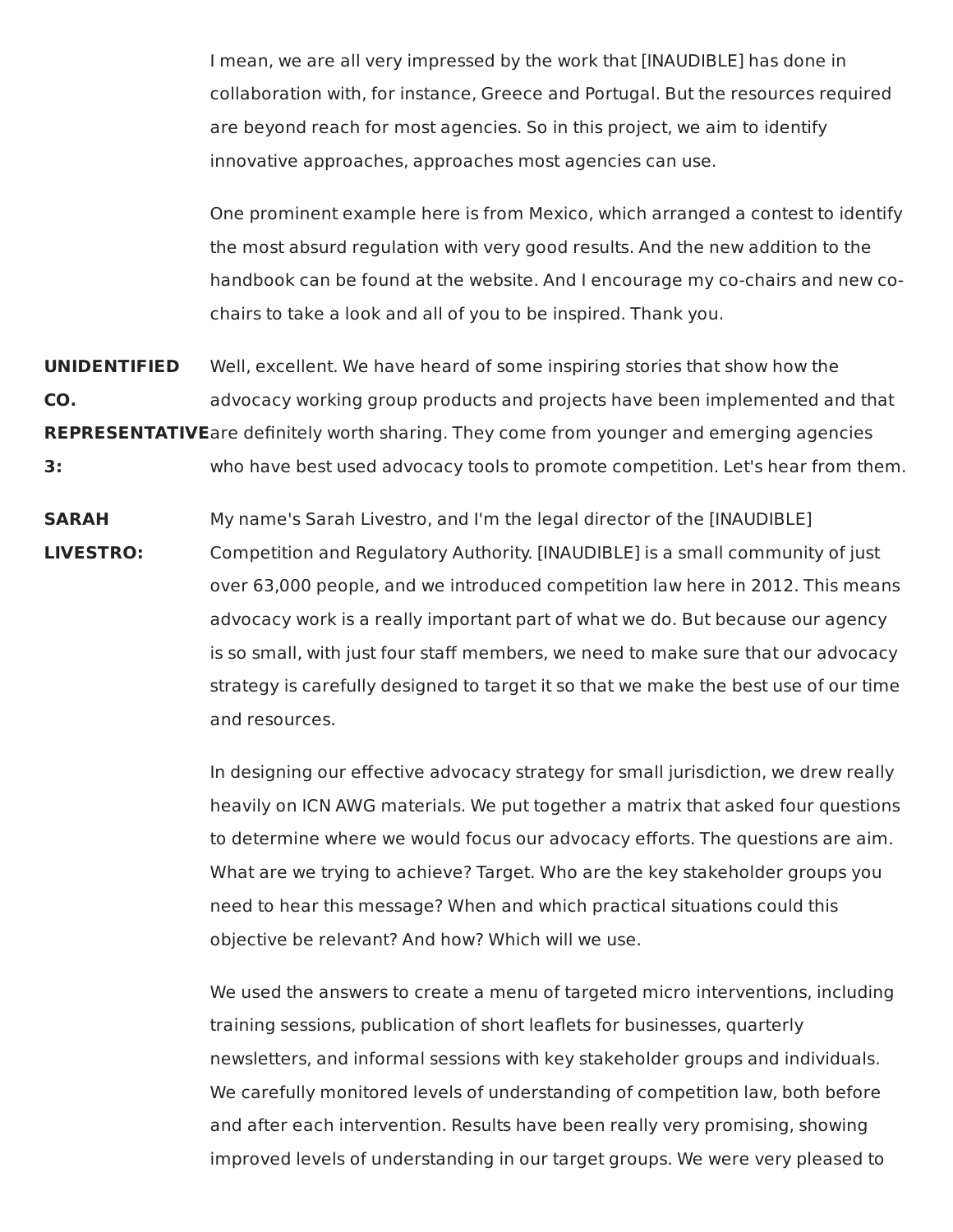I mean, we are all very impressed by the work that [INAUDIBLE] has done in collaboration with, for instance, Greece and Portugal. But the resources required are beyond reach for most agencies. So in this project, we aim to identify innovative approaches, approaches most agencies can use.

One prominent example here is from Mexico, which arranged a contest to identify the most absurd regulation with very good results. And the new addition to the handbook can be found at the website. And I encourage my co-chairs and new co-chairs to take a look and all of you to be inspired. Thank you.

**UNIDENTIFIED CO. REPRESENTATIVE 3:** Well, excellent. We have heard of some inspiring stories that show how the advocacy working group products and projects have been implemented and that are definitely worth sharing. They come from younger and emerging agencies who have best used advocacy tools to promote competition. Let's hear from them.

**SARAH LIVESTRO:** My name's Sarah Livestro, and I'm the legal director of the [INAUDIBLE] Competition and Regulatory Authority. [INAUDIBLE] is a small community of just over 63,000 people, and we introduced competition law here in 2012. This means advocacy work is a really important part of what we do. But because our agency is so small, with just four staff members, we need to make sure that our advocacy strategy is carefully designed to target it so that we make the best use of our time and resources.

In designing our effective advocacy strategy for small jurisdiction, we drew really heavily on ICN AWG materials. We put together a matrix that asked four questions to determine where we would focus our advocacy efforts. The questions are aim. What are we trying to achieve? Target. Who are the key stakeholder groups you need to hear this message? When and which practical situations could this objective be relevant? And how? Which will we use.

We used the answers to create a menu of targeted micro interventions, including training sessions, publication of short leaflets for businesses, quarterly newsletters, and informal sessions with key stakeholder groups and individuals. We carefully monitored levels of understanding of competition law, both before and after each intervention. Results have been really very promising, showing improved levels of understanding in our target groups. We were very pleased to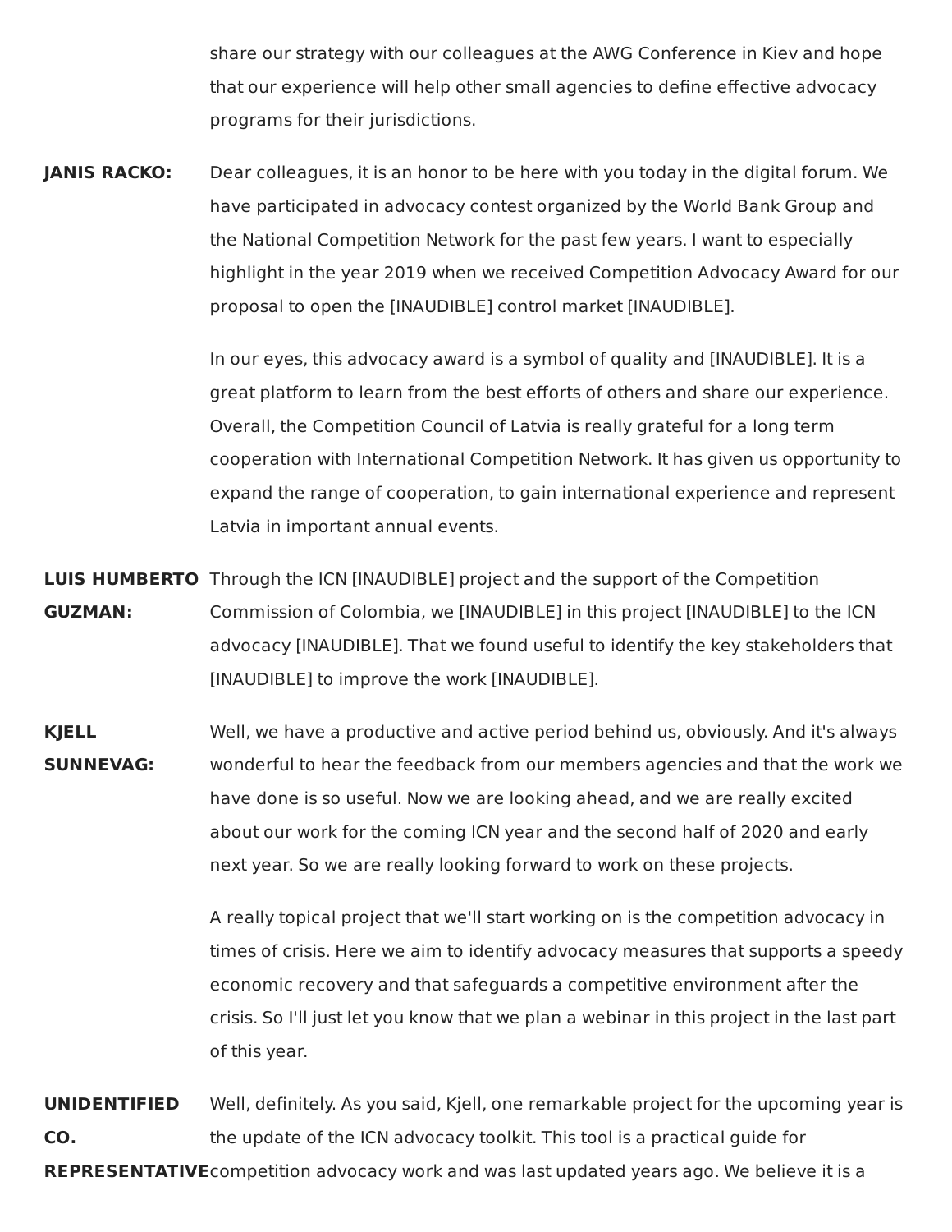share our strategy with our colleagues at the AWG Conference in Kiev and hope that our experience will help other small agencies to define effective advocacy programs for their jurisdictions.

**JANIS RACKO:** Dear colleagues, it is an honor to be here with you today in the digital forum. We have participated in advocacy contest organized by the World Bank Group and the National Competition Network for the past few years. I want to especially highlight in the year 2019 when we received Competition Advocacy Award for our proposal to open the [INAUDIBLE] control market [INAUDIBLE].

In our eyes, this advocacy award is a symbol of quality and [INAUDIBLE]. It is a great platform to learn from the best efforts of others and share our experience. Overall, the Competition Council of Latvia is really grateful for a long term cooperation with International Competition Network. It has given us opportunity to expand the range of cooperation, to gain international experience and represent Latvia in important annual events.

**LUIS HUMBERTO GUZMAN:** Through the ICN [INAUDIBLE] project and the support of the Competition Commission of Colombia, we [INAUDIBLE] in this project [INAUDIBLE] to the ICN advocacy [INAUDIBLE]. That we found useful to identify the key stakeholders that [INAUDIBLE] to improve the work [INAUDIBLE].

**KJELL SUNNEVAG:** Well, we have a productive and active period behind us, obviously. And it's always wonderful to hear the feedback from our members agencies and that the work we have done is so useful. Now we are looking ahead, and we are really excited about our work for the coming ICN year and the second half of 2020 and early next year. So we are really looking forward to work on these projects.

A really topical project that we'll start working on is the competition advocacy in times of crisis. Here we aim to identify advocacy measures that supports a speedy economic recovery and that safeguards a competitive environment after the crisis. So I'll just let you know that we plan a webinar in this project in the last part of this year.

**UNIDENTIFIED CO. REPRESENTATIVE:** Well, definitely. As you said, Kjell, one remarkable project for the upcoming year is the update of the ICN advocacy toolkit. This tool is a practical guide for competition advocacy work and was last updated years ago. We believe it is a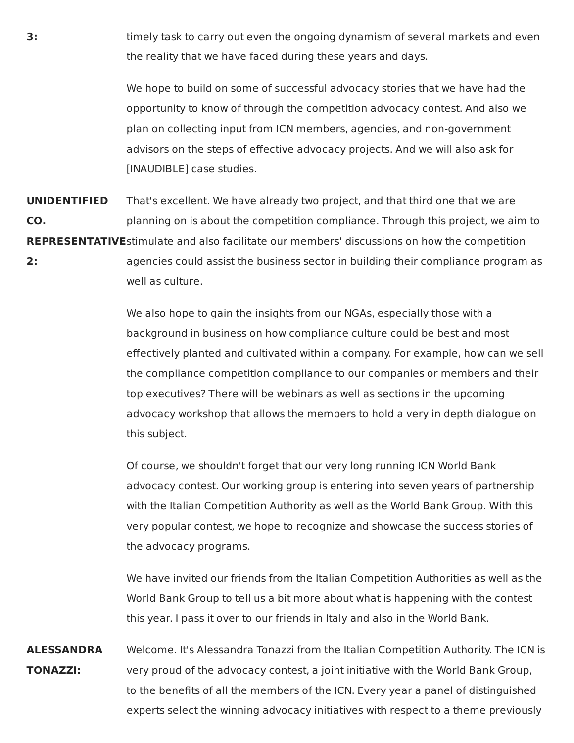**3:** timely task to carry out even the ongoing dynamism of several markets and even the reality that we have faced during these years and days.

We hope to build on some of successful advocacy stories that we have had the opportunity to know of through the competition advocacy contest. And also we plan on collecting input from ICN members, agencies, and non-government advisors on the steps of effective advocacy projects. And we will also ask for [INAUDIBLE] case studies.

**UNIDENTIFIED CO. REPRESENTATIVE 2:** That's excellent. We have already two project, and that third one that we are planning on is about the competition compliance. Through this project, we aim to stimulate and also facilitate our members' discussions on how the competition agencies could assist the business sector in building their compliance program as well as culture.

We also hope to gain the insights from our NGAs, especially those with a background in business on how compliance culture could be best and most effectively planted and cultivated within a company. For example, how can we sell the compliance competition compliance to our companies or members and their top executives? There will be webinars as well as sections in the upcoming advocacy workshop that allows the members to hold a very in depth dialogue on this subject.

Of course, we shouldn't forget that our very long running ICN World Bank advocacy contest. Our working group is entering into seven years of partnership with the Italian Competition Authority as well as the World Bank Group. With this very popular contest, we hope to recognize and showcase the success stories of the advocacy programs.

We have invited our friends from the Italian Competition Authorities as well as the World Bank Group to tell us a bit more about what is happening with the contest this year. I pass it over to our friends in Italy and also in the World Bank.

**ALESSANDRA TONAZZI:** Welcome. It's Alessandra Tonazzi from the Italian Competition Authority. The ICN is very proud of the advocacy contest, a joint initiative with the World Bank Group, to the benefits of all the members of the ICN. Every year a panel of distinguished experts select the winning advocacy initiatives with respect to a theme previously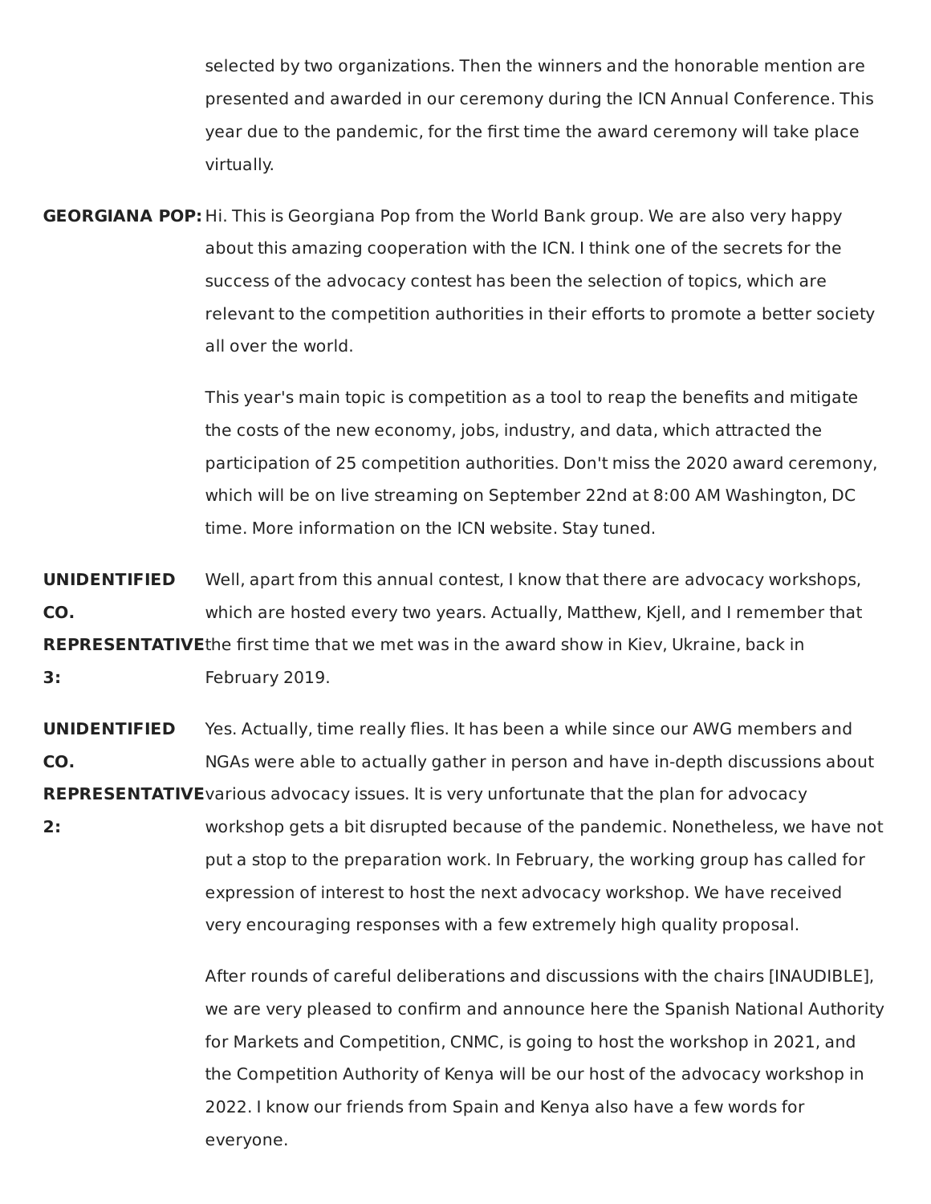selected by two organizations. Then the winners and the honorable mention are presented and awarded in our ceremony during the ICN Annual Conference. This year due to the pandemic, for the first time the award ceremony will take place virtually.

**GEORGIANA POP:** Hi. This is Georgiana Pop from the World Bank group. We are also very happy about this amazing cooperation with the ICN. I think one of the secrets for the success of the advocacy contest has been the selection of topics, which are relevant to the competition authorities in their efforts to promote a better society all over the world.

This year's main topic is competition as a tool to reap the benefits and mitigate the costs of the new economy, jobs, industry, and data, which attracted the participation of 25 competition authorities. Don't miss the 2020 award ceremony, which will be on live streaming on September 22nd at 8:00 AM Washington, DC time. More information on the ICN website. Stay tuned.

**UNIDENTIFIED CO. REPRESENTATIVE 3:** Well, apart from this annual contest, I know that there are advocacy workshops, which are hosted every two years. Actually, Matthew, Kjell, and I remember that the first time that we met was in the award show in Kiev, Ukraine, back in February 2019.

**UNIDENTIFIED CO. REPRESENTATIVE 2:** Yes. Actually, time really flies. It has been a while since our AWG members and NGAs were able to actually gather in person and have in-depth discussions about various advocacy issues. It is very unfortunate that the plan for advocacy workshop gets a bit disrupted because of the pandemic. Nonetheless, we have not put a stop to the preparation work. In February, the working group has called for expression of interest to host the next advocacy workshop. We have received very encouraging responses with a few extremely high quality proposal.

After rounds of careful deliberations and discussions with the chairs [INAUDIBLE], we are very pleased to confirm and announce here the Spanish National Authority for Markets and Competition, CNMC, is going to host the workshop in 2021, and the Competition Authority of Kenya will be our host of the advocacy workshop in 2022. I know our friends from Spain and Kenya also have a few words for everyone.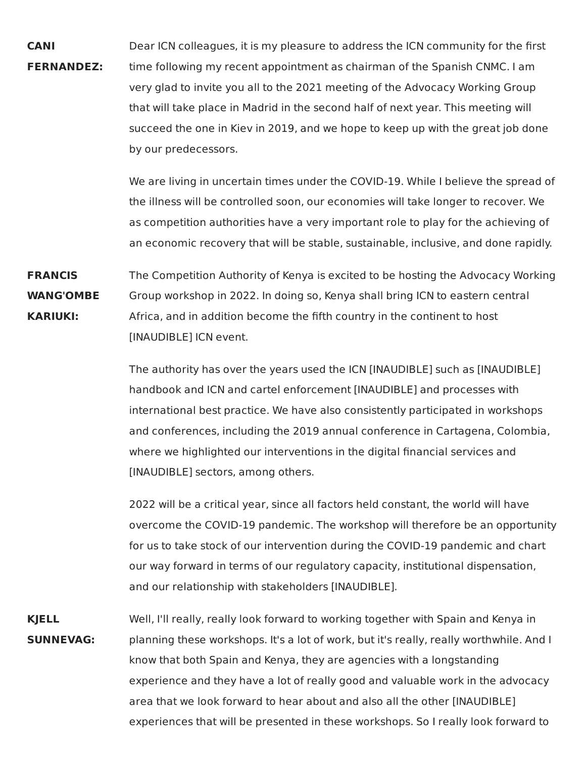**CANI FERNANDEZ:** Dear ICN colleagues, it is my pleasure to address the ICN community for the first time following my recent appointment as chairman of the Spanish CNMC. I am very glad to invite you all to the 2021 meeting of the Advocacy Working Group that will take place in Madrid in the second half of next year. This meeting will succeed the one in Kiev in 2019, and we hope to keep up with the great job done by our predecessors.

We are living in uncertain times under the COVID-19. While I believe the spread of the illness will be controlled soon, our economies will take longer to recover. We as competition authorities have a very important role to play for the achieving of an economic recovery that will be stable, sustainable, inclusive, and done rapidly.

**FRANCIS WANG'OMBE KARIUKI:** The Competition Authority of Kenya is excited to be hosting the Advocacy Working Group workshop in 2022. In doing so, Kenya shall bring ICN to eastern central Africa, and in addition become the fifth country in the continent to host [INAUDIBLE] ICN event.

The authority has over the years used the ICN [INAUDIBLE] such as [INAUDIBLE] handbook and ICN and cartel enforcement [INAUDIBLE] and processes with international best practice. We have also consistently participated in workshops and conferences, including the 2019 annual conference in Cartagena, Colombia, where we highlighted our interventions in the digital financial services and [INAUDIBLE] sectors, among others.

2022 will be a critical year, since all factors held constant, the world will have overcome the COVID-19 pandemic. The workshop will therefore be an opportunity for us to take stock of our intervention during the COVID-19 pandemic and chart our way forward in terms of our regulatory capacity, institutional dispensation, and our relationship with stakeholders [INAUDIBLE].

**KJELL SUNNEVAG:** Well, I'll really, really look forward to working together with Spain and Kenya in planning these workshops. It's a lot of work, but it's really, really worthwhile. And I know that both Spain and Kenya, they are agencies with a longstanding experience and they have a lot of really good and valuable work in the advocacy area that we look forward to hear about and also all the other [INAUDIBLE] experiences that will be presented in these workshops. So I really look forward to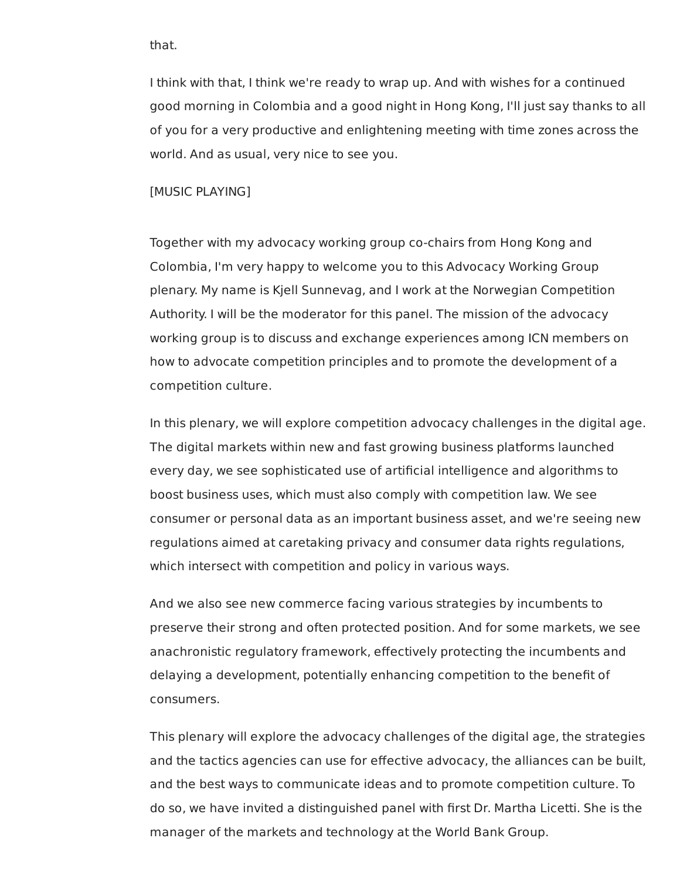that.

I think with that, I think we're ready to wrap up. And with wishes for a continued good morning in Colombia and a good night in Hong Kong, I'll just say thanks to all of you for a very productive and enlightening meeting with time zones across the world. And as usual, very nice to see you.

[MUSIC PLAYING]

Together with my advocacy working group co-chairs from Hong Kong and Colombia, I'm very happy to welcome you to this Advocacy Working Group plenary. My name is Kjell Sunnevag, and I work at the Norwegian Competition Authority. I will be the moderator for this panel. The mission of the advocacy working group is to discuss and exchange experiences among ICN members on how to advocate competition principles and to promote the development of a competition culture.

In this plenary, we will explore competition advocacy challenges in the digital age. The digital markets within new and fast growing business platforms launched every day, we see sophisticated use of artificial intelligence and algorithms to boost business uses, which must also comply with competition law. We see consumer or personal data as an important business asset, and we're seeing new regulations aimed at caretaking privacy and consumer data rights regulations, which intersect with competition and policy in various ways.

And we also see new commerce facing various strategies by incumbents to preserve their strong and often protected position. And for some markets, we see anachronistic regulatory framework, effectively protecting the incumbents and delaying a development, potentially enhancing competition to the benefit of consumers.

This plenary will explore the advocacy challenges of the digital age, the strategies and the tactics agencies can use for effective advocacy, the alliances can be built, and the best ways to communicate ideas and to promote competition culture. To do so, we have invited a distinguished panel with first Dr. Martha Licetti. She is the manager of the markets and technology at the World Bank Group.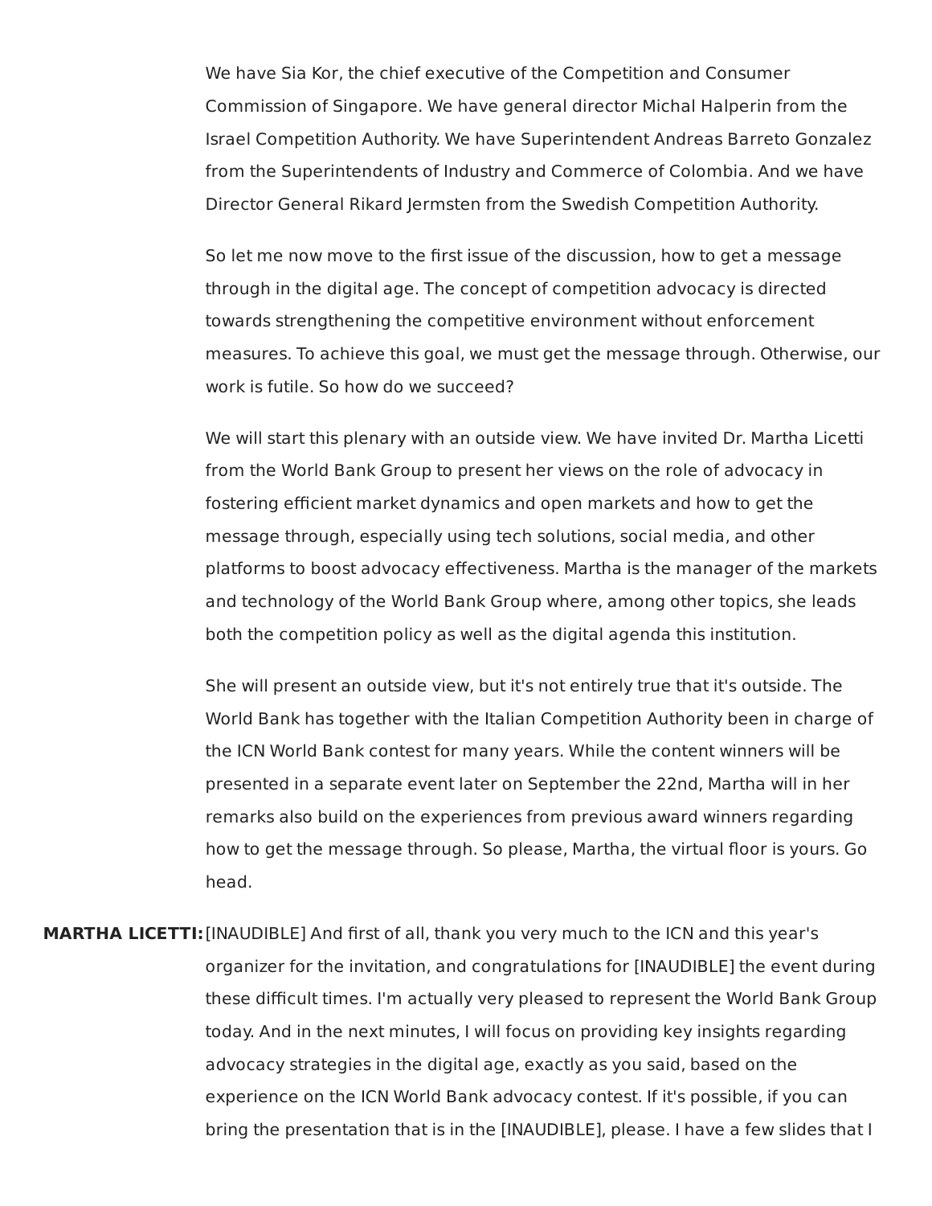We have Sia Kor, the chief executive of the Competition and Consumer Commission of Singapore. We have general director Michal Halperin from the Israel Competition Authority. We have Superintendent Andreas Barreto Gonzalez from the Superintendents of Industry and Commerce of Colombia. And we have Director General Rikard Jermsten from the Swedish Competition Authority.

So let me now move to the first issue of the discussion, how to get a message through in the digital age. The concept of competition advocacy is directed towards strengthening the competitive environment without enforcement measures. To achieve this goal, we must get the message through. Otherwise, our work is futile. So how do we succeed?

We will start this plenary with an outside view. We have invited Dr. Martha Licetti from the World Bank Group to present her views on the role of advocacy in fostering efficient market dynamics and open markets and how to get the message through, especially using tech solutions, social media, and other platforms to boost advocacy effectiveness. Martha is the manager of the markets and technology of the World Bank Group where, among other topics, she leads both the competition policy as well as the digital agenda this institution.

She will present an outside view, but it's not entirely true that it's outside. The World Bank has together with the Italian Competition Authority been in charge of the ICN World Bank contest for many years. While the content winners will be presented in a separate event later on September the 22nd, Martha will in her remarks also build on the experiences from previous award winners regarding how to get the message through. So please, Martha, the virtual floor is yours. Go head.

**MARTHA LICETTI:** [INAUDIBLE] And first of all, thank you very much to the ICN and this year's organizer for the invitation, and congratulations for [INAUDIBLE] the event during these difficult times. I'm actually very pleased to represent the World Bank Group today. And in the next minutes, I will focus on providing key insights regarding advocacy strategies in the digital age, exactly as you said, based on the experience on the ICN World Bank advocacy contest. If it's possible, if you can bring the presentation that is in the [INAUDIBLE], please. I have a few slides that I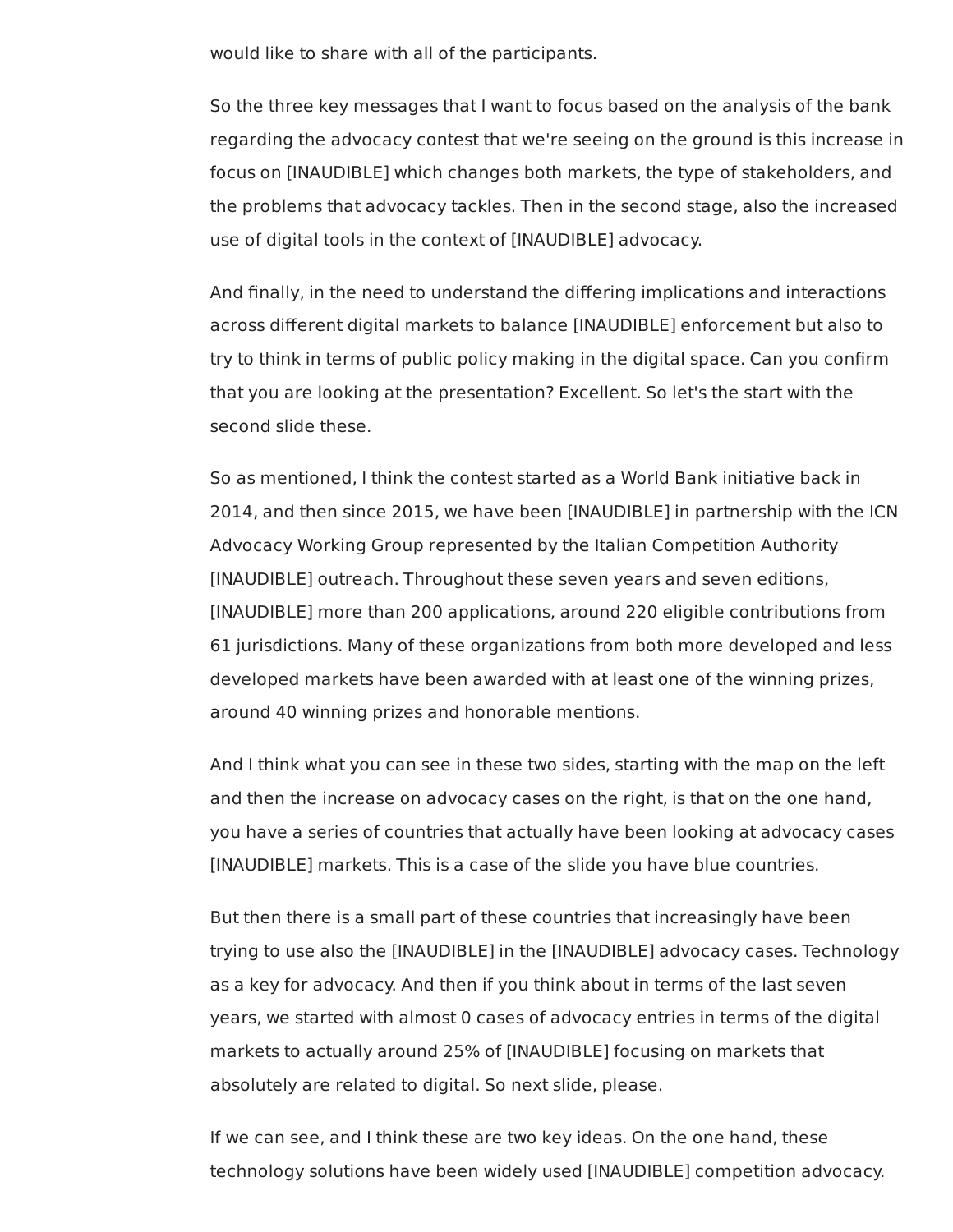would like to share with all of the participants.

So the three key messages that I want to focus based on the analysis of the bank regarding the advocacy contest that we're seeing on the ground is this increase in focus on [INAUDIBLE] which changes both markets, the type of stakeholders, and the problems that advocacy tackles. Then in the second stage, also the increased use of digital tools in the context of [INAUDIBLE] advocacy.

And finally, in the need to understand the differing implications and interactions across different digital markets to balance [INAUDIBLE] enforcement but also to try to think in terms of public policy making in the digital space. Can you confirm that you are looking at the presentation? Excellent. So let's the start with the second slide these.

So as mentioned, I think the contest started as a World Bank initiative back in 2014, and then since 2015, we have been [INAUDIBLE] in partnership with the ICN Advocacy Working Group represented by the Italian Competition Authority [INAUDIBLE] outreach. Throughout these seven years and seven editions, [INAUDIBLE] more than 200 applications, around 220 eligible contributions from 61 jurisdictions. Many of these organizations from both more developed and less developed markets have been awarded with at least one of the winning prizes, around 40 winning prizes and honorable mentions.

And I think what you can see in these two sides, starting with the map on the left and then the increase on advocacy cases on the right, is that on the one hand, you have a series of countries that actually have been looking at advocacy cases [INAUDIBLE] markets. This is a case of the slide you have blue countries.

But then there is a small part of these countries that increasingly have been trying to use also the [INAUDIBLE] in the [INAUDIBLE] advocacy cases. Technology as a key for advocacy. And then if you think about in terms of the last seven years, we started with almost 0 cases of advocacy entries in terms of the digital markets to actually around 25% of [INAUDIBLE] focusing on markets that absolutely are related to digital. So next slide, please.

If we can see, and I think these are two key ideas. On the one hand, these technology solutions have been widely used [INAUDIBLE] competition advocacy.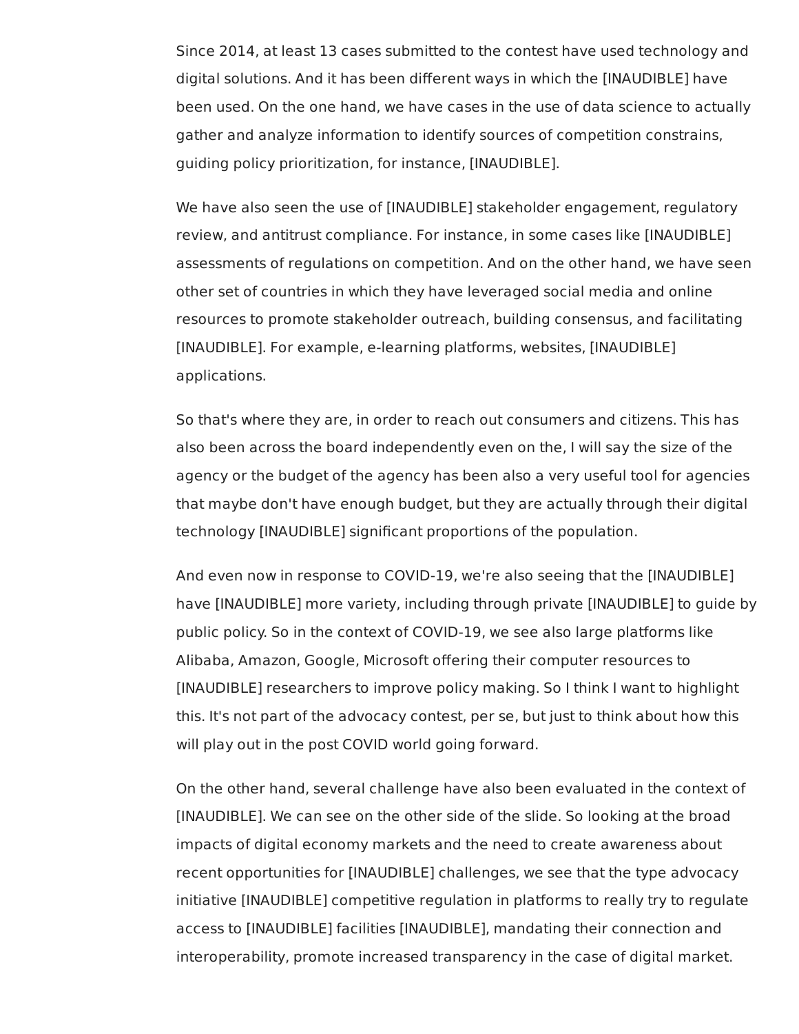Since 2014, at least 13 cases submitted to the contest have used technology and digital solutions. And it has been different ways in which the [INAUDIBLE] have been used. On the one hand, we have cases in the use of data science to actually gather and analyze information to identify sources of competition constrains, guiding policy prioritization, for instance, [INAUDIBLE].

We have also seen the use of [INAUDIBLE] stakeholder engagement, regulatory review, and antitrust compliance. For instance, in some cases like [INAUDIBLE] assessments of regulations on competition. And on the other hand, we have seen other set of countries in which they have leveraged social media and online resources to promote stakeholder outreach, building consensus, and facilitating [INAUDIBLE]. For example, e-learning platforms, websites, [INAUDIBLE] applications.

So that's where they are, in order to reach out consumers and citizens. This has also been across the board independently even on the, I will say the size of the agency or the budget of the agency has been also a very useful tool for agencies that maybe don't have enough budget, but they are actually through their digital technology [INAUDIBLE] significant proportions of the population.

And even now in response to COVID-19, we're also seeing that the [INAUDIBLE] have [INAUDIBLE] more variety, including through private [INAUDIBLE] to guide by public policy. So in the context of COVID-19, we see also large platforms like Alibaba, Amazon, Google, Microsoft offering their computer resources to [INAUDIBLE] researchers to improve policy making. So I think I want to highlight this. It's not part of the advocacy contest, per se, but just to think about how this will play out in the post COVID world going forward.

On the other hand, several challenge have also been evaluated in the context of [INAUDIBLE]. We can see on the other side of the slide. So looking at the broad impacts of digital economy markets and the need to create awareness about recent opportunities for [INAUDIBLE] challenges, we see that the type advocacy initiative [INAUDIBLE] competitive regulation in platforms to really try to regulate access to [INAUDIBLE] facilities [INAUDIBLE], mandating their connection and interoperability, promote increased transparency in the case of digital market.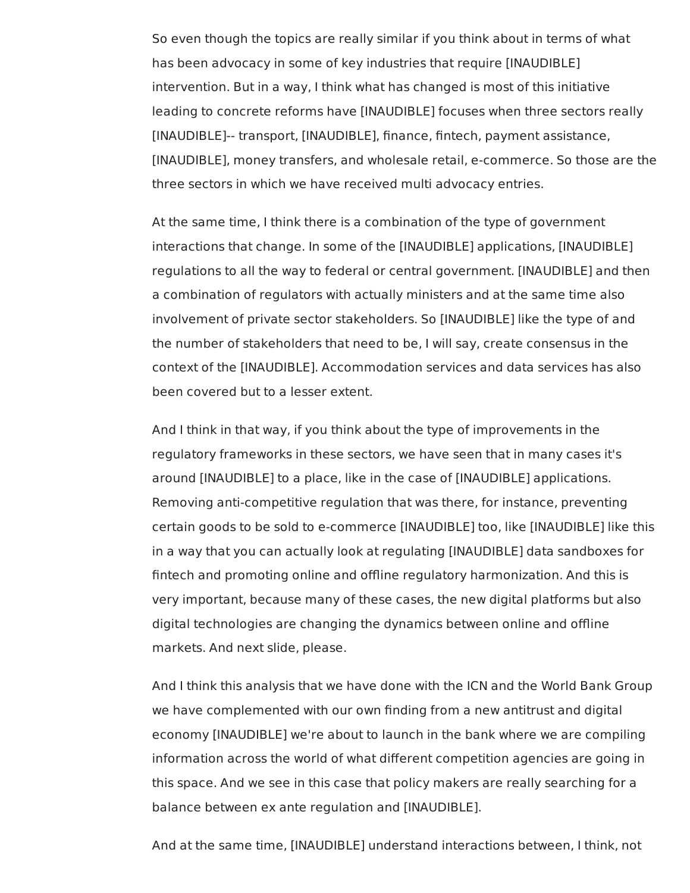So even though the topics are really similar if you think about in terms of what has been advocacy in some of key industries that require [INAUDIBLE] intervention. But in a way, I think what has changed is most of this initiative leading to concrete reforms have [INAUDIBLE] focuses when three sectors really [INAUDIBLE]-- transport, [INAUDIBLE], finance, fintech, payment assistance, [INAUDIBLE], money transfers, and wholesale retail, e-commerce. So those are the three sectors in which we have received multi advocacy entries.

At the same time, I think there is a combination of the type of government interactions that change. In some of the [INAUDIBLE] applications, [INAUDIBLE] regulations to all the way to federal or central government. [INAUDIBLE] and then a combination of regulators with actually ministers and at the same time also involvement of private sector stakeholders. So [INAUDIBLE] like the type of and the number of stakeholders that need to be, I will say, create consensus in the context of the [INAUDIBLE]. Accommodation services and data services has also been covered but to a lesser extent.

And I think in that way, if you think about the type of improvements in the regulatory frameworks in these sectors, we have seen that in many cases it's around [INAUDIBLE] to a place, like in the case of [INAUDIBLE] applications. Removing anti-competitive regulation that was there, for instance, preventing certain goods to be sold to e-commerce [INAUDIBLE] too, like [INAUDIBLE] like this in a way that you can actually look at regulating [INAUDIBLE] data sandboxes for fintech and promoting online and offline regulatory harmonization. And this is very important, because many of these cases, the new digital platforms but also digital technologies are changing the dynamics between online and offline markets. And next slide, please.

And I think this analysis that we have done with the ICN and the World Bank Group we have complemented with our own finding from a new antitrust and digital economy [INAUDIBLE] we're about to launch in the bank where we are compiling information across the world of what different competition agencies are going in this space. And we see in this case that policy makers are really searching for a balance between ex ante regulation and [INAUDIBLE].

And at the same time, [INAUDIBLE] understand interactions between, I think, not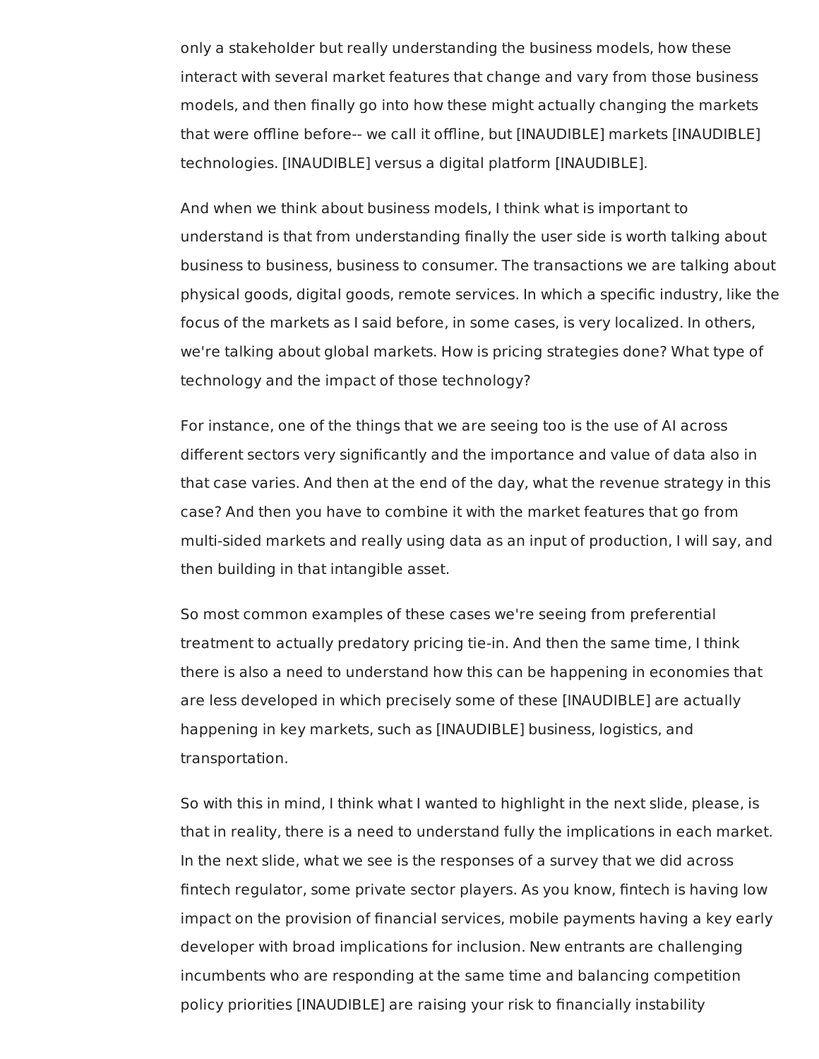only a stakeholder but really understanding the business models, how these interact with several market features that change and vary from those business models, and then finally go into how these might actually changing the markets that were offline before-- we call it offline, but [INAUDIBLE] markets [INAUDIBLE] technologies. [INAUDIBLE] versus a digital platform [INAUDIBLE].

And when we think about business models, I think what is important to understand is that from understanding finally the user side is worth talking about business to business, business to consumer. The transactions we are talking about physical goods, digital goods, remote services. In which a specific industry, like the focus of the markets as I said before, in some cases, is very localized. In others, we're talking about global markets. How is pricing strategies done? What type of technology and the impact of those technology?

For instance, one of the things that we are seeing too is the use of AI across different sectors very significantly and the importance and value of data also in that case varies. And then at the end of the day, what the revenue strategy in this case? And then you have to combine it with the market features that go from multi-sided markets and really using data as an input of production, I will say, and then building in that intangible asset.

So most common examples of these cases we're seeing from preferential treatment to actually predatory pricing tie-in. And then the same time, I think there is also a need to understand how this can be happening in economies that are less developed in which precisely some of these [INAUDIBLE] are actually happening in key markets, such as [INAUDIBLE] business, logistics, and transportation.

So with this in mind, I think what I wanted to highlight in the next slide, please, is that in reality, there is a need to understand fully the implications in each market. In the next slide, what we see is the responses of a survey that we did across fintech regulator, some private sector players. As you know, fintech is having low impact on the provision of financial services, mobile payments having a key early developer with broad implications for inclusion. New entrants are challenging incumbents who are responding at the same time and balancing competition policy priorities [INAUDIBLE] are raising your risk to financially instability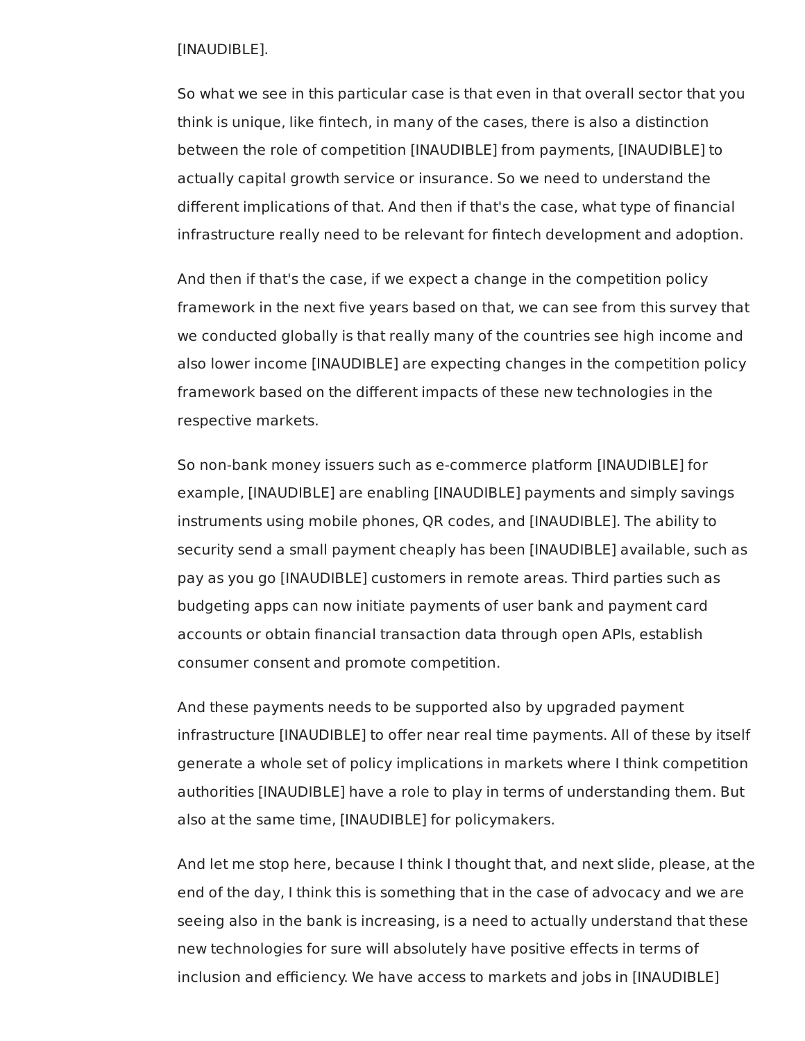[INAUDIBLE].

So what we see in this particular case is that even in that overall sector that you think is unique, like fintech, in many of the cases, there is also a distinction between the role of competition [INAUDIBLE] from payments, [INAUDIBLE] to actually capital growth service or insurance. So we need to understand the different implications of that. And then if that's the case, what type of financial infrastructure really need to be relevant for fintech development and adoption.

And then if that's the case, if we expect a change in the competition policy framework in the next five years based on that, we can see from this survey that we conducted globally is that really many of the countries see high income and also lower income [INAUDIBLE] are expecting changes in the competition policy framework based on the different impacts of these new technologies in the respective markets.

So non-bank money issuers such as e-commerce platform [INAUDIBLE] for example, [INAUDIBLE] are enabling [INAUDIBLE] payments and simply savings instruments using mobile phones, QR codes, and [INAUDIBLE]. The ability to security send a small payment cheaply has been [INAUDIBLE] available, such as pay as you go [INAUDIBLE] customers in remote areas. Third parties such as budgeting apps can now initiate payments of user bank and payment card accounts or obtain financial transaction data through open APIs, establish consumer consent and promote competition.

And these payments needs to be supported also by upgraded payment infrastructure [INAUDIBLE] to offer near real time payments. All of these by itself generate a whole set of policy implications in markets where I think competition authorities [INAUDIBLE] have a role to play in terms of understanding them. But also at the same time, [INAUDIBLE] for policymakers.

And let me stop here, because I think I thought that, and next slide, please, at the end of the day, I think this is something that in the case of advocacy and we are seeing also in the bank is increasing, is a need to actually understand that these new technologies for sure will absolutely have positive effects in terms of inclusion and efficiency. We have access to markets and jobs in [INAUDIBLE]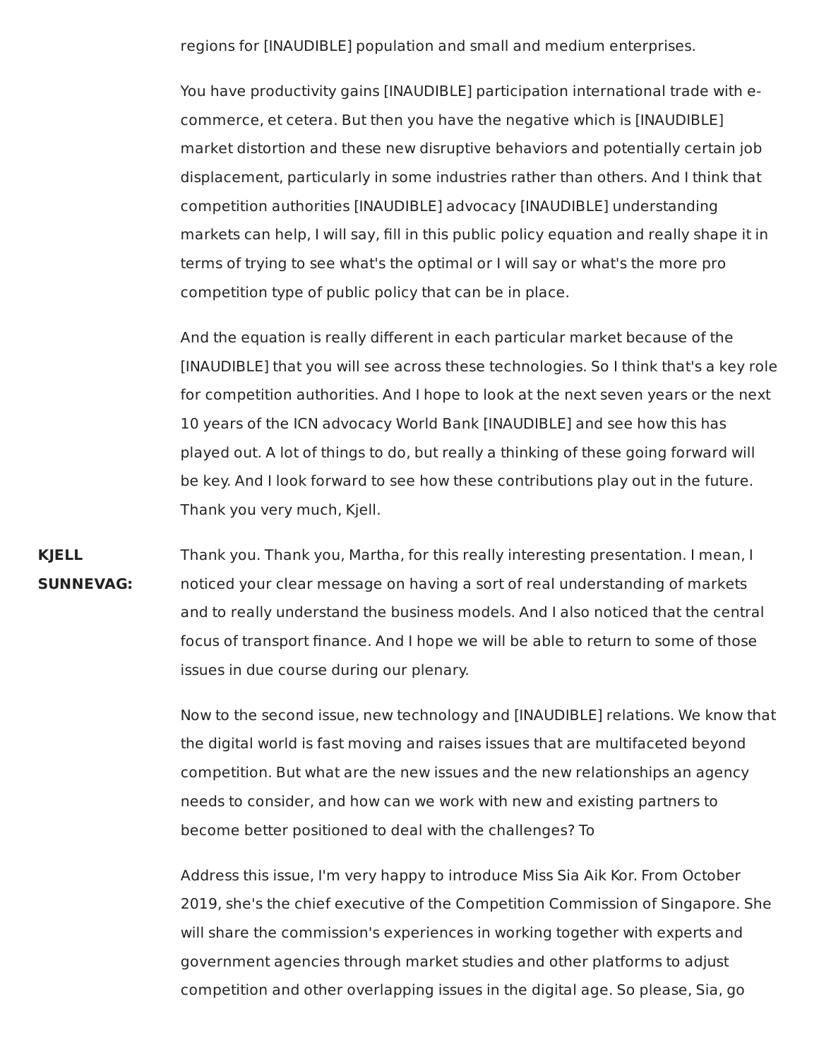regions for [INAUDIBLE] population and small and medium enterprises.

You have productivity gains [INAUDIBLE] participation international trade with e-commerce, et cetera. But then you have the negative which is [INAUDIBLE] market distortion and these new disruptive behaviors and potentially certain job displacement, particularly in some industries rather than others. And I think that competition authorities [INAUDIBLE] advocacy [INAUDIBLE] understanding markets can help, I will say, fill in this public policy equation and really shape it in terms of trying to see what's the optimal or I will say or what's the more pro competition type of public policy that can be in place.

And the equation is really different in each particular market because of the [INAUDIBLE] that you will see across these technologies. So I think that's a key role for competition authorities. And I hope to look at the next seven years or the next 10 years of the ICN advocacy World Bank [INAUDIBLE] and see how this has played out. A lot of things to do, but really a thinking of these going forward will be key. And I look forward to see how these contributions play out in the future. Thank you very much, Kjell.

**KJELL SUNNEVAG:** Thank you. Thank you, Martha, for this really interesting presentation. I mean, I noticed your clear message on having a sort of real understanding of markets and to really understand the business models. And I also noticed that the central focus of transport finance. And I hope we will be able to return to some of those issues in due course during our plenary.

Now to the second issue, new technology and [INAUDIBLE] relations. We know that the digital world is fast moving and raises issues that are multifaceted beyond competition. But what are the new issues and the new relationships an agency needs to consider, and how can we work with new and existing partners to become better positioned to deal with the challenges? To

Address this issue, I'm very happy to introduce Miss Sia Aik Kor. From October 2019, she's the chief executive of the Competition Commission of Singapore. She will share the commission's experiences in working together with experts and government agencies through market studies and other platforms to adjust competition and other overlapping issues in the digital age. So please, Sia, go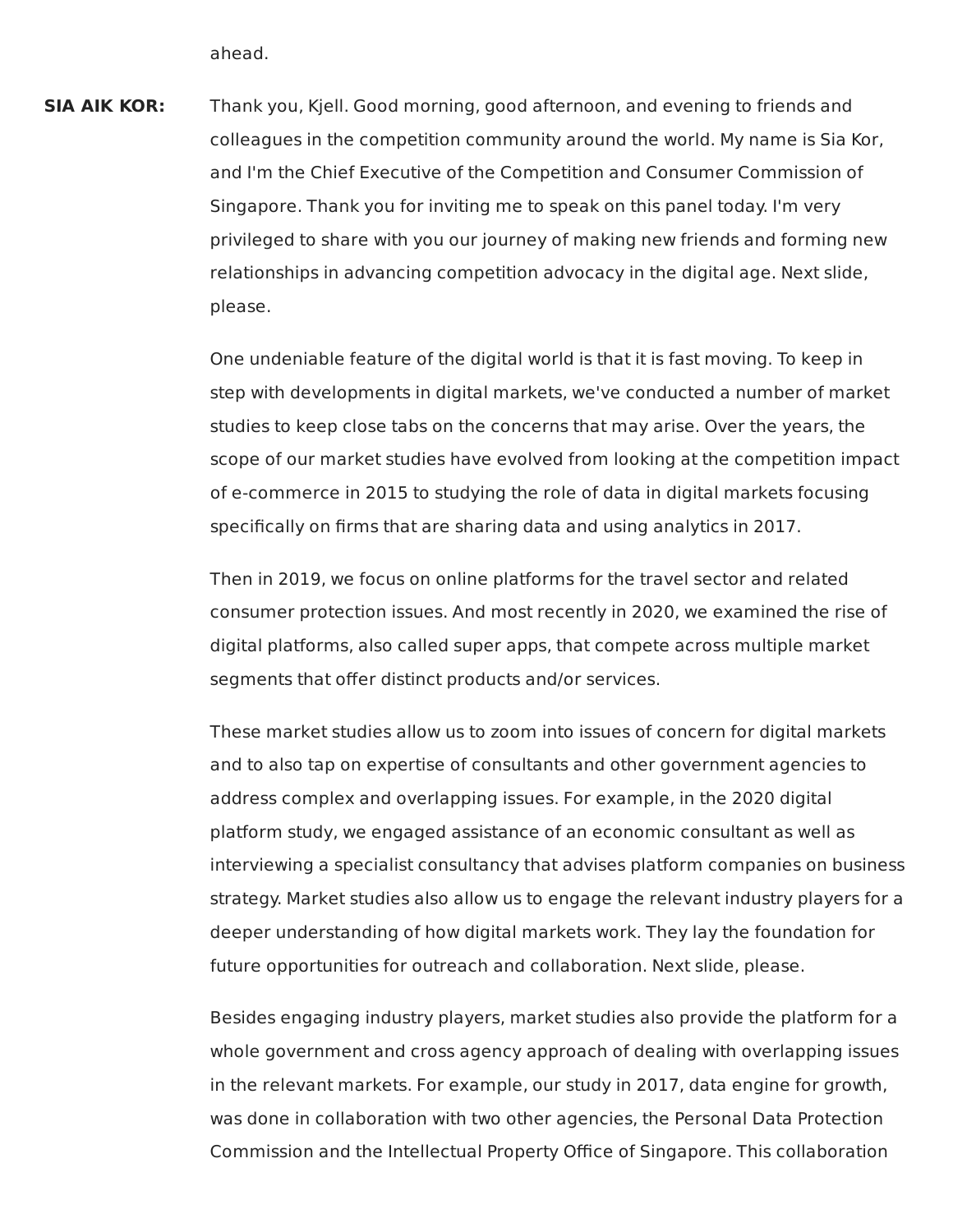ahead.

**SIA AIK KOR:** Thank you, Kjell. Good morning, good afternoon, and evening to friends and colleagues in the competition community around the world. My name is Sia Kor, and I'm the Chief Executive of the Competition and Consumer Commission of Singapore. Thank you for inviting me to speak on this panel today. I'm very privileged to share with you our journey of making new friends and forming new relationships in advancing competition advocacy in the digital age. Next slide, please.

One undeniable feature of the digital world is that it is fast moving. To keep in step with developments in digital markets, we've conducted a number of market studies to keep close tabs on the concerns that may arise. Over the years, the scope of our market studies have evolved from looking at the competition impact of e-commerce in 2015 to studying the role of data in digital markets focusing specifically on firms that are sharing data and using analytics in 2017.

Then in 2019, we focus on online platforms for the travel sector and related consumer protection issues. And most recently in 2020, we examined the rise of digital platforms, also called super apps, that compete across multiple market segments that offer distinct products and/or services.

These market studies allow us to zoom into issues of concern for digital markets and to also tap on expertise of consultants and other government agencies to address complex and overlapping issues. For example, in the 2020 digital platform study, we engaged assistance of an economic consultant as well as interviewing a specialist consultancy that advises platform companies on business strategy. Market studies also allow us to engage the relevant industry players for a deeper understanding of how digital markets work. They lay the foundation for future opportunities for outreach and collaboration. Next slide, please.

Besides engaging industry players, market studies also provide the platform for a whole government and cross agency approach of dealing with overlapping issues in the relevant markets. For example, our study in 2017, data engine for growth, was done in collaboration with two other agencies, the Personal Data Protection Commission and the Intellectual Property Office of Singapore. This collaboration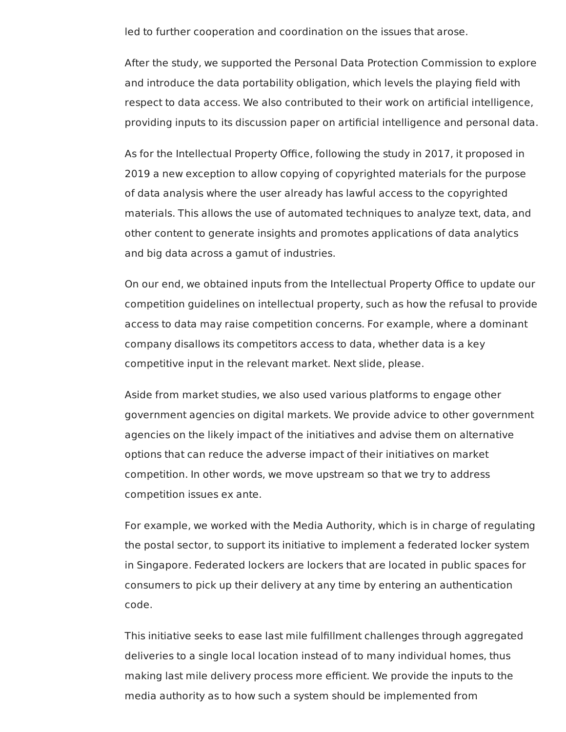led to further cooperation and coordination on the issues that arose.

After the study, we supported the Personal Data Protection Commission to explore and introduce the data portability obligation, which levels the playing field with respect to data access. We also contributed to their work on artificial intelligence, providing inputs to its discussion paper on artificial intelligence and personal data.

As for the Intellectual Property Office, following the study in 2017, it proposed in 2019 a new exception to allow copying of copyrighted materials for the purpose of data analysis where the user already has lawful access to the copyrighted materials. This allows the use of automated techniques to analyze text, data, and other content to generate insights and promotes applications of data analytics and big data across a gamut of industries.

On our end, we obtained inputs from the Intellectual Property Office to update our competition guidelines on intellectual property, such as how the refusal to provide access to data may raise competition concerns. For example, where a dominant company disallows its competitors access to data, whether data is a key competitive input in the relevant market. Next slide, please.

Aside from market studies, we also used various platforms to engage other government agencies on digital markets. We provide advice to other government agencies on the likely impact of the initiatives and advise them on alternative options that can reduce the adverse impact of their initiatives on market competition. In other words, we move upstream so that we try to address competition issues ex ante.

For example, we worked with the Media Authority, which is in charge of regulating the postal sector, to support its initiative to implement a federated locker system in Singapore. Federated lockers are lockers that are located in public spaces for consumers to pick up their delivery at any time by entering an authentication code.

This initiative seeks to ease last mile fulfillment challenges through aggregated deliveries to a single local location instead of to many individual homes, thus making last mile delivery process more efficient. We provide the inputs to the media authority as to how such a system should be implemented from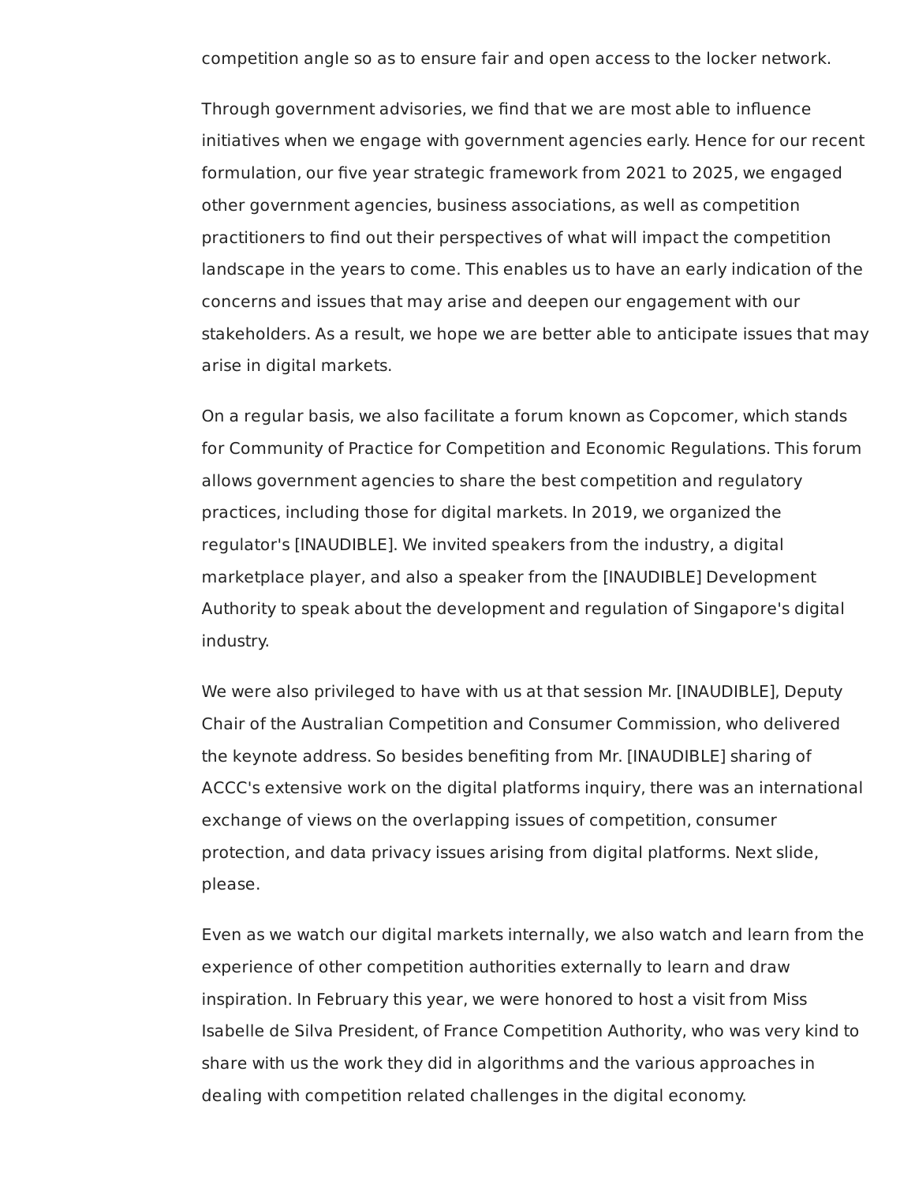competition angle so as to ensure fair and open access to the locker network.

Through government advisories, we find that we are most able to influence initiatives when we engage with government agencies early. Hence for our recent formulation, our five year strategic framework from 2021 to 2025, we engaged other government agencies, business associations, as well as competition practitioners to find out their perspectives of what will impact the competition landscape in the years to come. This enables us to have an early indication of the concerns and issues that may arise and deepen our engagement with our stakeholders. As a result, we hope we are better able to anticipate issues that may arise in digital markets.

On a regular basis, we also facilitate a forum known as Copcomer, which stands for Community of Practice for Competition and Economic Regulations. This forum allows government agencies to share the best competition and regulatory practices, including those for digital markets. In 2019, we organized the regulator's [INAUDIBLE]. We invited speakers from the industry, a digital marketplace player, and also a speaker from the [INAUDIBLE] Development Authority to speak about the development and regulation of Singapore's digital industry.

We were also privileged to have with us at that session Mr. [INAUDIBLE], Deputy Chair of the Australian Competition and Consumer Commission, who delivered the keynote address. So besides benefiting from Mr. [INAUDIBLE] sharing of ACCC's extensive work on the digital platforms inquiry, there was an international exchange of views on the overlapping issues of competition, consumer protection, and data privacy issues arising from digital platforms. Next slide, please.

Even as we watch our digital markets internally, we also watch and learn from the experience of other competition authorities externally to learn and draw inspiration. In February this year, we were honored to host a visit from Miss Isabelle de Silva President, of France Competition Authority, who was very kind to share with us the work they did in algorithms and the various approaches in dealing with competition related challenges in the digital economy.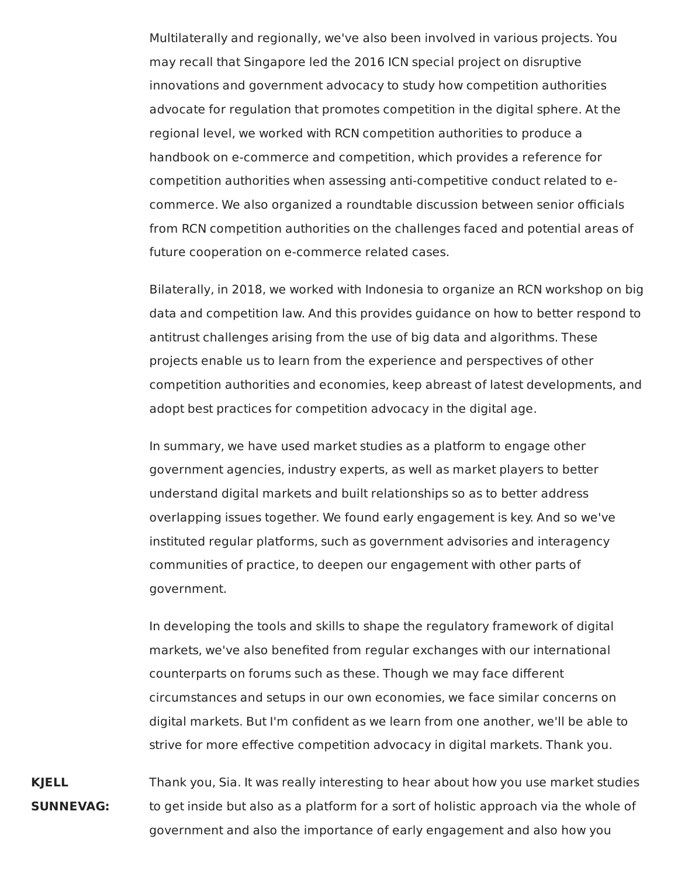Multilaterally and regionally, we've also been involved in various projects. You may recall that Singapore led the 2016 ICN special project on disruptive innovations and government advocacy to study how competition authorities advocate for regulation that promotes competition in the digital sphere. At the regional level, we worked with RCN competition authorities to produce a handbook on e-commerce and competition, which provides a reference for competition authorities when assessing anti-competitive conduct related to e-commerce. We also organized a roundtable discussion between senior officials from RCN competition authorities on the challenges faced and potential areas of future cooperation on e-commerce related cases.

Bilaterally, in 2018, we worked with Indonesia to organize an RCN workshop on big data and competition law. And this provides guidance on how to better respond to antitrust challenges arising from the use of big data and algorithms. These projects enable us to learn from the experience and perspectives of other competition authorities and economies, keep abreast of latest developments, and adopt best practices for competition advocacy in the digital age.

In summary, we have used market studies as a platform to engage other government agencies, industry experts, as well as market players to better understand digital markets and built relationships so as to better address overlapping issues together. We found early engagement is key. And so we've instituted regular platforms, such as government advisories and interagency communities of practice, to deepen our engagement with other parts of government.

In developing the tools and skills to shape the regulatory framework of digital markets, we've also benefited from regular exchanges with our international counterparts on forums such as these. Though we may face different circumstances and setups in our own economies, we face similar concerns on digital markets. But I'm confident as we learn from one another, we'll be able to strive for more effective competition advocacy in digital markets. Thank you.

**KJELL SUNNEVAG:** Thank you, Sia. It was really interesting to hear about how you use market studies to get inside but also as a platform for a sort of holistic approach via the whole of government and also the importance of early engagement and also how you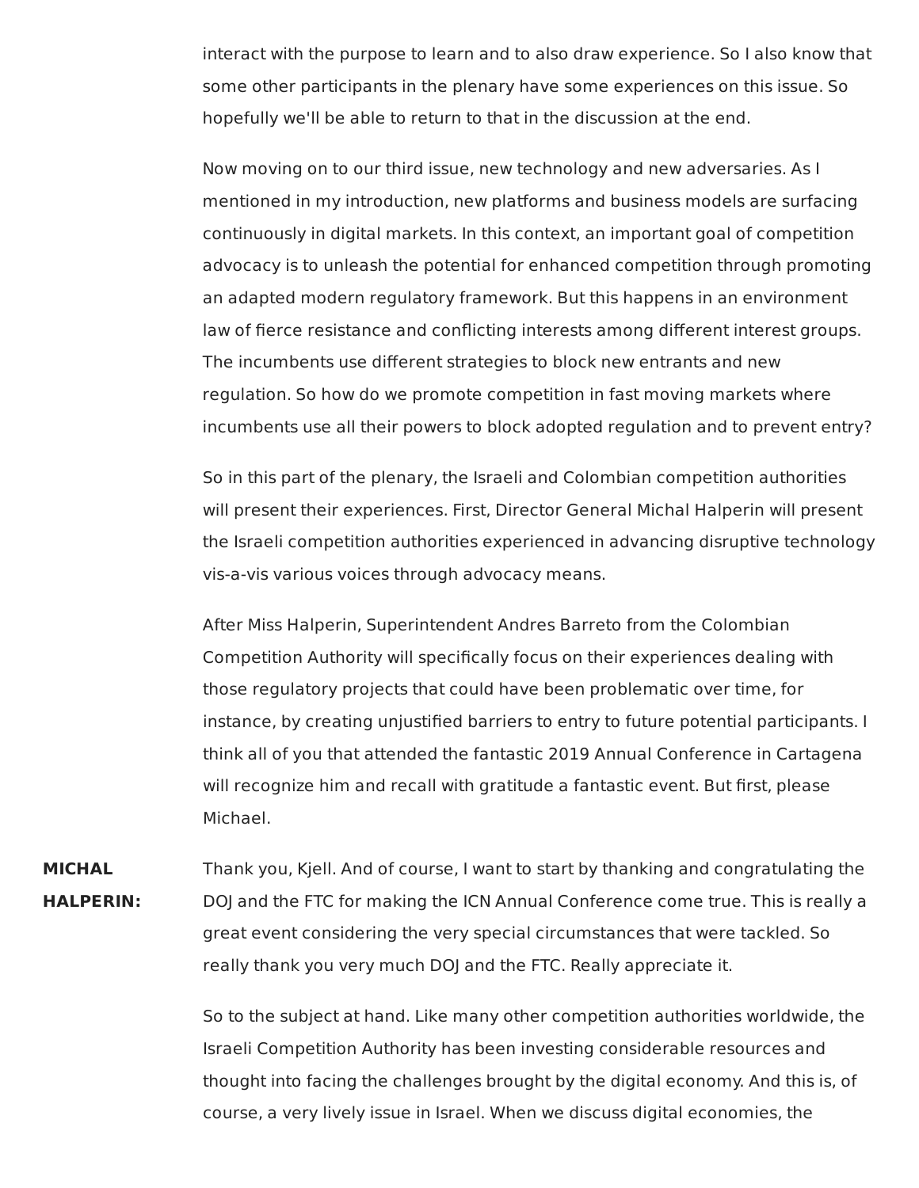interact with the purpose to learn and to also draw experience. So I also know that some other participants in the plenary have some experiences on this issue. So hopefully we'll be able to return to that in the discussion at the end.

Now moving on to our third issue, new technology and new adversaries. As I mentioned in my introduction, new platforms and business models are surfacing continuously in digital markets. In this context, an important goal of competition advocacy is to unleash the potential for enhanced competition through promoting an adapted modern regulatory framework. But this happens in an environment law of fierce resistance and conflicting interests among different interest groups. The incumbents use different strategies to block new entrants and new regulation. So how do we promote competition in fast moving markets where incumbents use all their powers to block adopted regulation and to prevent entry?

So in this part of the plenary, the Israeli and Colombian competition authorities will present their experiences. First, Director General Michal Halperin will present the Israeli competition authorities experienced in advancing disruptive technology vis-a-vis various voices through advocacy means.

After Miss Halperin, Superintendent Andres Barreto from the Colombian Competition Authority will specifically focus on their experiences dealing with those regulatory projects that could have been problematic over time, for instance, by creating unjustified barriers to entry to future potential participants. I think all of you that attended the fantastic 2019 Annual Conference in Cartagena will recognize him and recall with gratitude a fantastic event. But first, please Michael.

**MICHAL HALPERIN:** Thank you, Kjell. And of course, I want to start by thanking and congratulating the DOJ and the FTC for making the ICN Annual Conference come true. This is really a great event considering the very special circumstances that were tackled. So really thank you very much DOJ and the FTC. Really appreciate it.

So to the subject at hand. Like many other competition authorities worldwide, the Israeli Competition Authority has been investing considerable resources and thought into facing the challenges brought by the digital economy. And this is, of course, a very lively issue in Israel. When we discuss digital economies, the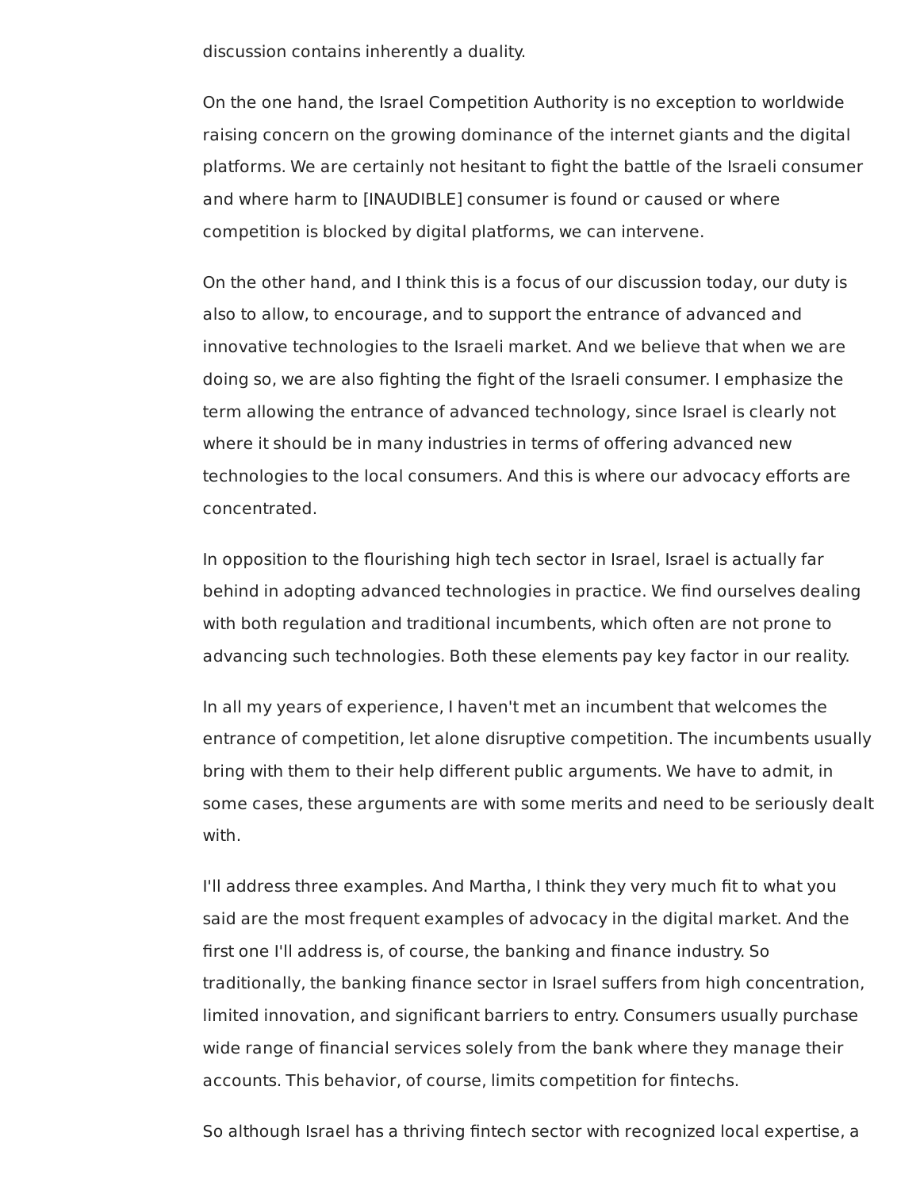discussion contains inherently a duality.

On the one hand, the Israel Competition Authority is no exception to worldwide raising concern on the growing dominance of the internet giants and the digital platforms. We are certainly not hesitant to fight the battle of the Israeli consumer and where harm to [INAUDIBLE] consumer is found or caused or where competition is blocked by digital platforms, we can intervene.

On the other hand, and I think this is a focus of our discussion today, our duty is also to allow, to encourage, and to support the entrance of advanced and innovative technologies to the Israeli market. And we believe that when we are doing so, we are also fighting the fight of the Israeli consumer. I emphasize the term allowing the entrance of advanced technology, since Israel is clearly not where it should be in many industries in terms of offering advanced new technologies to the local consumers. And this is where our advocacy efforts are concentrated.

In opposition to the flourishing high tech sector in Israel, Israel is actually far behind in adopting advanced technologies in practice. We find ourselves dealing with both regulation and traditional incumbents, which often are not prone to advancing such technologies. Both these elements pay key factor in our reality.

In all my years of experience, I haven't met an incumbent that welcomes the entrance of competition, let alone disruptive competition. The incumbents usually bring with them to their help different public arguments. We have to admit, in some cases, these arguments are with some merits and need to be seriously dealt with.

I'll address three examples. And Martha, I think they very much fit to what you said are the most frequent examples of advocacy in the digital market. And the first one I'll address is, of course, the banking and finance industry. So traditionally, the banking finance sector in Israel suffers from high concentration, limited innovation, and significant barriers to entry. Consumers usually purchase wide range of financial services solely from the bank where they manage their accounts. This behavior, of course, limits competition for fintechs.

So although Israel has a thriving fintech sector with recognized local expertise, a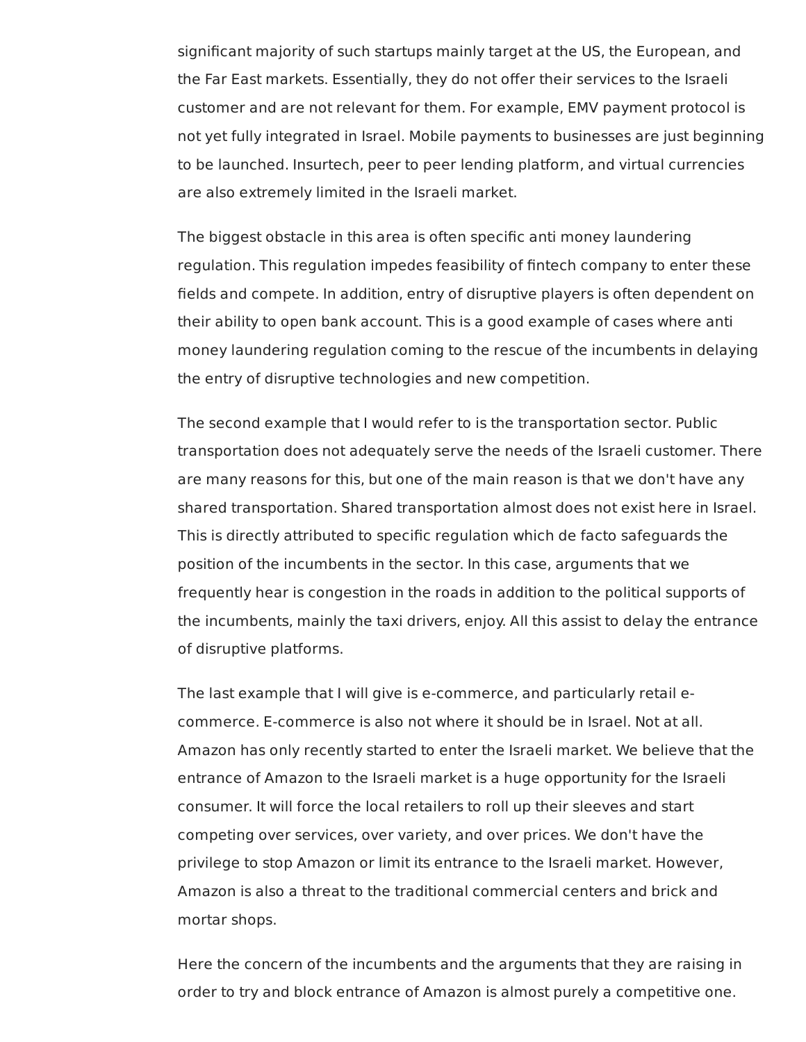significant majority of such startups mainly target at the US, the European, and the Far East markets. Essentially, they do not offer their services to the Israeli customer and are not relevant for them. For example, EMV payment protocol is not yet fully integrated in Israel. Mobile payments to businesses are just beginning to be launched. Insurtech, peer to peer lending platform, and virtual currencies are also extremely limited in the Israeli market.

The biggest obstacle in this area is often specific anti money laundering regulation. This regulation impedes feasibility of fintech company to enter these fields and compete. In addition, entry of disruptive players is often dependent on their ability to open bank account. This is a good example of cases where anti money laundering regulation coming to the rescue of the incumbents in delaying the entry of disruptive technologies and new competition.

The second example that I would refer to is the transportation sector. Public transportation does not adequately serve the needs of the Israeli customer. There are many reasons for this, but one of the main reason is that we don't have any shared transportation. Shared transportation almost does not exist here in Israel. This is directly attributed to specific regulation which de facto safeguards the position of the incumbents in the sector. In this case, arguments that we frequently hear is congestion in the roads in addition to the political supports of the incumbents, mainly the taxi drivers, enjoy. All this assist to delay the entrance of disruptive platforms.

The last example that I will give is e-commerce, and particularly retail e-commerce. E-commerce is also not where it should be in Israel. Not at all. Amazon has only recently started to enter the Israeli market. We believe that the entrance of Amazon to the Israeli market is a huge opportunity for the Israeli consumer. It will force the local retailers to roll up their sleeves and start competing over services, over variety, and over prices. We don't have the privilege to stop Amazon or limit its entrance to the Israeli market. However, Amazon is also a threat to the traditional commercial centers and brick and mortar shops.

Here the concern of the incumbents and the arguments that they are raising in order to try and block entrance of Amazon is almost purely a competitive one.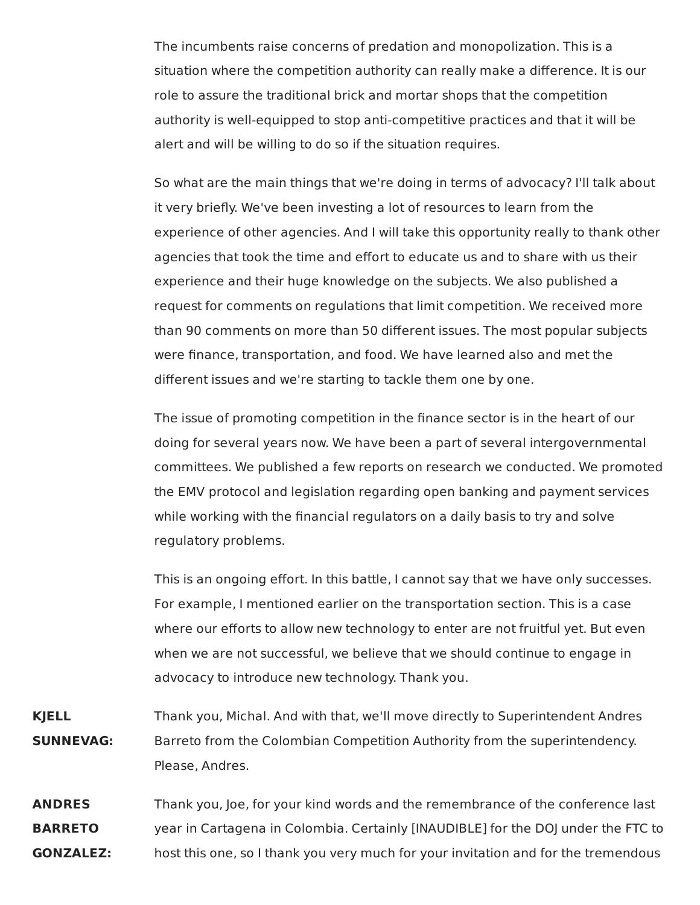The incumbents raise concerns of predation and monopolization. This is a situation where the competition authority can really make a difference. It is our role to assure the traditional brick and mortar shops that the competition authority is well-equipped to stop anti-competitive practices and that it will be alert and will be willing to do so if the situation requires.

So what are the main things that we're doing in terms of advocacy? I'll talk about it very briefly. We've been investing a lot of resources to learn from the experience of other agencies. And I will take this opportunity really to thank other agencies that took the time and effort to educate us and to share with us their experience and their huge knowledge on the subjects. We also published a request for comments on regulations that limit competition. We received more than 90 comments on more than 50 different issues. The most popular subjects were finance, transportation, and food. We have learned also and met the different issues and we're starting to tackle them one by one.

The issue of promoting competition in the finance sector is in the heart of our doing for several years now. We have been a part of several intergovernmental committees. We published a few reports on research we conducted. We promoted the EMV protocol and legislation regarding open banking and payment services while working with the financial regulators on a daily basis to try and solve regulatory problems.

This is an ongoing effort. In this battle, I cannot say that we have only successes. For example, I mentioned earlier on the transportation section. This is a case where our efforts to allow new technology to enter are not fruitful yet. But even when we are not successful, we believe that we should continue to engage in advocacy to introduce new technology. Thank you.

**KJELL SUNNEVAG:** Thank you, Michal. And with that, we'll move directly to Superintendent Andres Barreto from the Colombian Competition Authority from the superintendency. Please, Andres.

**ANDRES BARRETO GONZALEZ:** Thank you, Joe, for your kind words and the remembrance of the conference last year in Cartagena in Colombia. Certainly [INAUDIBLE] for the DOJ under the FTC to host this one, so I thank you very much for your invitation and for the tremendous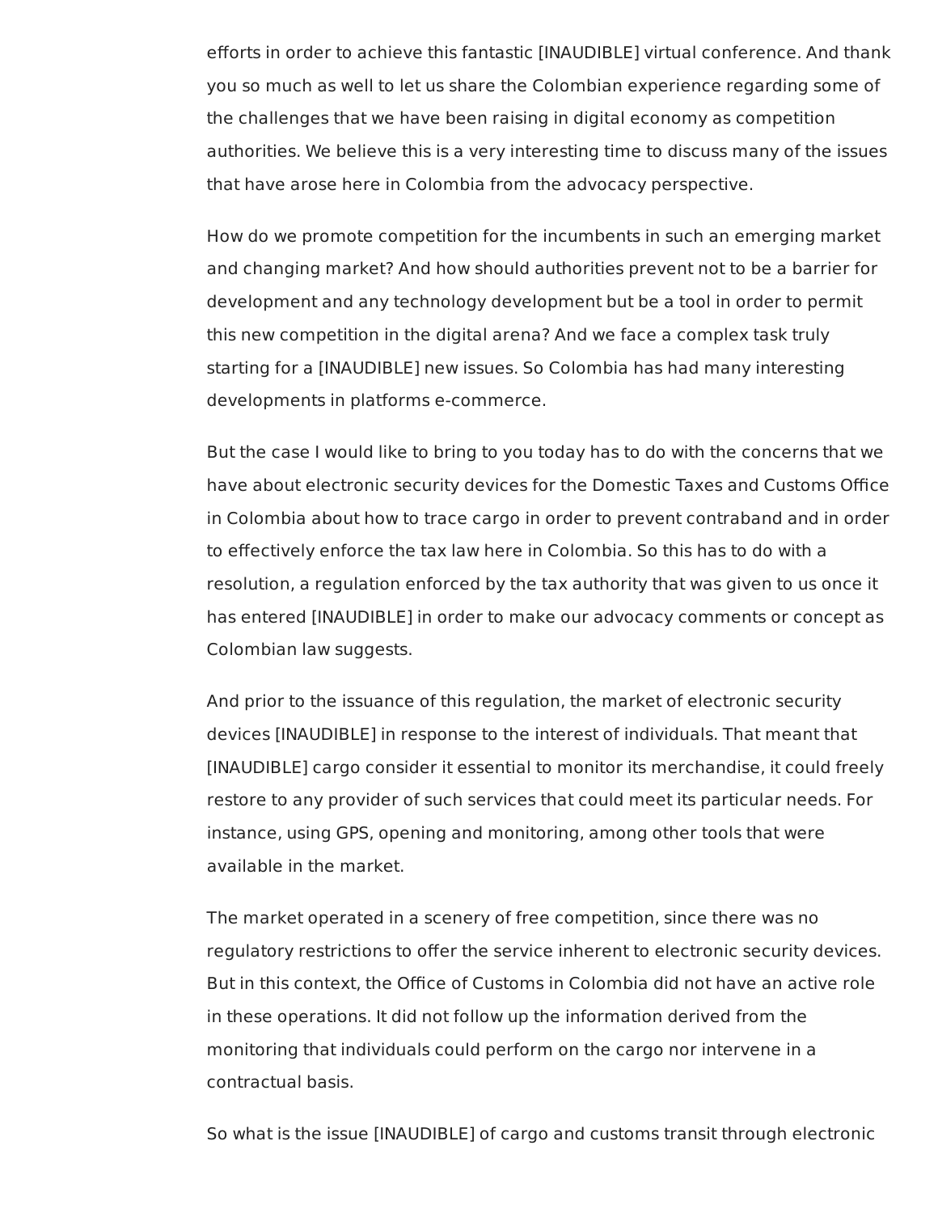efforts in order to achieve this fantastic [INAUDIBLE] virtual conference. And thank you so much as well to let us share the Colombian experience regarding some of the challenges that we have been raising in digital economy as competition authorities. We believe this is a very interesting time to discuss many of the issues that have arose here in Colombia from the advocacy perspective.

How do we promote competition for the incumbents in such an emerging market and changing market? And how should authorities prevent not to be a barrier for development and any technology development but be a tool in order to permit this new competition in the digital arena? And we face a complex task truly starting for a [INAUDIBLE] new issues. So Colombia has had many interesting developments in platforms e-commerce.

But the case I would like to bring to you today has to do with the concerns that we have about electronic security devices for the Domestic Taxes and Customs Office in Colombia about how to trace cargo in order to prevent contraband and in order to effectively enforce the tax law here in Colombia. So this has to do with a resolution, a regulation enforced by the tax authority that was given to us once it has entered [INAUDIBLE] in order to make our advocacy comments or concept as Colombian law suggests.

And prior to the issuance of this regulation, the market of electronic security devices [INAUDIBLE] in response to the interest of individuals. That meant that [INAUDIBLE] cargo consider it essential to monitor its merchandise, it could freely restore to any provider of such services that could meet its particular needs. For instance, using GPS, opening and monitoring, among other tools that were available in the market.

The market operated in a scenery of free competition, since there was no regulatory restrictions to offer the service inherent to electronic security devices. But in this context, the Office of Customs in Colombia did not have an active role in these operations. It did not follow up the information derived from the monitoring that individuals could perform on the cargo nor intervene in a contractual basis.

So what is the issue [INAUDIBLE] of cargo and customs transit through electronic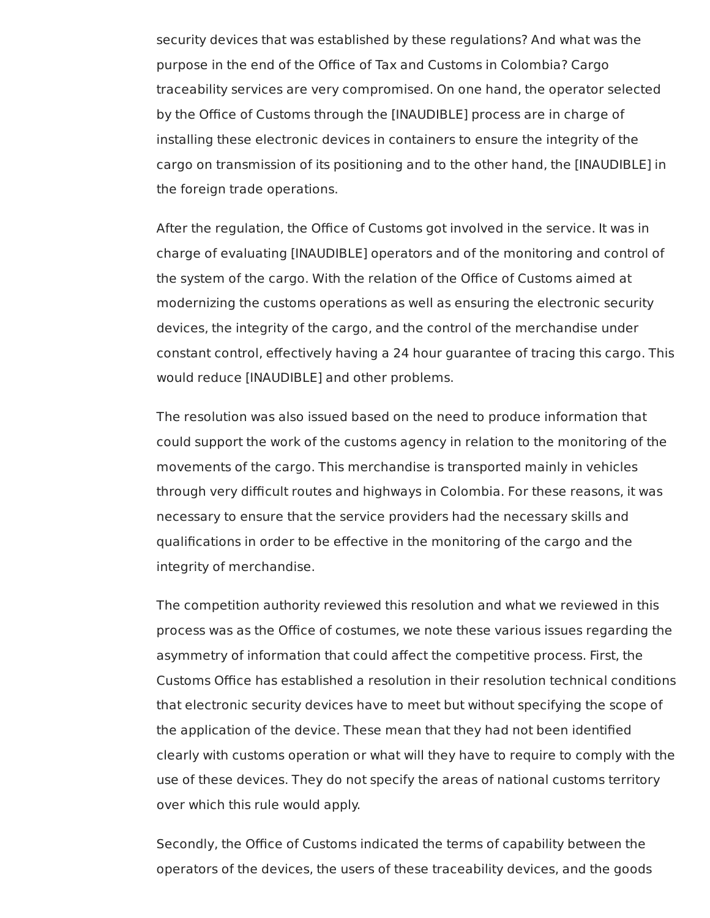security devices that was established by these regulations? And what was the purpose in the end of the Office of Tax and Customs in Colombia? Cargo traceability services are very compromised. On one hand, the operator selected by the Office of Customs through the [INAUDIBLE] process are in charge of installing these electronic devices in containers to ensure the integrity of the cargo on transmission of its positioning and to the other hand, the [INAUDIBLE] in the foreign trade operations.

After the regulation, the Office of Customs got involved in the service. It was in charge of evaluating [INAUDIBLE] operators and of the monitoring and control of the system of the cargo. With the relation of the Office of Customs aimed at modernizing the customs operations as well as ensuring the electronic security devices, the integrity of the cargo, and the control of the merchandise under constant control, effectively having a 24 hour guarantee of tracing this cargo. This would reduce [INAUDIBLE] and other problems.

The resolution was also issued based on the need to produce information that could support the work of the customs agency in relation to the monitoring of the movements of the cargo. This merchandise is transported mainly in vehicles through very difficult routes and highways in Colombia. For these reasons, it was necessary to ensure that the service providers had the necessary skills and qualifications in order to be effective in the monitoring of the cargo and the integrity of merchandise.

The competition authority reviewed this resolution and what we reviewed in this process was as the Office of costumes, we note these various issues regarding the asymmetry of information that could affect the competitive process. First, the Customs Office has established a resolution in their resolution technical conditions that electronic security devices have to meet but without specifying the scope of the application of the device. These mean that they had not been identified clearly with customs operation or what will they have to require to comply with the use of these devices. They do not specify the areas of national customs territory over which this rule would apply.

Secondly, the Office of Customs indicated the terms of capability between the operators of the devices, the users of these traceability devices, and the goods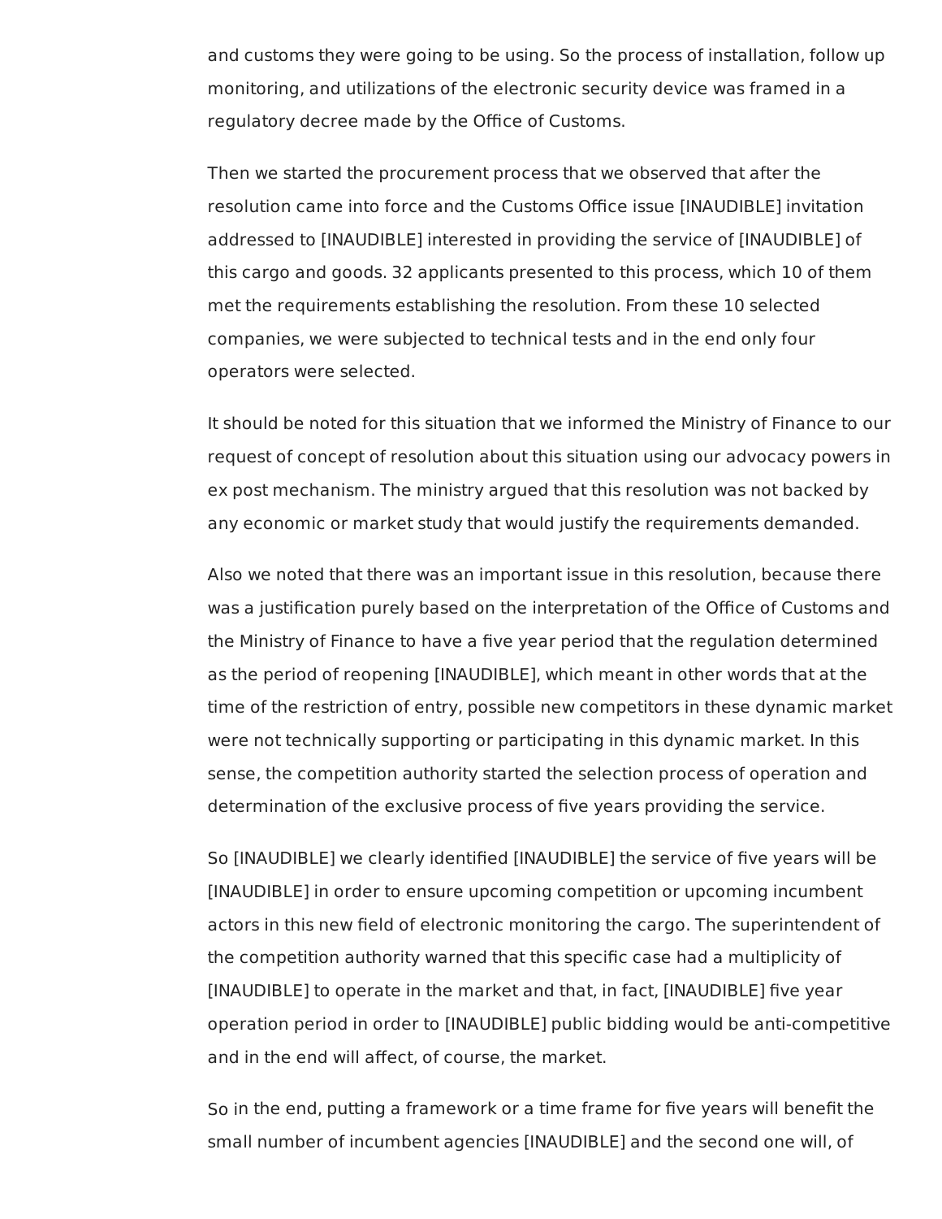and customs they were going to be using. So the process of installation, follow up monitoring, and utilizations of the electronic security device was framed in a regulatory decree made by the Office of Customs.

Then we started the procurement process that we observed that after the resolution came into force and the Customs Office issue [INAUDIBLE] invitation addressed to [INAUDIBLE] interested in providing the service of [INAUDIBLE] of this cargo and goods. 32 applicants presented to this process, which 10 of them met the requirements establishing the resolution. From these 10 selected companies, we were subjected to technical tests and in the end only four operators were selected.

It should be noted for this situation that we informed the Ministry of Finance to our request of concept of resolution about this situation using our advocacy powers in ex post mechanism. The ministry argued that this resolution was not backed by any economic or market study that would justify the requirements demanded.

Also we noted that there was an important issue in this resolution, because there was a justification purely based on the interpretation of the Office of Customs and the Ministry of Finance to have a five year period that the regulation determined as the period of reopening [INAUDIBLE], which meant in other words that at the time of the restriction of entry, possible new competitors in these dynamic market were not technically supporting or participating in this dynamic market. In this sense, the competition authority started the selection process of operation and determination of the exclusive process of five years providing the service.

So [INAUDIBLE] we clearly identified [INAUDIBLE] the service of five years will be [INAUDIBLE] in order to ensure upcoming competition or upcoming incumbent actors in this new field of electronic monitoring the cargo. The superintendent of the competition authority warned that this specific case had a multiplicity of [INAUDIBLE] to operate in the market and that, in fact, [INAUDIBLE] five year operation period in order to [INAUDIBLE] public bidding would be anti-competitive and in the end will affect, of course, the market.

So in the end, putting a framework or a time frame for five years will benefit the small number of incumbent agencies [INAUDIBLE] and the second one will, of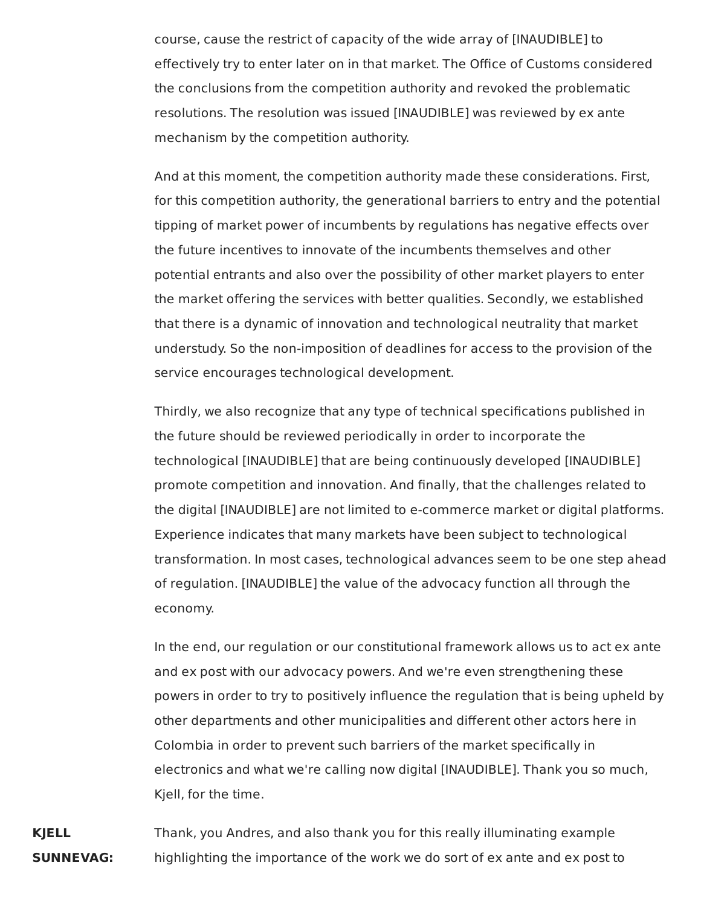course, cause the restrict of capacity of the wide array of [INAUDIBLE] to effectively try to enter later on in that market. The Office of Customs considered the conclusions from the competition authority and revoked the problematic resolutions. The resolution was issued [INAUDIBLE] was reviewed by ex ante mechanism by the competition authority.

And at this moment, the competition authority made these considerations. First, for this competition authority, the generational barriers to entry and the potential tipping of market power of incumbents by regulations has negative effects over the future incentives to innovate of the incumbents themselves and other potential entrants and also over the possibility of other market players to enter the market offering the services with better qualities. Secondly, we established that there is a dynamic of innovation and technological neutrality that market understudy. So the non-imposition of deadlines for access to the provision of the service encourages technological development.

Thirdly, we also recognize that any type of technical specifications published in the future should be reviewed periodically in order to incorporate the technological [INAUDIBLE] that are being continuously developed [INAUDIBLE] promote competition and innovation. And finally, that the challenges related to the digital [INAUDIBLE] are not limited to e-commerce market or digital platforms. Experience indicates that many markets have been subject to technological transformation. In most cases, technological advances seem to be one step ahead of regulation. [INAUDIBLE] the value of the advocacy function all through the economy.

In the end, our regulation or our constitutional framework allows us to act ex ante and ex post with our advocacy powers. And we're even strengthening these powers in order to try to positively influence the regulation that is being upheld by other departments and other municipalities and different other actors here in Colombia in order to prevent such barriers of the market specifically in electronics and what we're calling now digital [INAUDIBLE]. Thank you so much, Kjell, for the time.

**KJELL SUNNEVAG:** Thank, you Andres, and also thank you for this really illuminating example highlighting the importance of the work we do sort of ex ante and ex post to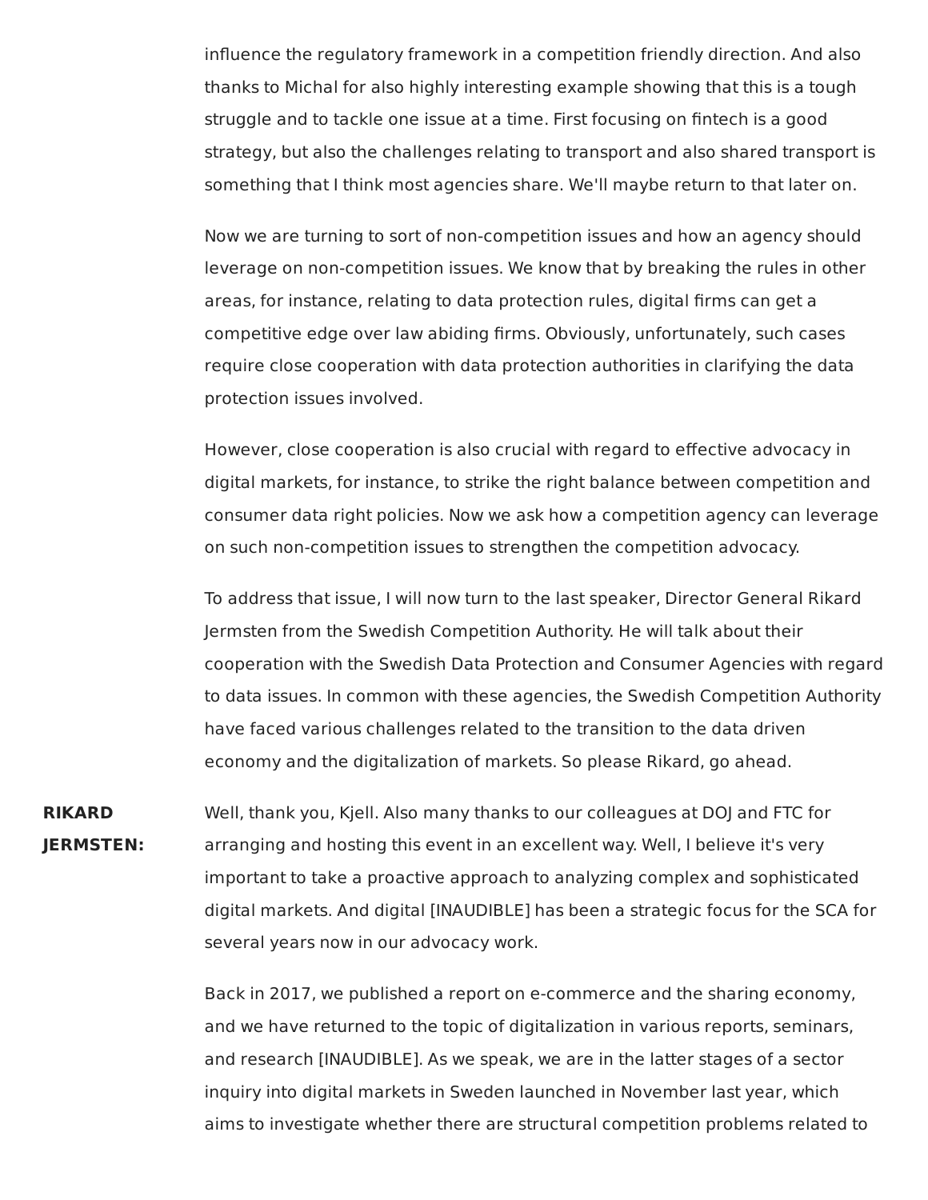influence the regulatory framework in a competition friendly direction. And also thanks to Michal for also highly interesting example showing that this is a tough struggle and to tackle one issue at a time. First focusing on fintech is a good strategy, but also the challenges relating to transport and also shared transport is something that I think most agencies share. We'll maybe return to that later on.

Now we are turning to sort of non-competition issues and how an agency should leverage on non-competition issues. We know that by breaking the rules in other areas, for instance, relating to data protection rules, digital firms can get a competitive edge over law abiding firms. Obviously, unfortunately, such cases require close cooperation with data protection authorities in clarifying the data protection issues involved.

However, close cooperation is also crucial with regard to effective advocacy in digital markets, for instance, to strike the right balance between competition and consumer data right policies. Now we ask how a competition agency can leverage on such non-competition issues to strengthen the competition advocacy.

To address that issue, I will now turn to the last speaker, Director General Rikard Jermsten from the Swedish Competition Authority. He will talk about their cooperation with the Swedish Data Protection and Consumer Agencies with regard to data issues. In common with these agencies, the Swedish Competition Authority have faced various challenges related to the transition to the data driven economy and the digitalization of markets. So please Rikard, go ahead.

**RIKARD JERMSTEN:** Well, thank you, Kjell. Also many thanks to our colleagues at DOJ and FTC for arranging and hosting this event in an excellent way. Well, I believe it's very important to take a proactive approach to analyzing complex and sophisticated digital markets. And digital [INAUDIBLE] has been a strategic focus for the SCA for several years now in our advocacy work.

Back in 2017, we published a report on e-commerce and the sharing economy, and we have returned to the topic of digitalization in various reports, seminars, and research [INAUDIBLE]. As we speak, we are in the latter stages of a sector inquiry into digital markets in Sweden launched in November last year, which aims to investigate whether there are structural competition problems related to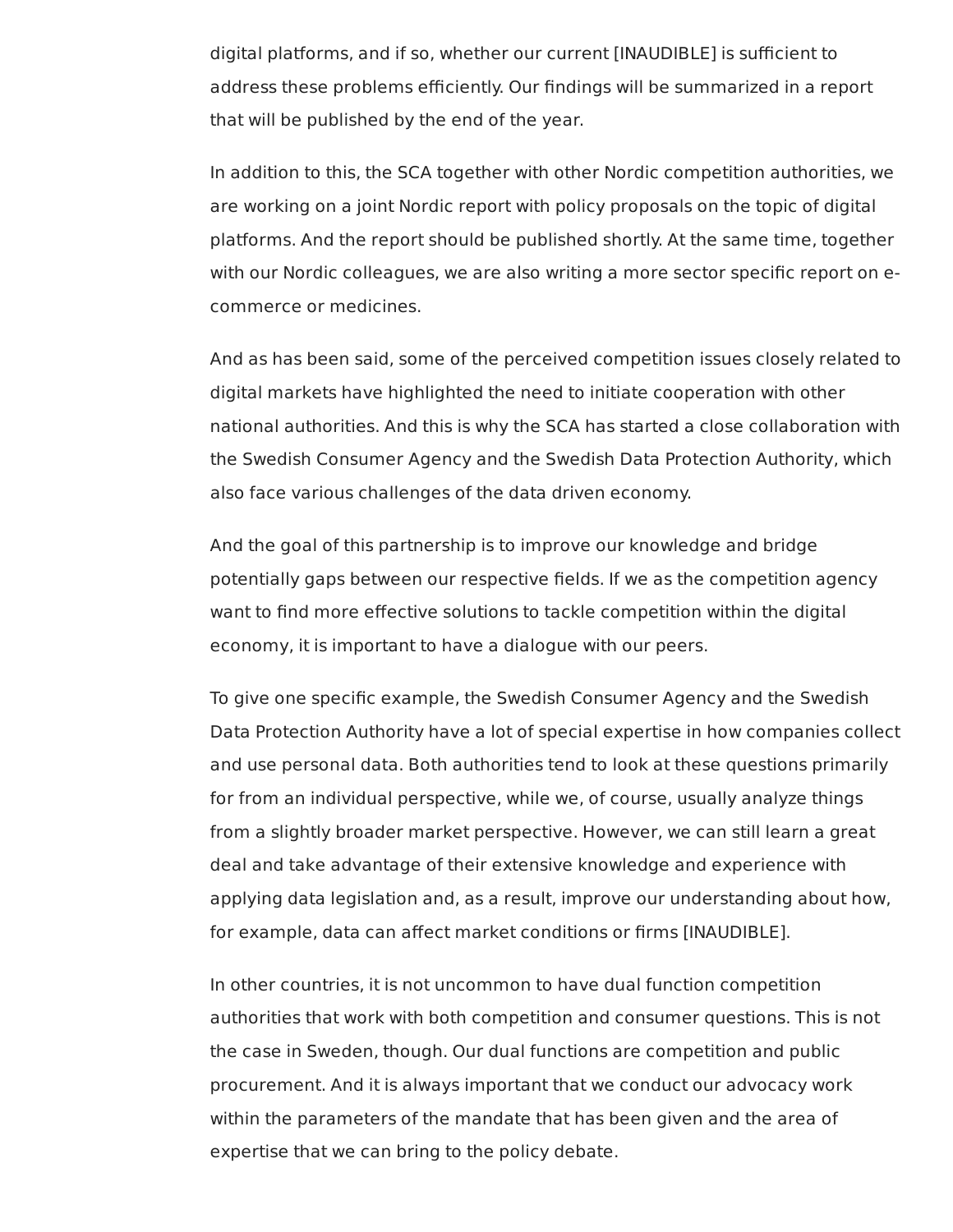digital platforms, and if so, whether our current [INAUDIBLE] is sufficient to address these problems efficiently. Our findings will be summarized in a report that will be published by the end of the year.

In addition to this, the SCA together with other Nordic competition authorities, we are working on a joint Nordic report with policy proposals on the topic of digital platforms. And the report should be published shortly. At the same time, together with our Nordic colleagues, we are also writing a more sector specific report on e-commerce or medicines.

And as has been said, some of the perceived competition issues closely related to digital markets have highlighted the need to initiate cooperation with other national authorities. And this is why the SCA has started a close collaboration with the Swedish Consumer Agency and the Swedish Data Protection Authority, which also face various challenges of the data driven economy.

And the goal of this partnership is to improve our knowledge and bridge potentially gaps between our respective fields. If we as the competition agency want to find more effective solutions to tackle competition within the digital economy, it is important to have a dialogue with our peers.

To give one specific example, the Swedish Consumer Agency and the Swedish Data Protection Authority have a lot of special expertise in how companies collect and use personal data. Both authorities tend to look at these questions primarily for from an individual perspective, while we, of course, usually analyze things from a slightly broader market perspective. However, we can still learn a great deal and take advantage of their extensive knowledge and experience with applying data legislation and, as a result, improve our understanding about how, for example, data can affect market conditions or firms [INAUDIBLE].

In other countries, it is not uncommon to have dual function competition authorities that work with both competition and consumer questions. This is not the case in Sweden, though. Our dual functions are competition and public procurement. And it is always important that we conduct our advocacy work within the parameters of the mandate that has been given and the area of expertise that we can bring to the policy debate.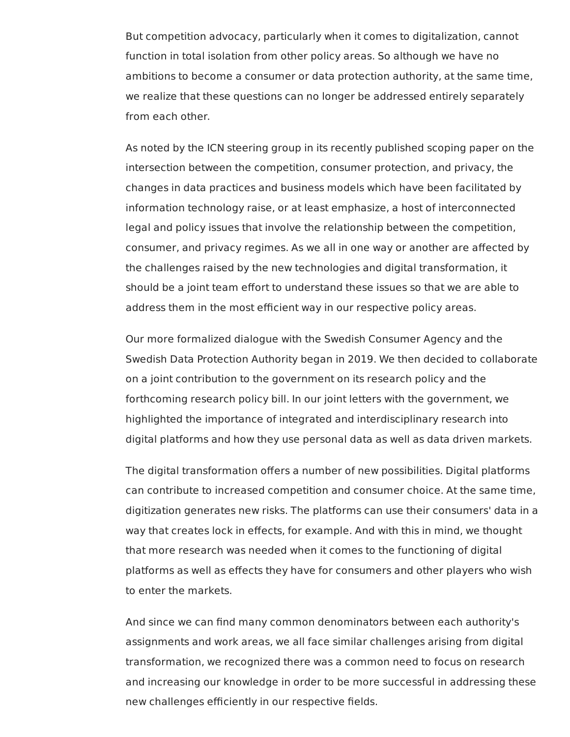But competition advocacy, particularly when it comes to digitalization, cannot function in total isolation from other policy areas. So although we have no ambitions to become a consumer or data protection authority, at the same time, we realize that these questions can no longer be addressed entirely separately from each other.

As noted by the ICN steering group in its recently published scoping paper on the intersection between the competition, consumer protection, and privacy, the changes in data practices and business models which have been facilitated by information technology raise, or at least emphasize, a host of interconnected legal and policy issues that involve the relationship between the competition, consumer, and privacy regimes. As we all in one way or another are affected by the challenges raised by the new technologies and digital transformation, it should be a joint team effort to understand these issues so that we are able to address them in the most efficient way in our respective policy areas.

Our more formalized dialogue with the Swedish Consumer Agency and the Swedish Data Protection Authority began in 2019. We then decided to collaborate on a joint contribution to the government on its research policy and the forthcoming research policy bill. In our joint letters with the government, we highlighted the importance of integrated and interdisciplinary research into digital platforms and how they use personal data as well as data driven markets.

The digital transformation offers a number of new possibilities. Digital platforms can contribute to increased competition and consumer choice. At the same time, digitization generates new risks. The platforms can use their consumers' data in a way that creates lock in effects, for example. And with this in mind, we thought that more research was needed when it comes to the functioning of digital platforms as well as effects they have for consumers and other players who wish to enter the markets.

And since we can find many common denominators between each authority's assignments and work areas, we all face similar challenges arising from digital transformation, we recognized there was a common need to focus on research and increasing our knowledge in order to be more successful in addressing these new challenges efficiently in our respective fields.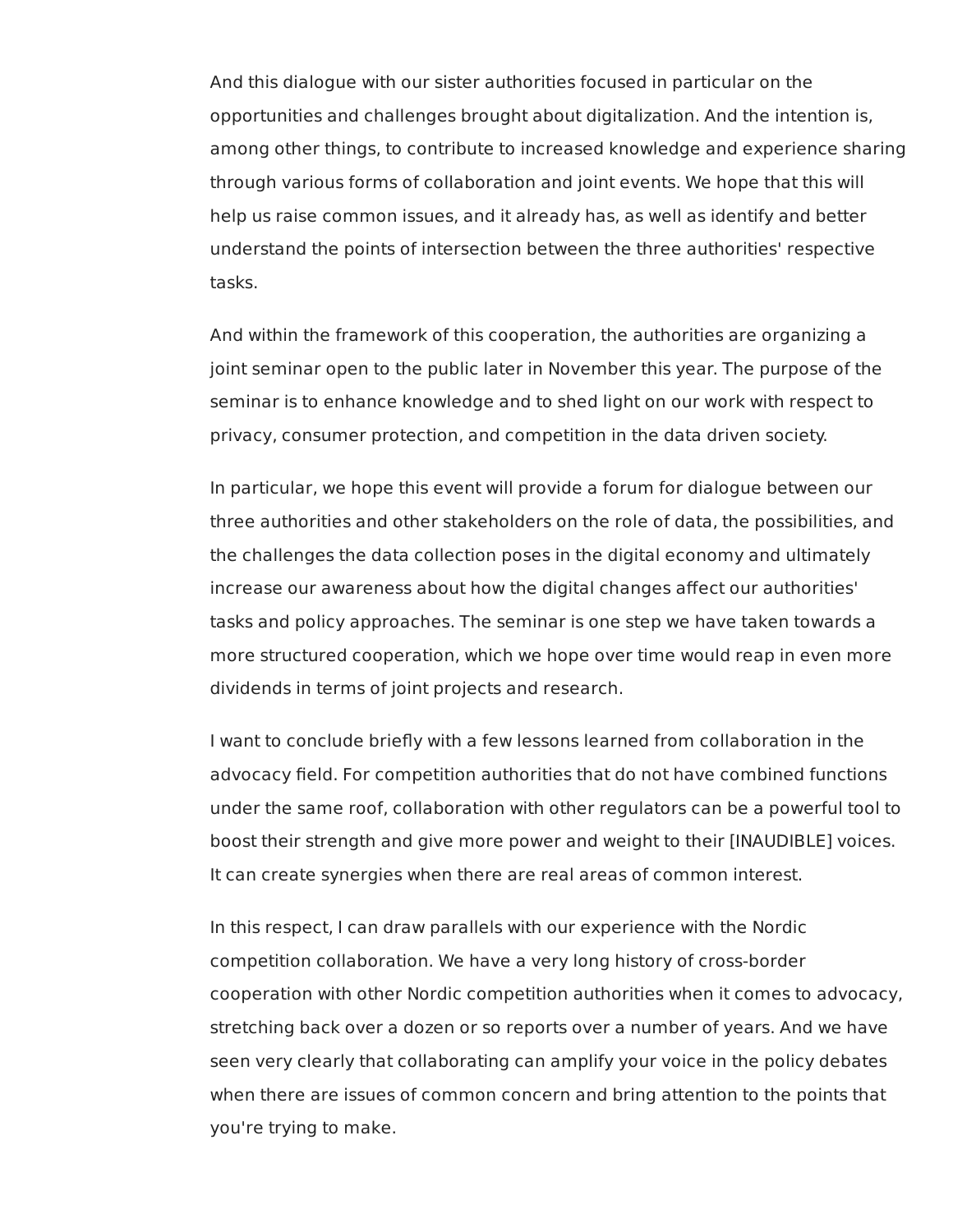And this dialogue with our sister authorities focused in particular on the opportunities and challenges brought about digitalization. And the intention is, among other things, to contribute to increased knowledge and experience sharing through various forms of collaboration and joint events. We hope that this will help us raise common issues, and it already has, as well as identify and better understand the points of intersection between the three authorities' respective tasks.

And within the framework of this cooperation, the authorities are organizing a joint seminar open to the public later in November this year. The purpose of the seminar is to enhance knowledge and to shed light on our work with respect to privacy, consumer protection, and competition in the data driven society.

In particular, we hope this event will provide a forum for dialogue between our three authorities and other stakeholders on the role of data, the possibilities, and the challenges the data collection poses in the digital economy and ultimately increase our awareness about how the digital changes affect our authorities' tasks and policy approaches. The seminar is one step we have taken towards a more structured cooperation, which we hope over time would reap in even more dividends in terms of joint projects and research.

I want to conclude briefly with a few lessons learned from collaboration in the advocacy field. For competition authorities that do not have combined functions under the same roof, collaboration with other regulators can be a powerful tool to boost their strength and give more power and weight to their [INAUDIBLE] voices. It can create synergies when there are real areas of common interest.

In this respect, I can draw parallels with our experience with the Nordic competition collaboration. We have a very long history of cross-border cooperation with other Nordic competition authorities when it comes to advocacy, stretching back over a dozen or so reports over a number of years. And we have seen very clearly that collaborating can amplify your voice in the policy debates when there are issues of common concern and bring attention to the points that you're trying to make.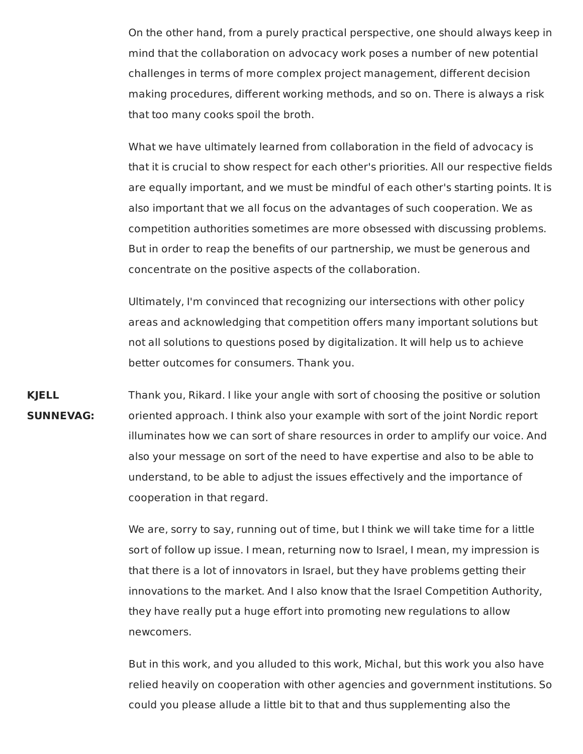On the other hand, from a purely practical perspective, one should always keep in mind that the collaboration on advocacy work poses a number of new potential challenges in terms of more complex project management, different decision making procedures, different working methods, and so on. There is always a risk that too many cooks spoil the broth.

What we have ultimately learned from collaboration in the field of advocacy is that it is crucial to show respect for each other's priorities. All our respective fields are equally important, and we must be mindful of each other's starting points. It is also important that we all focus on the advantages of such cooperation. We as competition authorities sometimes are more obsessed with discussing problems. But in order to reap the benefits of our partnership, we must be generous and concentrate on the positive aspects of the collaboration.

Ultimately, I'm convinced that recognizing our intersections with other policy areas and acknowledging that competition offers many important solutions but not all solutions to questions posed by digitalization. It will help us to achieve better outcomes for consumers. Thank you.

**KJELL SUNNEVAG:** Thank you, Rikard. I like your angle with sort of choosing the positive or solution oriented approach. I think also your example with sort of the joint Nordic report illuminates how we can sort of share resources in order to amplify our voice. And also your message on sort of the need to have expertise and also to be able to understand, to be able to adjust the issues effectively and the importance of cooperation in that regard.

We are, sorry to say, running out of time, but I think we will take time for a little sort of follow up issue. I mean, returning now to Israel, I mean, my impression is that there is a lot of innovators in Israel, but they have problems getting their innovations to the market. And I also know that the Israel Competition Authority, they have really put a huge effort into promoting new regulations to allow newcomers.

But in this work, and you alluded to this work, Michal, but this work you also have relied heavily on cooperation with other agencies and government institutions. So could you please allude a little bit to that and thus supplementing also the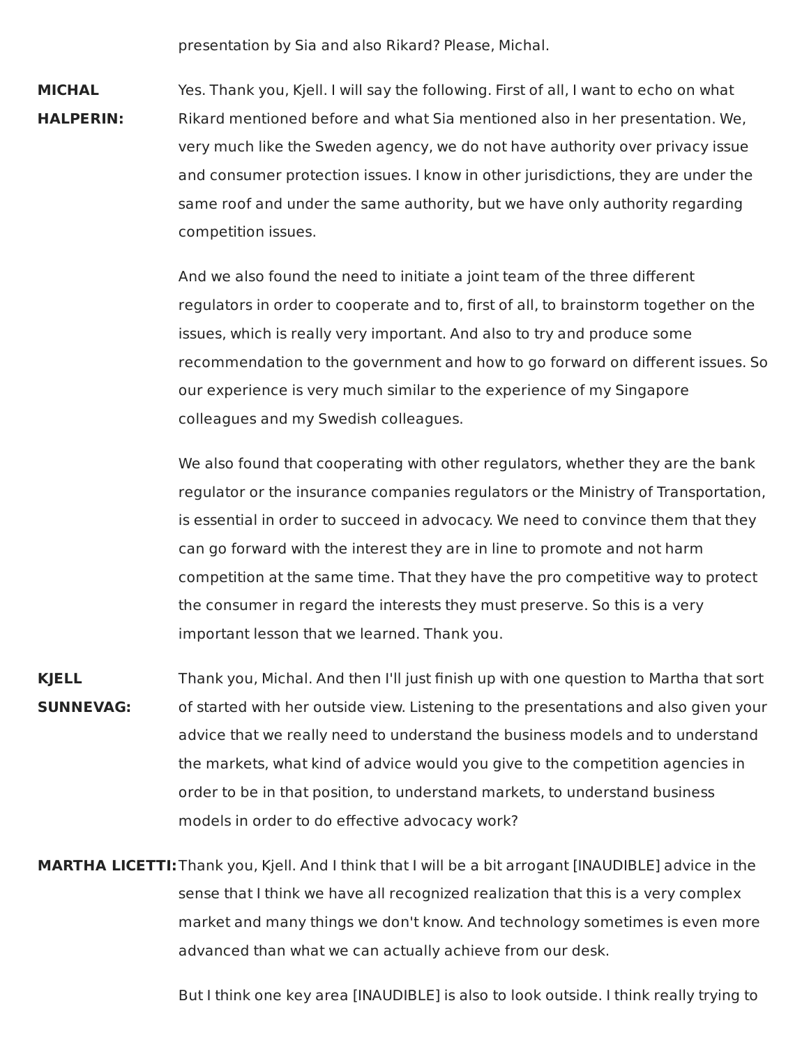presentation by Sia and also Rikard? Please, Michal.

**MICHAL HALPERIN:** Yes. Thank you, Kjell. I will say the following. First of all, I want to echo on what Rikard mentioned before and what Sia mentioned also in her presentation. We, very much like the Sweden agency, we do not have authority over privacy issue and consumer protection issues. I know in other jurisdictions, they are under the same roof and under the same authority, but we have only authority regarding competition issues.

And we also found the need to initiate a joint team of the three different regulators in order to cooperate and to, first of all, to brainstorm together on the issues, which is really very important. And also to try and produce some recommendation to the government and how to go forward on different issues. So our experience is very much similar to the experience of my Singapore colleagues and my Swedish colleagues.

We also found that cooperating with other regulators, whether they are the bank regulator or the insurance companies regulators or the Ministry of Transportation, is essential in order to succeed in advocacy. We need to convince them that they can go forward with the interest they are in line to promote and not harm competition at the same time. That they have the pro competitive way to protect the consumer in regard the interests they must preserve. So this is a very important lesson that we learned. Thank you.

**KJELL SUNNEVAG:** Thank you, Michal. And then I'll just finish up with one question to Martha that sort of started with her outside view. Listening to the presentations and also given your advice that we really need to understand the business models and to understand the markets, what kind of advice would you give to the competition agencies in order to be in that position, to understand markets, to understand business models in order to do effective advocacy work?

**MARTHA LICETTI:** Thank you, Kjell. And I think that I will be a bit arrogant [INAUDIBLE] advice in the sense that I think we have all recognized realization that this is a very complex market and many things we don't know. And technology sometimes is even more advanced than what we can actually achieve from our desk.

But I think one key area [INAUDIBLE] is also to look outside. I think really trying to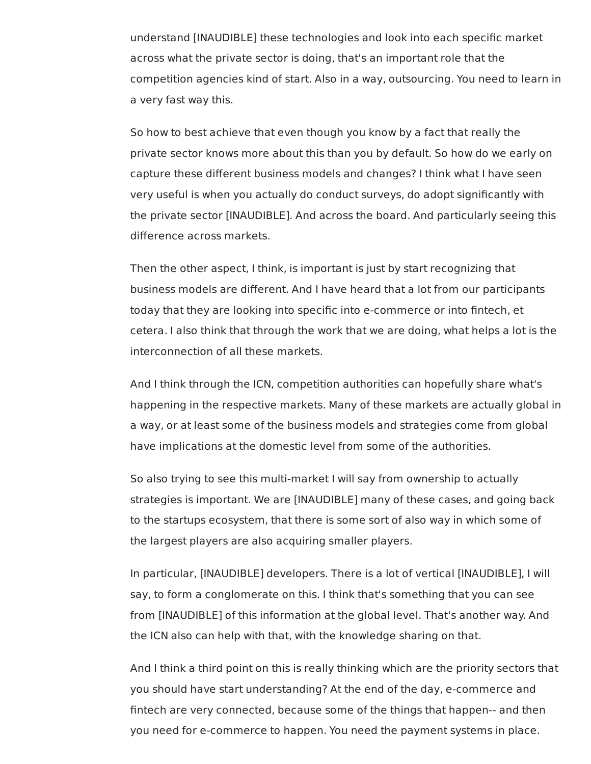understand [INAUDIBLE] these technologies and look into each specific market across what the private sector is doing, that's an important role that the competition agencies kind of start. Also in a way, outsourcing. You need to learn in a very fast way this.

So how to best achieve that even though you know by a fact that really the private sector knows more about this than you by default. So how do we early on capture these different business models and changes? I think what I have seen very useful is when you actually do conduct surveys, do adopt significantly with the private sector [INAUDIBLE]. And across the board. And particularly seeing this difference across markets.

Then the other aspect, I think, is important is just by start recognizing that business models are different. And I have heard that a lot from our participants today that they are looking into specific into e-commerce or into fintech, et cetera. I also think that through the work that we are doing, what helps a lot is the interconnection of all these markets.

And I think through the ICN, competition authorities can hopefully share what's happening in the respective markets. Many of these markets are actually global in a way, or at least some of the business models and strategies come from global have implications at the domestic level from some of the authorities.

So also trying to see this multi-market I will say from ownership to actually strategies is important. We are [INAUDIBLE] many of these cases, and going back to the startups ecosystem, that there is some sort of also way in which some of the largest players are also acquiring smaller players.

In particular, [INAUDIBLE] developers. There is a lot of vertical [INAUDIBLE], I will say, to form a conglomerate on this. I think that's something that you can see from [INAUDIBLE] of this information at the global level. That's another way. And the ICN also can help with that, with the knowledge sharing on that.

And I think a third point on this is really thinking which are the priority sectors that you should have start understanding? At the end of the day, e-commerce and fintech are very connected, because some of the things that happen-- and then you need for e-commerce to happen. You need the payment systems in place.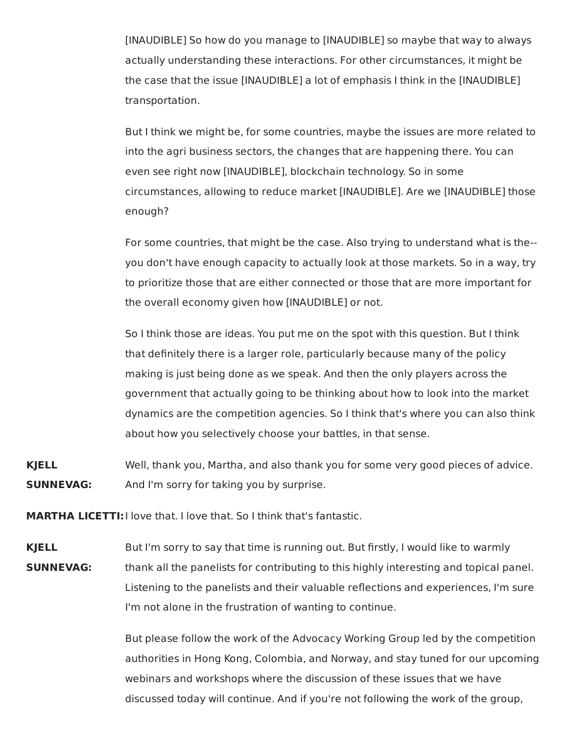[INAUDIBLE] So how do you manage to [INAUDIBLE] so maybe that way to always actually understanding these interactions. For other circumstances, it might be the case that the issue [INAUDIBLE] a lot of emphasis I think in the [INAUDIBLE] transportation.

But I think we might be, for some countries, maybe the issues are more related to into the agri business sectors, the changes that are happening there. You can even see right now [INAUDIBLE], blockchain technology. So in some circumstances, allowing to reduce market [INAUDIBLE]. Are we [INAUDIBLE] those enough?

For some countries, that might be the case. Also trying to understand what is the-- you don't have enough capacity to actually look at those markets. So in a way, try to prioritize those that are either connected or those that are more important for the overall economy given how [INAUDIBLE] or not.

So I think those are ideas. You put me on the spot with this question. But I think that definitely there is a larger role, particularly because many of the policy making is just being done as we speak. And then the only players across the government that actually going to be thinking about how to look into the market dynamics are the competition agencies. So I think that's where you can also think about how you selectively choose your battles, in that sense.

**KJELL SUNNEVAG:** Well, thank you, Martha, and also thank you for some very good pieces of advice. And I'm sorry for taking you by surprise.

**MARTHA LICETTI:** I love that. I love that. So I think that's fantastic.

**KJELL SUNNEVAG:** But I'm sorry to say that time is running out. But firstly, I would like to warmly thank all the panelists for contributing to this highly interesting and topical panel. Listening to the panelists and their valuable reflections and experiences, I'm sure I'm not alone in the frustration of wanting to continue.

But please follow the work of the Advocacy Working Group led by the competition authorities in Hong Kong, Colombia, and Norway, and stay tuned for our upcoming webinars and workshops where the discussion of these issues that we have discussed today will continue. And if you're not following the work of the group,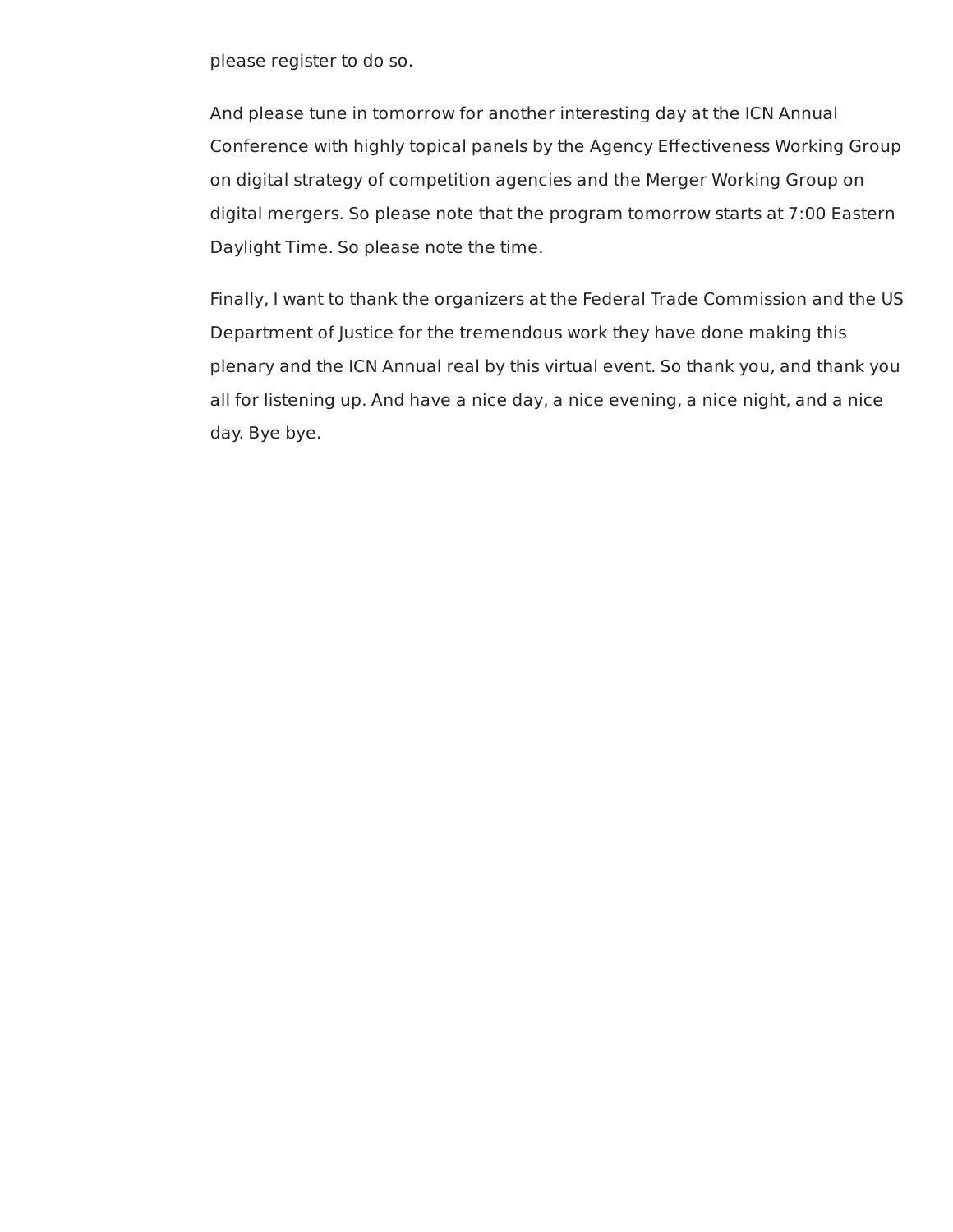please register to do so.

And please tune in tomorrow for another interesting day at the ICN Annual Conference with highly topical panels by the Agency Effectiveness Working Group on digital strategy of competition agencies and the Merger Working Group on digital mergers. So please note that the program tomorrow starts at 7:00 Eastern Daylight Time. So please note the time.

Finally, I want to thank the organizers at the Federal Trade Commission and the US Department of Justice for the tremendous work they have done making this plenary and the ICN Annual real by this virtual event. So thank you, and thank you all for listening up. And have a nice day, a nice evening, a nice night, and a nice day. Bye bye.